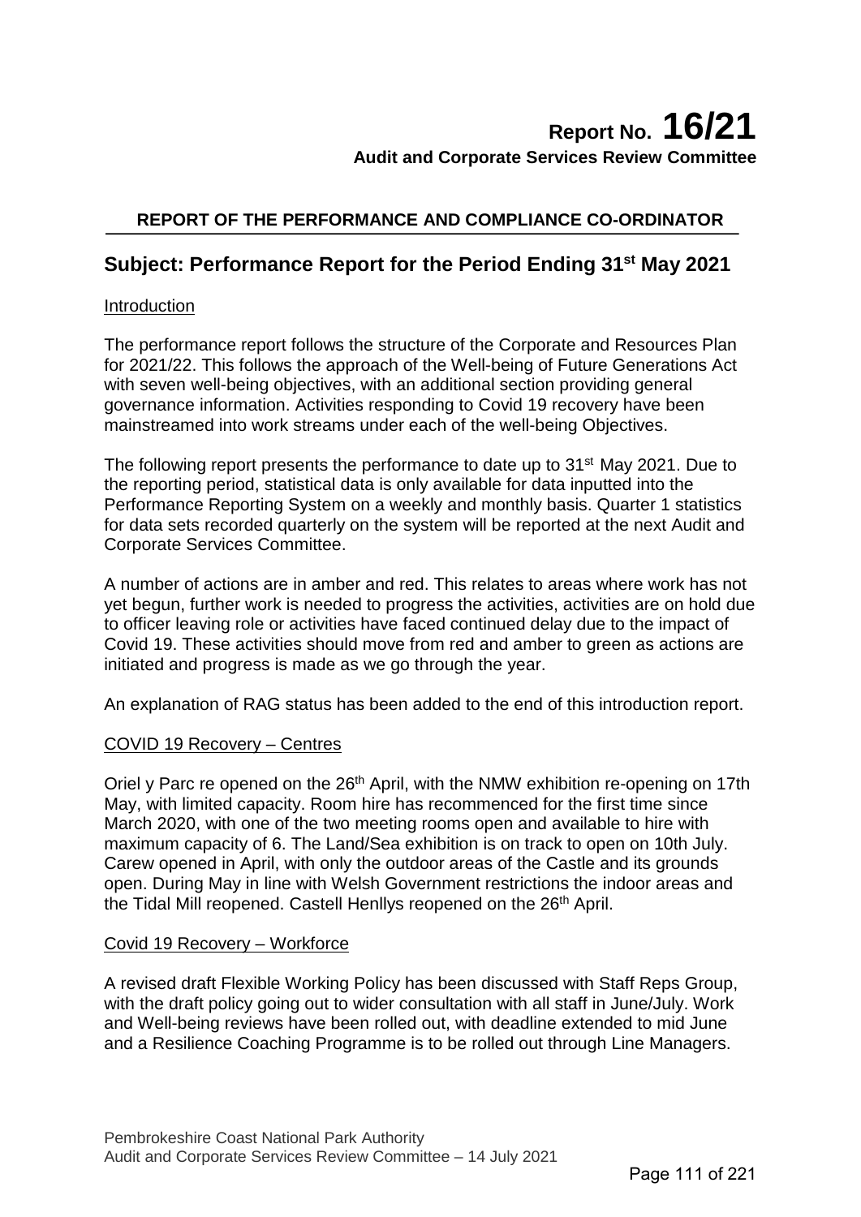# Report No. 16/21

**Audit and Corporate Services Review Committee**

## REPORT OF THE PERFORMANCE AND COMPLIANCE CO-ORDINATOR

## Subject: Performance Report for the Period Ending 31st May 2021

### Introduction

The performance report follows the structure of the Corporate and Resources Plan for 2021/22. This follows the approach of the Well-being of Future Generations Act with seven well-being objectives, with an additional section providing general governance information. Activities responding to Covid 19 recovery have been mainstreamed into work streams under each of the well-being Objectives.

The following report presents the performance to date up to 31st May 2021. Due to the reporting period, statistical data is only available for data inputted into the Performance Reporting System on a weekly and monthly basis. Quarter 1 statistics for data sets recorded quarterly on the system will be reported at the next Audit and Corporate Services Committee.

A number of actions are in amber and red. This relates to areas where work has not yet begun, further work is needed to progress the activities, activities are on hold due to officer leaving role or activities have faced continued delay due to the impact of Covid 19. These activities should move from red and amber to green as actions are initiated and progress is made as we go through the year.

An explanation of RAG status has been added to the end of this introduction report.

### COVID 19 Recovery – Centres

Oriel y Parc re opened on the 26th April, with the NMW exhibition re-opening on 17th May, with limited capacity. Room hire has recommenced for the first time since March 2020, with one of the two meeting rooms open and available to hire with maximum capacity of 6. The Land/Sea exhibition is on track to open on 10th July. Carew opened in April, with only the outdoor areas of the Castle and its grounds open. During May in line with Welsh Government restrictions the indoor areas and the Tidal Mill reopened. Castell Henllys reopened on the 26th April.

### Covid 19 Recovery – Workforce

A revised draft Flexible Working Policy has been discussed with Staff Reps Group, with the draft policy going out to wider consultation with all staff in June/July. Work and Well-being reviews have been rolled out, with deadline extended to mid June and a Resilience Coaching Programme is to be rolled out through Line Managers.

Pembrokeshire Coast National Park Authority
Audit and Corporate Services Review Committee – 14 July 2021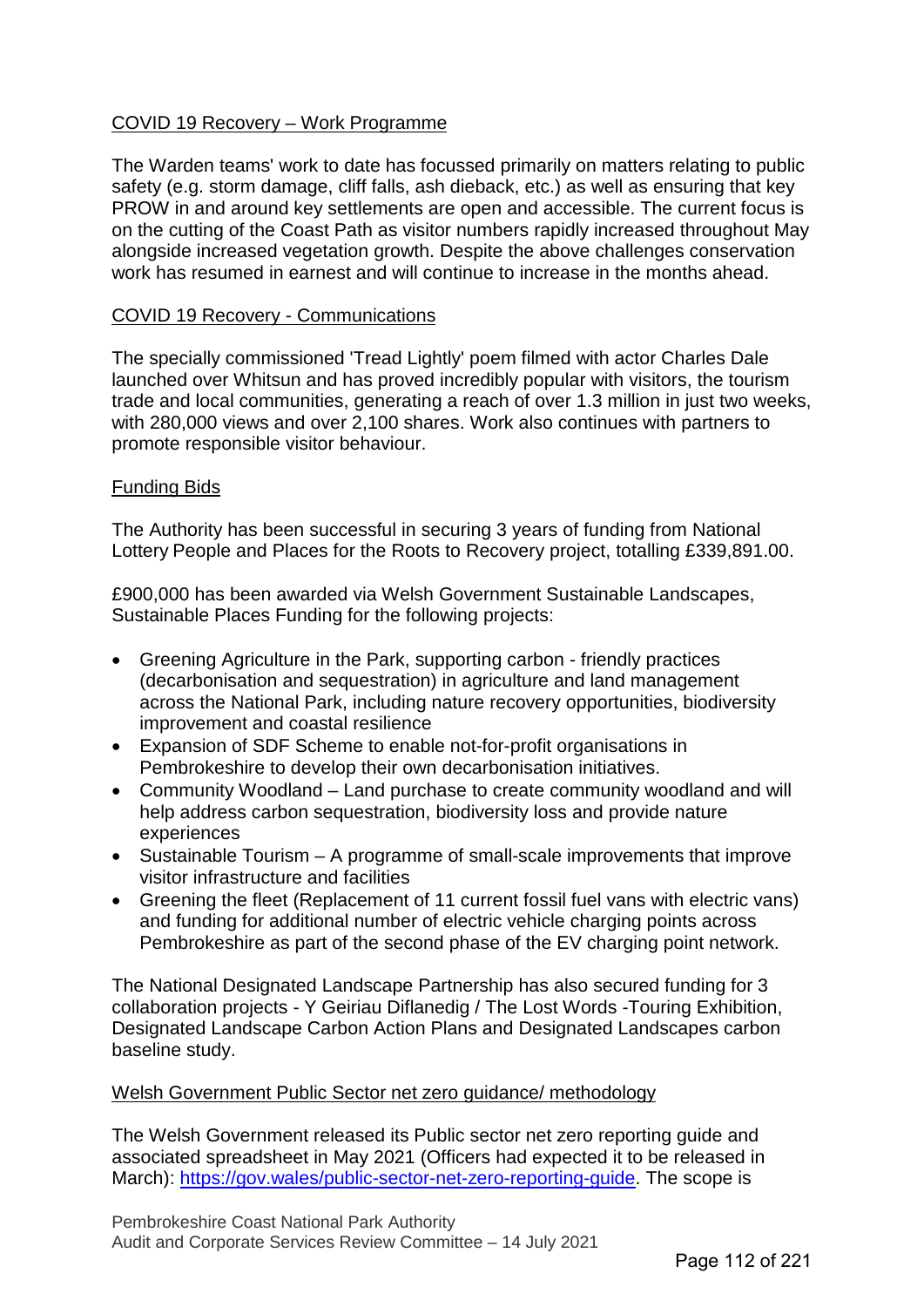COVID 19 Recovery – Work Programme

The Warden teams' work to date has focussed primarily on matters relating to public safety (e.g. storm damage, cliff falls, ash dieback, etc.) as well as ensuring that key PROW in and around key settlements are open and accessible. The current focus is on the cutting of the Coast Path as visitor numbers rapidly increased throughout May alongside increased vegetation growth. Despite the above challenges conservation work has resumed in earnest and will continue to increase in the months ahead.

COVID 19 Recovery - Communications

The specially commissioned 'Tread Lightly' poem filmed with actor Charles Dale launched over Whitsun and has proved incredibly popular with visitors, the tourism trade and local communities, generating a reach of over 1.3 million in just two weeks, with 280,000 views and over 2,100 shares. Work also continues with partners to promote responsible visitor behaviour.

Funding Bids

The Authority has been successful in securing 3 years of funding from National Lottery People and Places for the Roots to Recovery project, totalling £339,891.00.

£900,000 has been awarded via Welsh Government Sustainable Landscapes, Sustainable Places Funding for the following projects:

- Greening Agriculture in the Park, supporting carbon - friendly practices (decarbonisation and sequestration) in agriculture and land management across the National Park, including nature recovery opportunities, biodiversity improvement and coastal resilience
- Expansion of SDF Scheme to enable not-for-profit organisations in Pembrokeshire to develop their own decarbonisation initiatives.
- Community Woodland – Land purchase to create community woodland and will help address carbon sequestration, biodiversity loss and provide nature experiences
- Sustainable Tourism – A programme of small-scale improvements that improve visitor infrastructure and facilities
- Greening the fleet (Replacement of 11 current fossil fuel vans with electric vans) and funding for additional number of electric vehicle charging points across Pembrokeshire as part of the second phase of the EV charging point network.

The National Designated Landscape Partnership has also secured funding for 3 collaboration projects - Y Geiriau Diflanedig / The Lost Words -Touring Exhibition, Designated Landscape Carbon Action Plans and Designated Landscapes carbon baseline study.

Welsh Government Public Sector net zero guidance/ methodology

The Welsh Government released its Public sector net zero reporting guide and associated spreadsheet in May 2021 (Officers had expected it to be released in March): https://gov.wales/public-sector-net-zero-reporting-guide. The scope is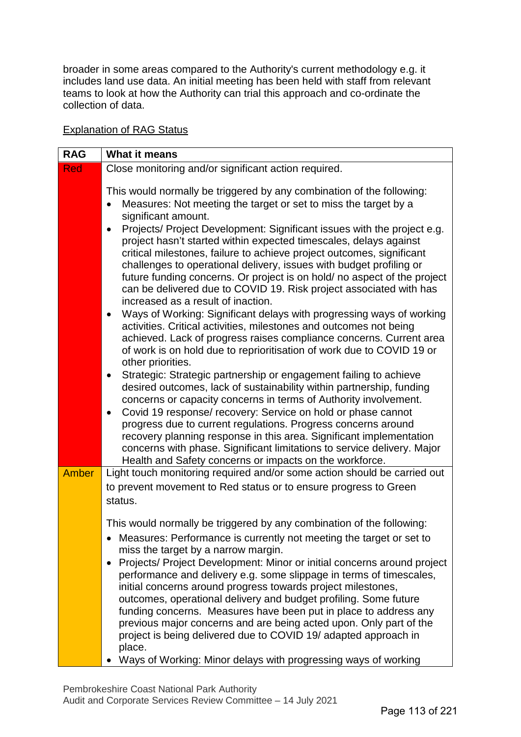broader in some areas compared to the Authority's current methodology e.g. it includes land use data. An initial meeting has been held with staff from relevant teams to look at how the Authority can trial this approach and co-ordinate the collection of data.

Explanation of RAG Status

| RAG | What it means |
|---|---|
| Red | Close monitoring and/or significant action required.<br><br>This would normally be triggered by any combination of the following:<br>• Measures: Not meeting the target or set to miss the target by a significant amount.<br>• Projects/ Project Development: Significant issues with the project e.g. project hasn't started within expected timescales, delays against critical milestones, failure to achieve project outcomes, significant challenges to operational delivery, issues with budget profiling or future funding concerns. Or project is on hold/ no aspect of the project can be delivered due to COVID 19. Risk project associated with has increased as a result of inaction.<br>• Ways of Working: Significant delays with progressing ways of working activities. Critical activities, milestones and outcomes not being achieved. Lack of progress raises compliance concerns. Current area of work is on hold due to reprioritisation of work due to COVID 19 or other priorities.<br>• Strategic: Strategic partnership or engagement failing to achieve desired outcomes, lack of sustainability within partnership, funding concerns or capacity concerns in terms of Authority involvement.<br>• Covid 19 response/ recovery: Service on hold or phase cannot progress due to current regulations. Progress concerns around recovery planning response in this area. Significant implementation concerns with phase. Significant limitations to service delivery. Major Health and Safety concerns or impacts on the workforce. |
| Amber | Light touch monitoring required and/or some action should be carried out to prevent movement to Red status or to ensure progress to Green status.<br><br>This would normally be triggered by any combination of the following:<br>• Measures: Performance is currently not meeting the target or set to miss the target by a narrow margin.<br>• Projects/ Project Development: Minor or initial concerns around project performance and delivery e.g. some slippage in terms of timescales, initial concerns around progress towards project milestones, outcomes, operational delivery and budget profiling. Some future funding concerns. Measures have been put in place to address any previous major concerns and are being acted upon. Only part of the project is being delivered due to COVID 19/ adapted approach in place.<br>• Ways of Working: Minor delays with progressing ways of working |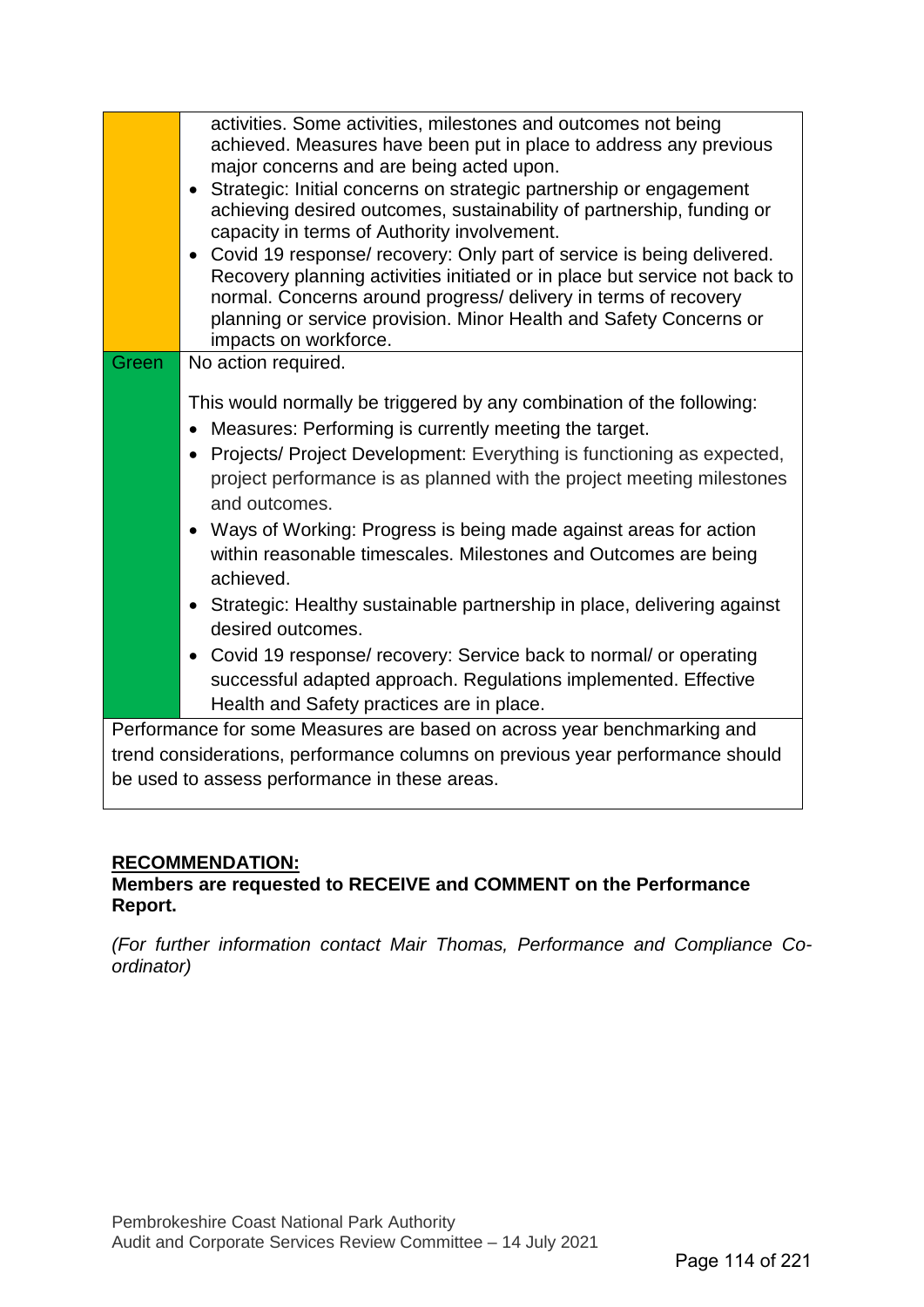| | |
|---|---|
| | activities. Some activities, milestones and outcomes not being achieved. Measures have been put in place to address any previous major concerns and are being acted upon.<br>• Strategic: Initial concerns on strategic partnership or engagement achieving desired outcomes, sustainability of partnership, funding or capacity in terms of Authority involvement.<br>• Covid 19 response/ recovery: Only part of service is being delivered. Recovery planning activities initiated or in place but service not back to normal. Concerns around progress/ delivery in terms of recovery planning or service provision. Minor Health and Safety Concerns or impacts on workforce. |
| Green | No action required.<br><br>This would normally be triggered by any combination of the following:<br>• Measures: Performing is currently meeting the target.<br>• Projects/ Project Development: Everything is functioning as expected, project performance is as planned with the project meeting milestones and outcomes.<br>• Ways of Working: Progress is being made against areas for action within reasonable timescales. Milestones and Outcomes are being achieved.<br>• Strategic: Healthy sustainable partnership in place, delivering against desired outcomes.<br>• Covid 19 response/ recovery: Service back to normal/ or operating successful adapted approach. Regulations implemented. Effective Health and Safety practices are in place. |
| Performance for some Measures are based on across year benchmarking and trend considerations, performance columns on previous year performance should be used to assess performance in these areas. | |

**RECOMMENDATION:**

**Members are requested to RECEIVE and COMMENT on the Performance Report.**

*(For further information contact Mair Thomas, Performance and Compliance Co-ordinator)*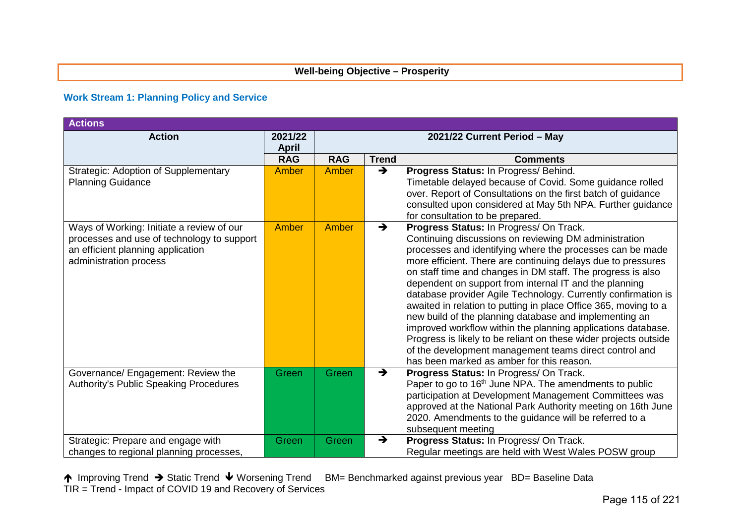**Well-being Objective – Prosperity**

### Work Stream 1: Planning Policy and Service

| Actions | | | | |
|---|---|---|---|---|
| **Action** | **2021/22 April** | **2021/22 Current Period – May** | | |
| | **RAG** | **RAG** | **Trend** | **Comments** |
| Strategic: Adoption of Supplementary Planning Guidance | Amber | Amber | ➔ | **Progress Status:** In Progress/ Behind. Timetable delayed because of Covid. Some guidance rolled over. Report of Consultations on the first batch of guidance consulted upon considered at May 5th NPA. Further guidance for consultation to be prepared. |
| Ways of Working: Initiate a review of our processes and use of technology to support an efficient planning application administration process | Amber | Amber | ➔ | **Progress Status:** In Progress/ On Track. Continuing discussions on reviewing DM administration processes and identifying where the processes can be made more efficient. There are continuing delays due to pressures on staff time and changes in DM staff. The progress is also dependent on support from internal IT and the planning database provider Agile Technology. Currently confirmation is awaited in relation to putting in place Office 365, moving to a new build of the planning database and implementing an improved workflow within the planning applications database. Progress is likely to be reliant on these wider projects outside of the development management teams direct control and has been marked as amber for this reason. |
| Governance/ Engagement: Review the Authority's Public Speaking Procedures | Green | Green | ➔ | **Progress Status:** In Progress/ On Track. Paper to go to 16th June NPA. The amendments to public participation at Development Management Committees was approved at the National Park Authority meeting on 16th June 2020. Amendments to the guidance will be referred to a subsequent meeting |
| Strategic: Prepare and engage with changes to regional planning processes, | Green | Green | ➔ | **Progress Status:** In Progress/ On Track. Regular meetings are held with West Wales POSW group |

🡅 Improving Trend ➔ Static Trend 🡇 Worsening Trend BM= Benchmarked against previous year BD= Baseline Data
TIR = Trend - Impact of COVID 19 and Recovery of Services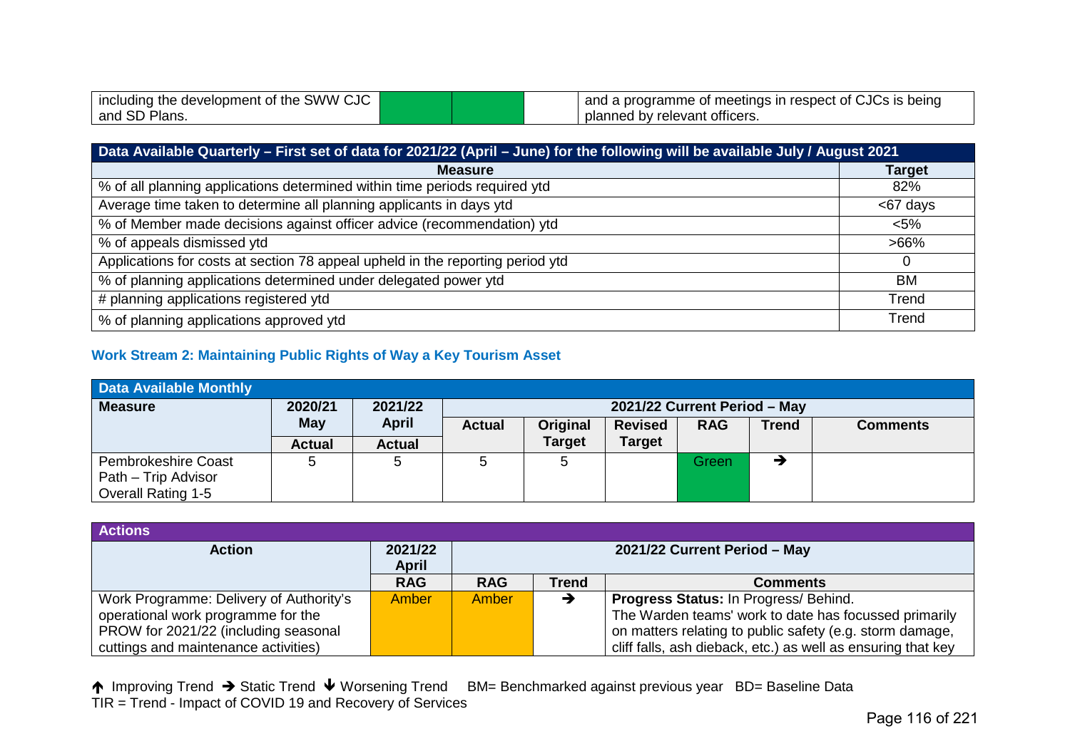| | | | | |
|---|---|---|---|---|
| including the development of the SWW CJC and SD Plans. | | | | and a programme of meetings in respect of CJCs is being planned by relevant officers. |

| Data Available Quarterly – First set of data for 2021/22 (April – June) for the following will be available July / August 2021 | |
|---|---|
| **Measure** | **Target** |
| % of all planning applications determined within time periods required ytd | 82% |
| Average time taken to determine all planning applicants in days ytd | <67 days |
| % of Member made decisions against officer advice (recommendation) ytd | <5% |
| % of appeals dismissed ytd | >66% |
| Applications for costs at section 78 appeal upheld in the reporting period ytd | 0 |
| % of planning applications determined under delegated power ytd | BM |
| # planning applications registered ytd | Trend |
| % of planning applications approved ytd | Trend |

### Work Stream 2: Maintaining Public Rights of Way a Key Tourism Asset

| Data Available Monthly | | | | | | | | |
|---|---|---|---|---|---|---|---|---|
| **Measure** | **2020/21 May Actual** | **2021/22 April Actual** | **2021/22 Current Period – May** | | | | | |
| | | | **Actual** | **Original Target** | **Revised Target** | **RAG** | **Trend** | **Comments** |
| Pembrokeshire Coast Path – Trip Advisor Overall Rating 1-5 | 5 | 5 | 5 | 5 | | Green | ➔ | |

| Actions | | | | |
|---|---|---|---|---|
| **Action** | **2021/22 April** | **2021/22 Current Period – May** | | |
| | **RAG** | **RAG** | **Trend** | **Comments** |
| Work Programme: Delivery of Authority's operational work programme for the PROW for 2021/22 (including seasonal cuttings and maintenance activities) | Amber | Amber | ➔ | **Progress Status:** In Progress/ Behind. The Warden teams' work to date has focussed primarily on matters relating to public safety (e.g. storm damage, cliff falls, ash dieback, etc.) as well as ensuring that key |

🡅 Improving Trend ➔ Static Trend 🡇 Worsening Trend BM= Benchmarked against previous year BD= Baseline Data
TIR = Trend - Impact of COVID 19 and Recovery of Services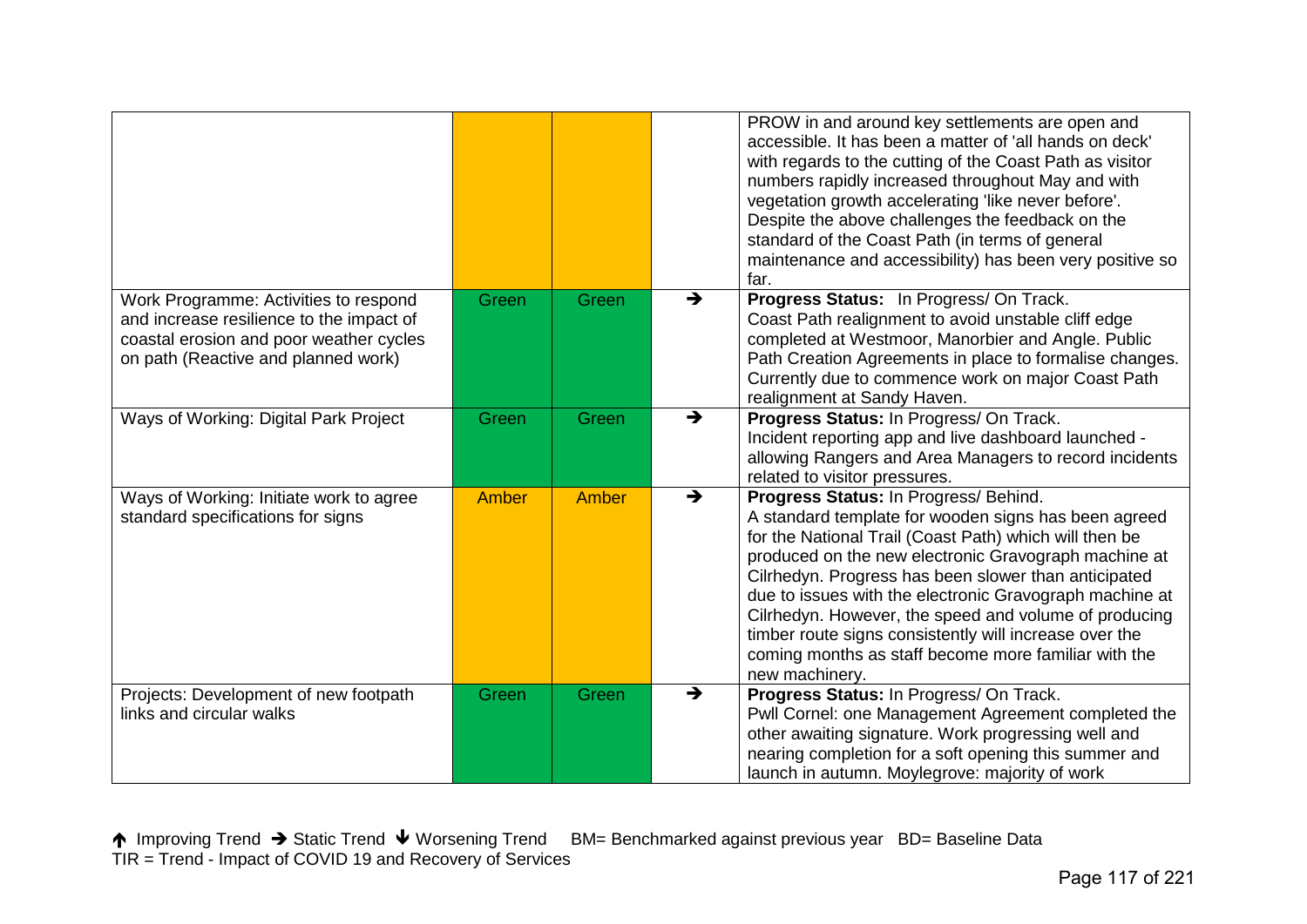| | | | | |
|---|---|---|---|---|
| | | | | PROW in and around key settlements are open and accessible. It has been a matter of 'all hands on deck' with regards to the cutting of the Coast Path as visitor numbers rapidly increased throughout May and with vegetation growth accelerating 'like never before'. Despite the above challenges the feedback on the standard of the Coast Path (in terms of general maintenance and accessibility) has been very positive so far. |
| Work Programme: Activities to respond and increase resilience to the impact of coastal erosion and poor weather cycles on path (Reactive and planned work) | Green | Green | → | **Progress Status:** In Progress/ On Track. Coast Path realignment to avoid unstable cliff edge completed at Westmoor, Manorbier and Angle. Public Path Creation Agreements in place to formalise changes. Currently due to commence work on major Coast Path realignment at Sandy Haven. |
| Ways of Working: Digital Park Project | Green | Green | → | **Progress Status:** In Progress/ On Track. Incident reporting app and live dashboard launched - allowing Rangers and Area Managers to record incidents related to visitor pressures. |
| Ways of Working: Initiate work to agree standard specifications for signs | Amber | Amber | → | **Progress Status:** In Progress/ Behind. A standard template for wooden signs has been agreed for the National Trail (Coast Path) which will then be produced on the new electronic Gravograph machine at Cilrhedyn. Progress has been slower than anticipated due to issues with the electronic Gravograph machine at Cilrhedyn. However, the speed and volume of producing timber route signs consistently will increase over the coming months as staff become more familiar with the new machinery. |
| Projects: Development of new footpath links and circular walks | Green | Green | → | **Progress Status:** In Progress/ On Track. Pwll Cornel: one Management Agreement completed the other awaiting signature. Work progressing well and nearing completion for a soft opening this summer and launch in autumn. Moylegrove: majority of work |

↑ Improving Trend → Static Trend ↓ Worsening Trend BM= Benchmarked against previous year BD= Baseline Data
TIR = Trend - Impact of COVID 19 and Recovery of Services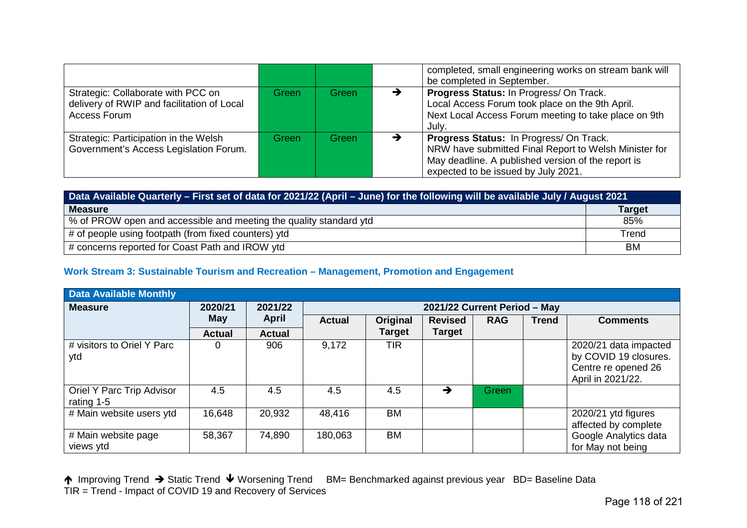| | | | | |
|---|---|---|---|---|
| | | | | completed, small engineering works on stream bank will be completed in September. |
| Strategic: Collaborate with PCC on delivery of RWIP and facilitation of Local Access Forum | Green | Green | → | **Progress Status:** In Progress/ On Track.<br>Local Access Forum took place on the 9th April.<br>Next Local Access Forum meeting to take place on 9th July. |
| Strategic: Participation in the Welsh Government's Access Legislation Forum. | Green | Green | → | **Progress Status:** In Progress/ On Track.<br>NRW have submitted Final Report to Welsh Minister for May deadline. A published version of the report is expected to be issued by July 2021. |

| Data Available Quarterly – First set of data for 2021/22 (April – June) for the following will be available July / August 2021 | |
|---|---|
| **Measure** | **Target** |
| % of PROW open and accessible and meeting the quality standard ytd | 85% |
| # of people using footpath (from fixed counters) ytd | Trend |
| # concerns reported for Coast Path and IROW ytd | BM |

### Work Stream 3: Sustainable Tourism and Recreation – Management, Promotion and Engagement

| Data Available Monthly | | | | | | | | |
|---|---|---|---|---|---|---|---|---|
| **Measure** | **2020/21 May** | **2021/22 April** | **2021/22 Current Period – May** | | | | | |
| | **Actual** | **Actual** | **Actual** | **Original Target** | **Revised Target** | **RAG** | **Trend** | **Comments** |
| # visitors to Oriel Y Parc ytd | 0 | 906 | 9,172 | TIR | | | | 2020/21 data impacted by COVID 19 closures. Centre re opened 26 April in 2021/22. |
| Oriel Y Parc Trip Advisor rating 1-5 | 4.5 | 4.5 | 4.5 | 4.5 | → | Green | | |
| # Main website users ytd | 16,648 | 20,932 | 48,416 | BM | | | | 2020/21 ytd figures affected by complete Google Analytics data for May not being |
| # Main website page views ytd | 58,367 | 74,890 | 180,063 | BM | | | | |

↑ Improving Trend → Static Trend ↓ Worsening Trend BM= Benchmarked against previous year BD= Baseline Data
TIR = Trend - Impact of COVID 19 and Recovery of Services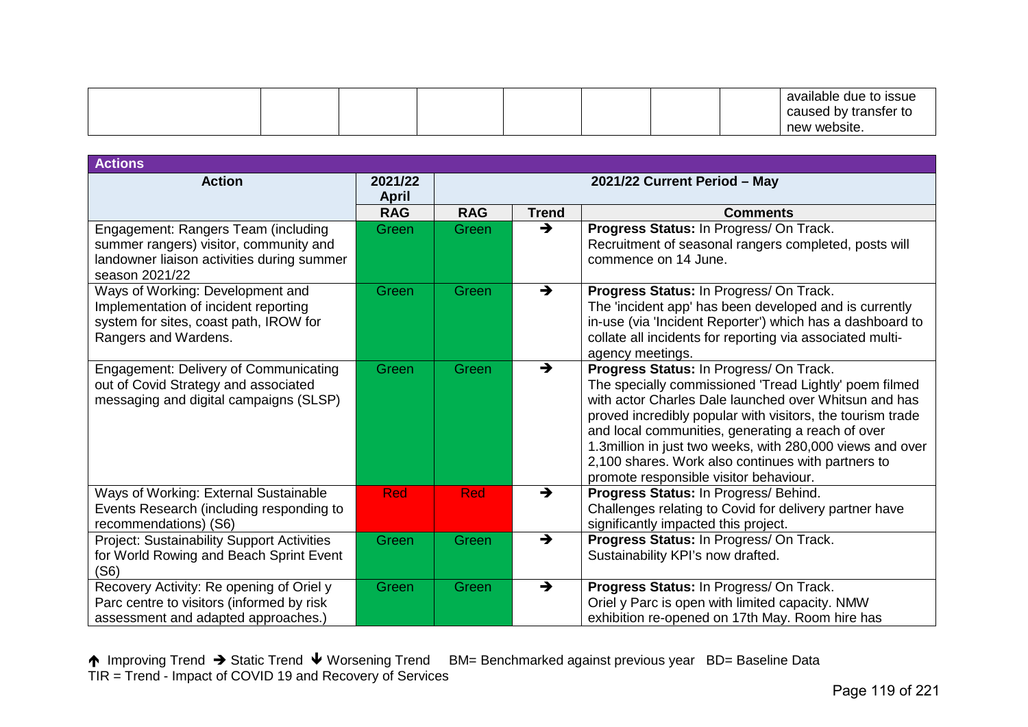|  |  |  |  |  |  |  |  | available due to issue caused by transfer to new website. |
|---|---|---|---|---|---|---|---|---|

| **Actions** | | | | |
|---|---|---|---|---|
| **Action** | **2021/22 April** | **2021/22 Current Period – May** | | |
| | **RAG** | **RAG** | **Trend** | **Comments** |
| Engagement: Rangers Team (including summer rangers) visitor, community and landowner liaison activities during summer season 2021/22 | Green | Green | → | **Progress Status:** In Progress/ On Track. Recruitment of seasonal rangers completed, posts will commence on 14 June. |
| Ways of Working: Development and Implementation of incident reporting system for sites, coast path, IROW for Rangers and Wardens. | Green | Green | → | **Progress Status:** In Progress/ On Track. The 'incident app' has been developed and is currently in-use (via 'Incident Reporter') which has a dashboard to collate all incidents for reporting via associated multi-agency meetings. |
| Engagement: Delivery of Communicating out of Covid Strategy and associated messaging and digital campaigns (SLSP) | Green | Green | → | **Progress Status:** In Progress/ On Track. The specially commissioned 'Tread Lightly' poem filmed with actor Charles Dale launched over Whitsun and has proved incredibly popular with visitors, the tourism trade and local communities, generating a reach of over 1.3million in just two weeks, with 280,000 views and over 2,100 shares. Work also continues with partners to promote responsible visitor behaviour. |
| Ways of Working: External Sustainable Events Research (including responding to recommendations) (S6) | Red | Red | → | **Progress Status:** In Progress/ Behind. Challenges relating to Covid for delivery partner have significantly impacted this project. |
| Project: Sustainability Support Activities for World Rowing and Beach Sprint Event (S6) | Green | Green | → | **Progress Status:** In Progress/ On Track. Sustainability KPI's now drafted. |
| Recovery Activity: Re opening of Oriel y Parc centre to visitors (informed by risk assessment and adapted approaches.) | Green | Green | → | **Progress Status:** In Progress/ On Track. Oriel y Parc is open with limited capacity. NMW exhibition re-opened on 17th May. Room hire has |

↑ Improving Trend → Static Trend ↓ Worsening Trend BM= Benchmarked against previous year BD= Baseline Data
TIR = Trend - Impact of COVID 19 and Recovery of Services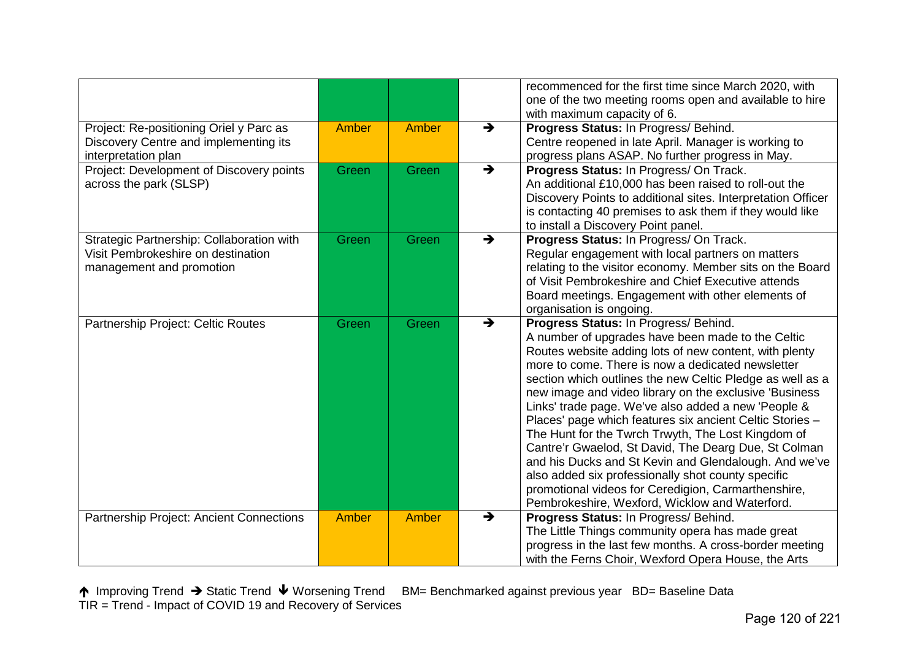| | | | | |
|---|---|---|---|---|
| | | | | recommenced for the first time since March 2020, with one of the two meeting rooms open and available to hire with maximum capacity of 6. |
| Project: Re-positioning Oriel y Parc as Discovery Centre and implementing its interpretation plan | Amber | Amber | → | **Progress Status:** In Progress/ Behind. Centre reopened in late April. Manager is working to progress plans ASAP. No further progress in May. |
| Project: Development of Discovery points across the park (SLSP) | Green | Green | → | **Progress Status:** In Progress/ On Track. An additional £10,000 has been raised to roll-out the Discovery Points to additional sites. Interpretation Officer is contacting 40 premises to ask them if they would like to install a Discovery Point panel. |
| Strategic Partnership: Collaboration with Visit Pembrokeshire on destination management and promotion | Green | Green | → | **Progress Status:** In Progress/ On Track. Regular engagement with local partners on matters relating to the visitor economy. Member sits on the Board of Visit Pembrokeshire and Chief Executive attends Board meetings. Engagement with other elements of organisation is ongoing. |
| Partnership Project: Celtic Routes | Green | Green | → | **Progress Status:** In Progress/ Behind. A number of upgrades have been made to the Celtic Routes website adding lots of new content, with plenty more to come. There is now a dedicated newsletter section which outlines the new Celtic Pledge as well as a new image and video library on the exclusive 'Business Links' trade page. We've also added a new 'People & Places' page which features six ancient Celtic Stories – The Hunt for the Twrch Trwyth, The Lost Kingdom of Cantre'r Gwaelod, St David, The Dearg Due, St Colman and his Ducks and St Kevin and Glendalough. And we've also added six professionally shot county specific promotional videos for Ceredigion, Carmarthenshire, Pembrokeshire, Wexford, Wicklow and Waterford. |
| Partnership Project: Ancient Connections | Amber | Amber | → | **Progress Status:** In Progress/ Behind. The Little Things community opera has made great progress in the last few months. A cross-border meeting with the Ferns Choir, Wexford Opera House, the Arts |

↑ Improving Trend → Static Trend ↓ Worsening Trend BM= Benchmarked against previous year BD= Baseline Data
TIR = Trend - Impact of COVID 19 and Recovery of Services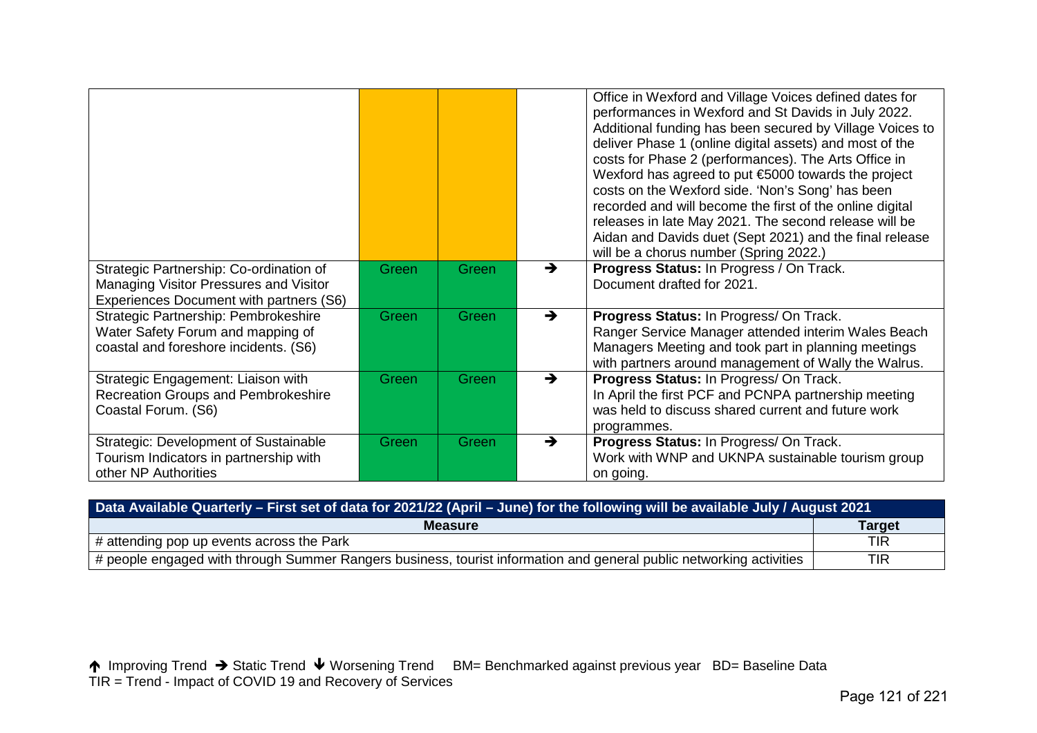| | | | | |
|---|---|---|---|---|
| | | | | Office in Wexford and Village Voices defined dates for performances in Wexford and St Davids in July 2022. Additional funding has been secured by Village Voices to deliver Phase 1 (online digital assets) and most of the costs for Phase 2 (performances). The Arts Office in Wexford has agreed to put €5000 towards the project costs on the Wexford side. 'Non's Song' has been recorded and will become the first of the online digital releases in late May 2021. The second release will be Aidan and Davids duet (Sept 2021) and the final release will be a chorus number (Spring 2022.) |
| Strategic Partnership: Co-ordination of Managing Visitor Pressures and Visitor Experiences Document with partners (S6) | Green | Green | → | **Progress Status:** In Progress / On Track. Document drafted for 2021. |
| Strategic Partnership: Pembrokeshire Water Safety Forum and mapping of coastal and foreshore incidents. (S6) | Green | Green | → | **Progress Status:** In Progress/ On Track. Ranger Service Manager attended interim Wales Beach Managers Meeting and took part in planning meetings with partners around management of Wally the Walrus. |
| Strategic Engagement: Liaison with Recreation Groups and Pembrokeshire Coastal Forum. (S6) | Green | Green | → | **Progress Status:** In Progress/ On Track. In April the first PCF and PCNPA partnership meeting was held to discuss shared current and future work programmes. |
| Strategic: Development of Sustainable Tourism Indicators in partnership with other NP Authorities | Green | Green | → | **Progress Status:** In Progress/ On Track. Work with WNP and UKNPA sustainable tourism group on going. |

| Data Available Quarterly – First set of data for 2021/22 (April – June) for the following will be available July / August 2021 | |
|---|---|
| **Measure** | **Target** |
| # attending pop up events across the Park | TIR |
| # people engaged with through Summer Rangers business, tourist information and general public networking activities | TIR |

↑ Improving Trend → Static Trend ↓ Worsening Trend BM= Benchmarked against previous year BD= Baseline Data
TIR = Trend - Impact of COVID 19 and Recovery of Services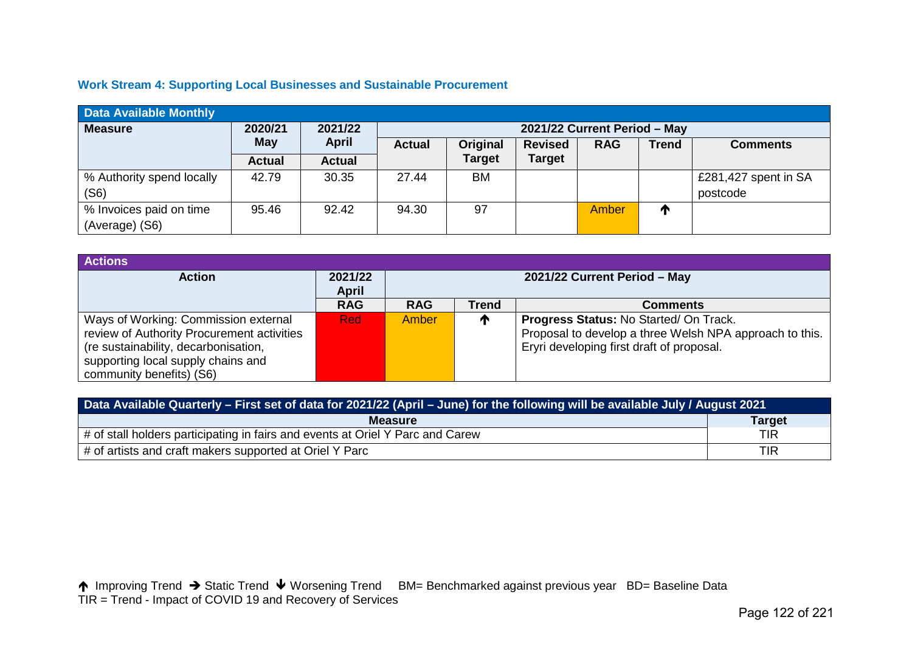### Work Stream 4: Supporting Local Businesses and Sustainable Procurement

| Data Available Monthly | | | | | | | | |
|---|---|---|---|---|---|---|---|---|
| **Measure** | **2020/21 May** | **2021/22 April** | **2021/22 Current Period – May** | | | | | |
| | **Actual** | **Actual** | **Actual** | **Original Target** | **Revised Target** | **RAG** | **Trend** | **Comments** |
| % Authority spend locally (S6) | 42.79 | 30.35 | 27.44 | BM | | | | £281,427 spent in SA postcode |
| % Invoices paid on time (Average) (S6) | 95.46 | 92.42 | 94.30 | 97 | | Amber | ↑ | |

| Actions | | | | |
|---|---|---|---|---|
| **Action** | **2021/22 April** | **2021/22 Current Period – May** | | |
| | **RAG** | **RAG** | **Trend** | **Comments** |
| Ways of Working: Commission external review of Authority Procurement activities (re sustainability, decarbonisation, supporting local supply chains and community benefits) (S6) | Red | Amber | ↑ | **Progress Status:** No Started/ On Track. Proposal to develop a three Welsh NPA approach to this. Eryri developing first draft of proposal. |

| Data Available Quarterly – First set of data for 2021/22 (April – June) for the following will be available July / August 2021 | |
|---|---|
| **Measure** | **Target** |
| # of stall holders participating in fairs and events at Oriel Y Parc and Carew | TIR |
| # of artists and craft makers supported at Oriel Y Parc | TIR |

↑ Improving Trend → Static Trend ↓ Worsening Trend BM= Benchmarked against previous year BD= Baseline Data
TIR = Trend - Impact of COVID 19 and Recovery of Services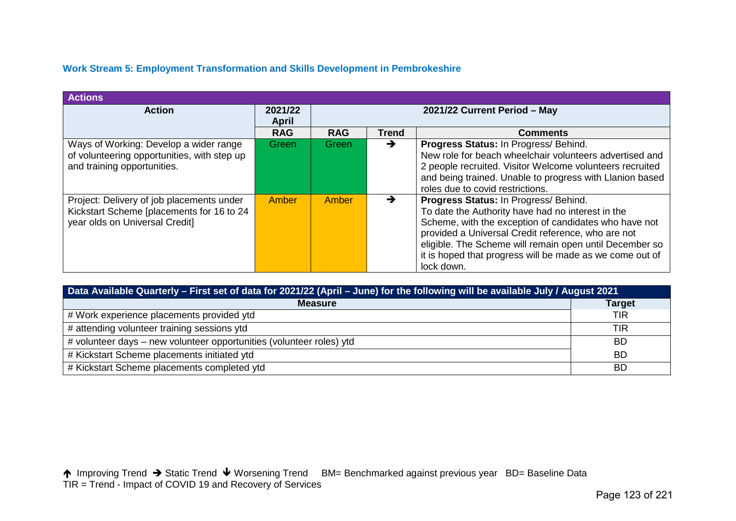### Work Stream 5: Employment Transformation and Skills Development in Pembrokeshire

| Actions | | | | |
|---|---|---|---|---|
| **Action** | **2021/22 April** | **2021/22 Current Period – May** | | |
| | **RAG** | **RAG** | **Trend** | **Comments** |
| Ways of Working: Develop a wider range of volunteering opportunities, with step up and training opportunities. | Green | Green | ➔ | **Progress Status:** In Progress/ Behind. New role for beach wheelchair volunteers advertised and 2 people recruited. Visitor Welcome volunteers recruited and being trained. Unable to progress with Llanion based roles due to covid restrictions. |
| Project: Delivery of job placements under Kickstart Scheme [placements for 16 to 24 year olds on Universal Credit] | Amber | Amber | ➔ | **Progress Status:** In Progress/ Behind. To date the Authority have had no interest in the Scheme, with the exception of candidates who have not provided a Universal Credit reference, who are not eligible. The Scheme will remain open until December so it is hoped that progress will be made as we come out of lock down. |

| Data Available Quarterly – First set of data for 2021/22 (April – June) for the following will be available July / August 2021 | |
|---|---|
| **Measure** | **Target** |
| # Work experience placements provided ytd | TIR |
| # attending volunteer training sessions ytd | TIR |
| # volunteer days – new volunteer opportunities (volunteer roles) ytd | BD |
| # Kickstart Scheme placements initiated ytd | BD |
| # Kickstart Scheme placements completed ytd | BD |

↑ Improving Trend ➔ Static Trend ↓ Worsening Trend BM= Benchmarked against previous year BD= Baseline Data
TIR = Trend - Impact of COVID 19 and Recovery of Services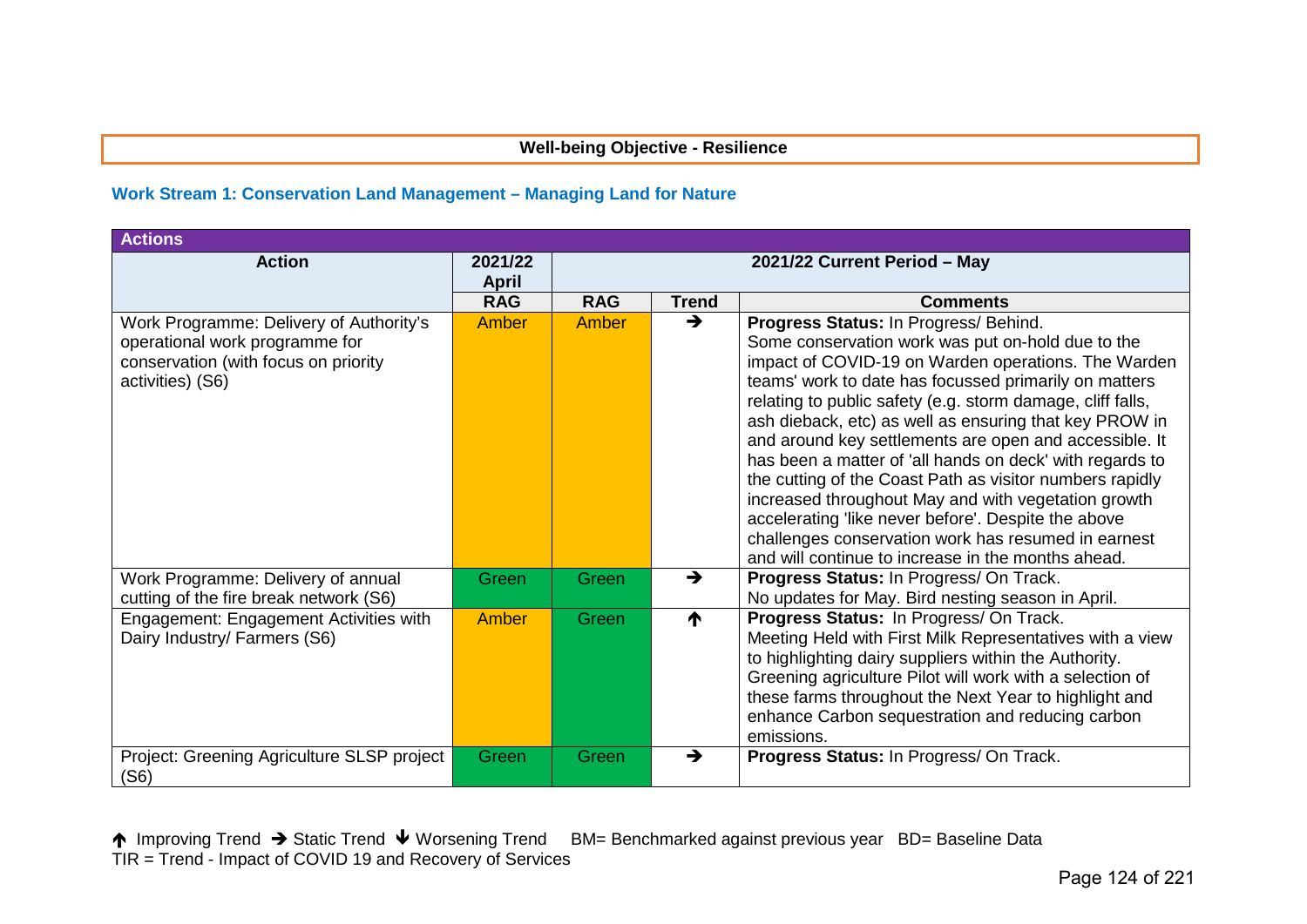**Well-being Objective - Resilience**

### Work Stream 1: Conservation Land Management – Managing Land for Nature

| Actions | | | | |
|---|---|---|---|---|
| **Action** | **2021/22 April** | **2021/22 Current Period – May** | | |
| | **RAG** | **RAG** | **Trend** | **Comments** |
| Work Programme: Delivery of Authority's operational work programme for conservation (with focus on priority activities) (S6) | Amber | Amber | ➔ | **Progress Status:** In Progress/ Behind. Some conservation work was put on-hold due to the impact of COVID-19 on Warden operations. The Warden teams' work to date has focussed primarily on matters relating to public safety (e.g. storm damage, cliff falls, ash dieback, etc) as well as ensuring that key PROW in and around key settlements are open and accessible. It has been a matter of 'all hands on deck' with regards to the cutting of the Coast Path as visitor numbers rapidly increased throughout May and with vegetation growth accelerating 'like never before'. Despite the above challenges conservation work has resumed in earnest and will continue to increase in the months ahead. |
| Work Programme: Delivery of annual cutting of the fire break network (S6) | Green | Green | ➔ | **Progress Status:** In Progress/ On Track. No updates for May. Bird nesting season in April. |
| Engagement: Engagement Activities with Dairy Industry/ Farmers (S6) | Amber | Green | 🡩 | **Progress Status:** In Progress/ On Track. Meeting Held with First Milk Representatives with a view to highlighting dairy suppliers within the Authority. Greening agriculture Pilot will work with a selection of these farms throughout the Next Year to highlight and enhance Carbon sequestration and reducing carbon emissions. |
| Project: Greening Agriculture SLSP project (S6) | Green | Green | ➔ | **Progress Status:** In Progress/ On Track. |

🡩 Improving Trend ➔ Static Trend 🡫 Worsening Trend BM= Benchmarked against previous year BD= Baseline Data
TIR = Trend - Impact of COVID 19 and Recovery of Services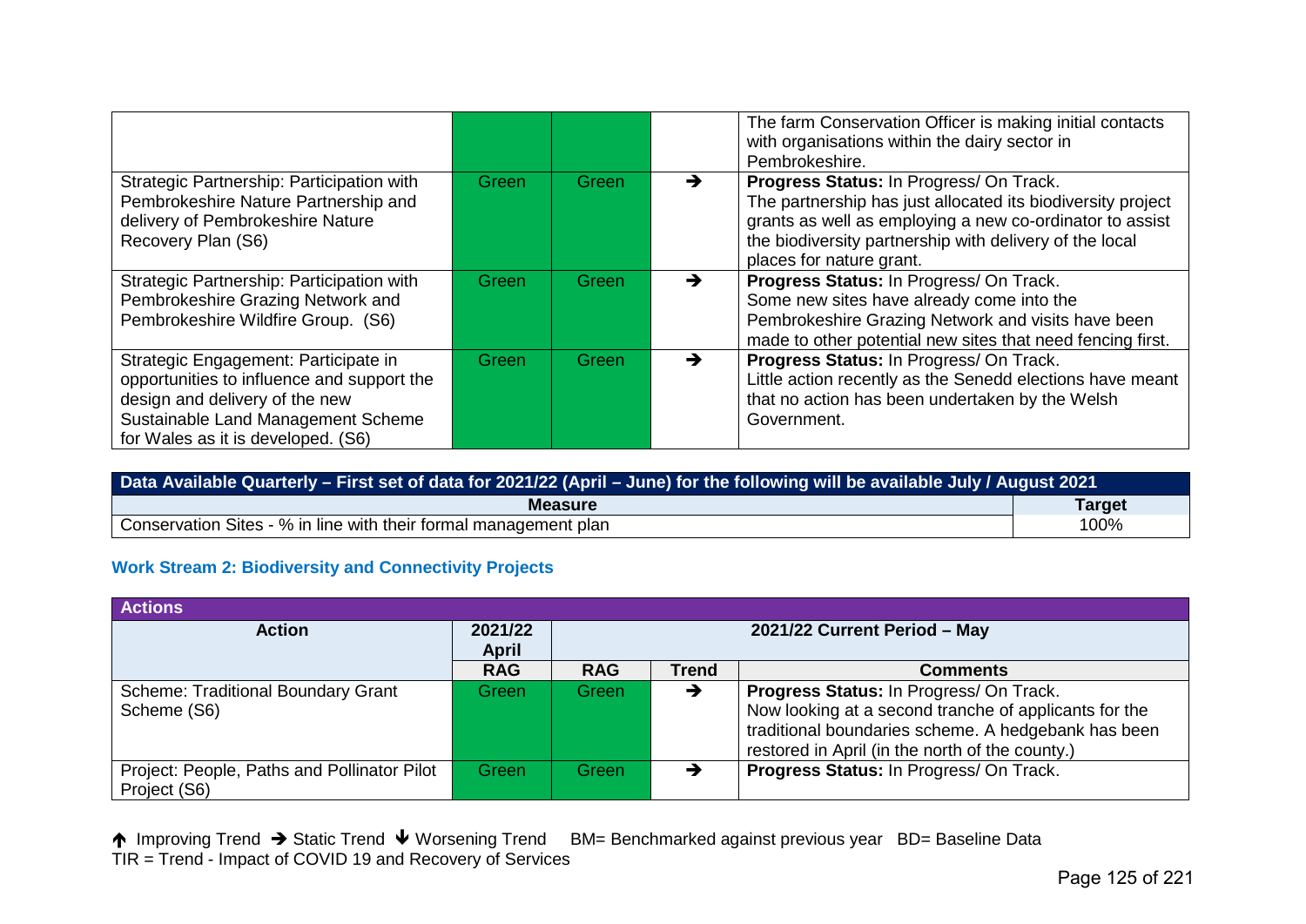| | | | | |
|---|---|---|---|---|
| | Green | Green | | The farm Conservation Officer is making initial contacts with organisations within the dairy sector in Pembrokeshire. |
| Strategic Partnership: Participation with Pembrokeshire Nature Partnership and delivery of Pembrokeshire Nature Recovery Plan (S6) | Green | Green | ➔ | **Progress Status:** In Progress/ On Track. The partnership has just allocated its biodiversity project grants as well as employing a new co-ordinator to assist the biodiversity partnership with delivery of the local places for nature grant. |
| Strategic Partnership: Participation with Pembrokeshire Grazing Network and Pembrokeshire Wildfire Group. (S6) | Green | Green | ➔ | **Progress Status:** In Progress/ On Track. Some new sites have already come into the Pembrokeshire Grazing Network and visits have been made to other potential new sites that need fencing first. |
| Strategic Engagement: Participate in opportunities to influence and support the design and delivery of the new Sustainable Land Management Scheme for Wales as it is developed. (S6) | Green | Green | ➔ | **Progress Status:** In Progress/ On Track. Little action recently as the Senedd elections have meant that no action has been undertaken by the Welsh Government. |

| Data Available Quarterly – First set of data for 2021/22 (April – June) for the following will be available July / August 2021 | |
|---|---|
| **Measure** | **Target** |
| Conservation Sites - % in line with their formal management plan | 100% |

### Work Stream 2: Biodiversity and Connectivity Projects

| Actions | | | | |
|---|---|---|---|---|
| **Action** | **2021/22 April** | **2021/22 Current Period – May** | | |
| | **RAG** | **RAG** | **Trend** | **Comments** |
| Scheme: Traditional Boundary Grant Scheme (S6) | Green | Green | ➔ | **Progress Status:** In Progress/ On Track. Now looking at a second tranche of applicants for the traditional boundaries scheme. A hedgebank has been restored in April (in the north of the county.) |
| Project: People, Paths and Pollinator Pilot Project (S6) | Green | Green | ➔ | **Progress Status:** In Progress/ On Track. |

↑ Improving Trend ➔ Static Trend ↓ Worsening Trend BM= Benchmarked against previous year BD= Baseline Data
TIR = Trend - Impact of COVID 19 and Recovery of Services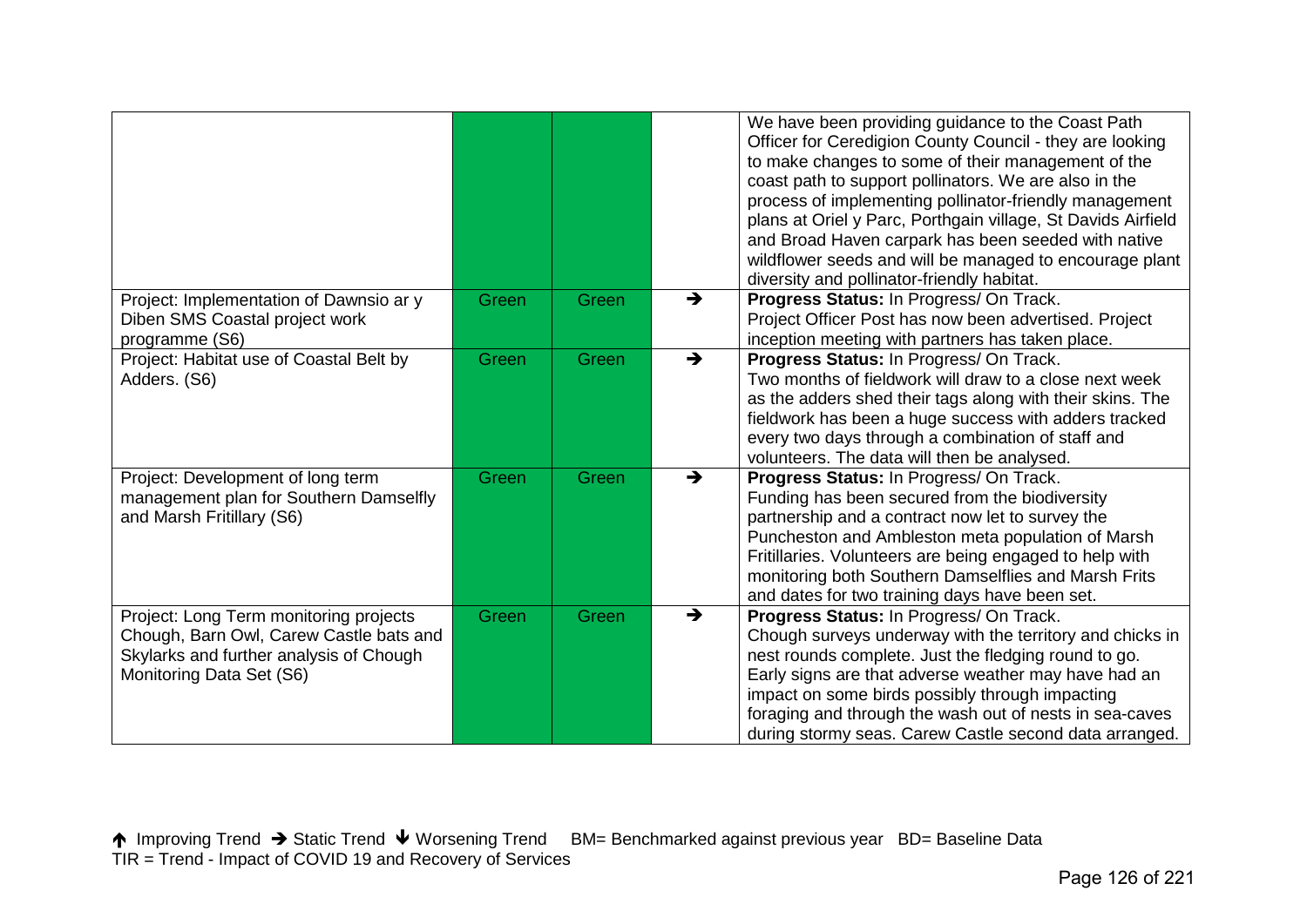| | | | | |
|---|---|---|---|---|
| | | | | We have been providing guidance to the Coast Path Officer for Ceredigion County Council - they are looking to make changes to some of their management of the coast path to support pollinators. We are also in the process of implementing pollinator-friendly management plans at Oriel y Parc, Porthgain village, St Davids Airfield and Broad Haven carpark has been seeded with native wildflower seeds and will be managed to encourage plant diversity and pollinator-friendly habitat. |
| Project: Implementation of Dawnsio ar y Diben SMS Coastal project work programme (S6) | Green | Green | → | **Progress Status:** In Progress/ On Track. Project Officer Post has now been advertised. Project inception meeting with partners has taken place. |
| Project: Habitat use of Coastal Belt by Adders. (S6) | Green | Green | → | **Progress Status:** In Progress/ On Track. Two months of fieldwork will draw to a close next week as the adders shed their tags along with their skins. The fieldwork has been a huge success with adders tracked every two days through a combination of staff and volunteers. The data will then be analysed. |
| Project: Development of long term management plan for Southern Damselfly and Marsh Fritillary (S6) | Green | Green | → | **Progress Status:** In Progress/ On Track. Funding has been secured from the biodiversity partnership and a contract now let to survey the Puncheston and Ambleston meta population of Marsh Fritillaries. Volunteers are being engaged to help with monitoring both Southern Damselflies and Marsh Frits and dates for two training days have been set. |
| Project: Long Term monitoring projects Chough, Barn Owl, Carew Castle bats and Skylarks and further analysis of Chough Monitoring Data Set (S6) | Green | Green | → | **Progress Status:** In Progress/ On Track. Chough surveys underway with the territory and chicks in nest rounds complete. Just the fledging round to go. Early signs are that adverse weather may have had an impact on some birds possibly through impacting foraging and through the wash out of nests in sea-caves during stormy seas. Carew Castle second data arranged. |

↑ Improving Trend → Static Trend ↓ Worsening Trend BM= Benchmarked against previous year BD= Baseline Data
TIR = Trend - Impact of COVID 19 and Recovery of Services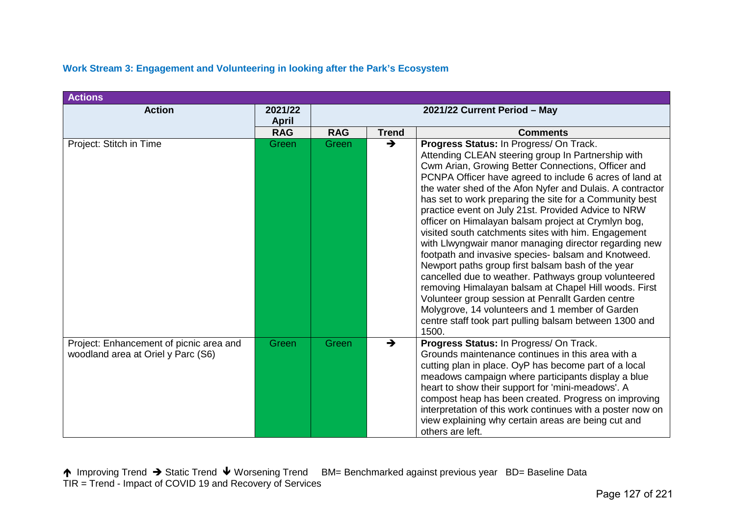### Work Stream 3: Engagement and Volunteering in looking after the Park's Ecosystem

| Actions | | | | |
|---|---|---|---|---|
| **Action** | **2021/22 April** | **2021/22 Current Period – May** | | |
| | **RAG** | **RAG** | **Trend** | **Comments** |
| Project: Stitch in Time | Green | Green | ➔ | **Progress Status:** In Progress/ On Track. Attending CLEAN steering group In Partnership with Cwm Arian, Growing Better Connections, Officer and PCNPA Officer have agreed to include 6 acres of land at the water shed of the Afon Nyfer and Dulais. A contractor has set to work preparing the site for a Community best practice event on July 21st. Provided Advice to NRW officer on Himalayan balsam project at Crymlyn bog, visited south catchments sites with him. Engagement with Llwyngwair manor managing director regarding new footpath and invasive species- balsam and Knotweed. Newport paths group first balsam bash of the year cancelled due to weather. Pathways group volunteered removing Himalayan balsam at Chapel Hill woods. First Volunteer group session at Penrallt Garden centre Molygrove, 14 volunteers and 1 member of Garden centre staff took part pulling balsam between 1300 and 1500. |
| Project: Enhancement of picnic area and woodland area at Oriel y Parc (S6) | Green | Green | ➔ | **Progress Status:** In Progress/ On Track. Grounds maintenance continues in this area with a cutting plan in place. OyP has become part of a local meadows campaign where participants display a blue heart to show their support for 'mini-meadows'. A compost heap has been created. Progress on improving interpretation of this work continues with a poster now on view explaining why certain areas are being cut and others are left. |

🡑 Improving Trend ➔ Static Trend 🡓 Worsening Trend BM= Benchmarked against previous year BD= Baseline Data
TIR = Trend - Impact of COVID 19 and Recovery of Services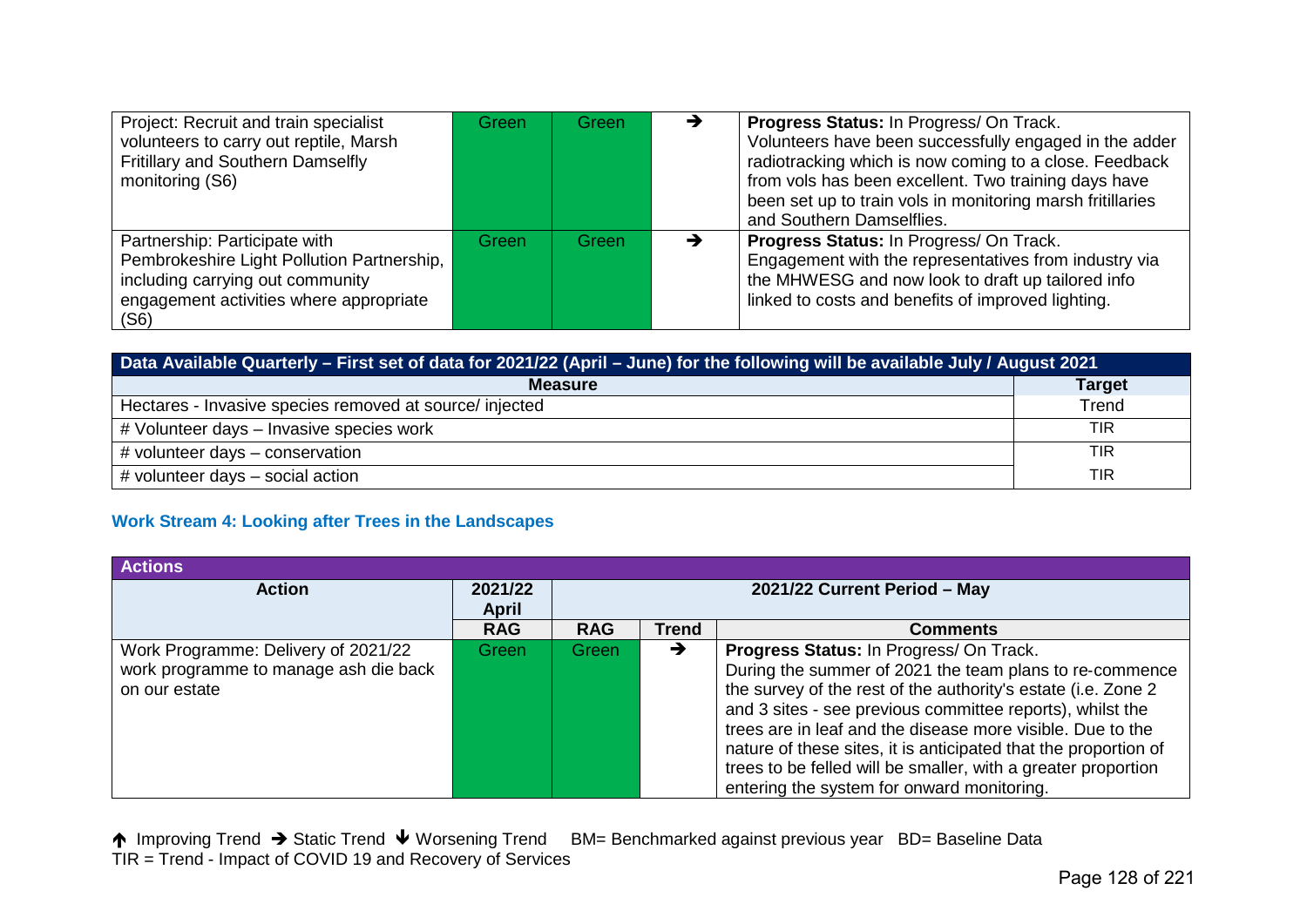| Action | 2021/22 April RAG | RAG | Trend | Comments |
|---|---|---|---|---|
| Project: Recruit and train specialist volunteers to carry out reptile, Marsh Fritillary and Southern Damselfly monitoring (S6) | Green | Green | → | **Progress Status:** In Progress/ On Track. Volunteers have been successfully engaged in the adder radiotracking which is now coming to a close. Feedback from vols has been excellent. Two training days have been set up to train vols in monitoring marsh fritillaries and Southern Damselflies. |
| Partnership: Participate with Pembrokeshire Light Pollution Partnership, including carrying out community engagement activities where appropriate (S6) | Green | Green | → | **Progress Status:** In Progress/ On Track. Engagement with the representatives from industry via the MHWESG and now look to draft up tailored info linked to costs and benefits of improved lighting. |

| **Data Available Quarterly – First set of data for 2021/22 (April – June) for the following will be available July / August 2021** | |
|---|---|
| **Measure** | **Target** |
| Hectares - Invasive species removed at source/ injected | Trend |
| # Volunteer days – Invasive species work | TIR |
| # volunteer days – conservation | TIR |
| # volunteer days – social action | TIR |

### Work Stream 4: Looking after Trees in the Landscapes

| **Actions** | | | | |
|---|---|---|---|---|
| **Action** | **2021/22 April** | **2021/22 Current Period – May** | | |
| | **RAG** | **RAG** | **Trend** | **Comments** |
| Work Programme: Delivery of 2021/22 work programme to manage ash die back on our estate | Green | Green | → | **Progress Status:** In Progress/ On Track. During the summer of 2021 the team plans to re-commence the survey of the rest of the authority's estate (i.e. Zone 2 and 3 sites - see previous committee reports), whilst the trees are in leaf and the disease more visible. Due to the nature of these sites, it is anticipated that the proportion of trees to be felled will be smaller, with a greater proportion entering the system for onward monitoring. |

↑ Improving Trend → Static Trend ↓ Worsening Trend BM= Benchmarked against previous year BD= Baseline Data
TIR = Trend - Impact of COVID 19 and Recovery of Services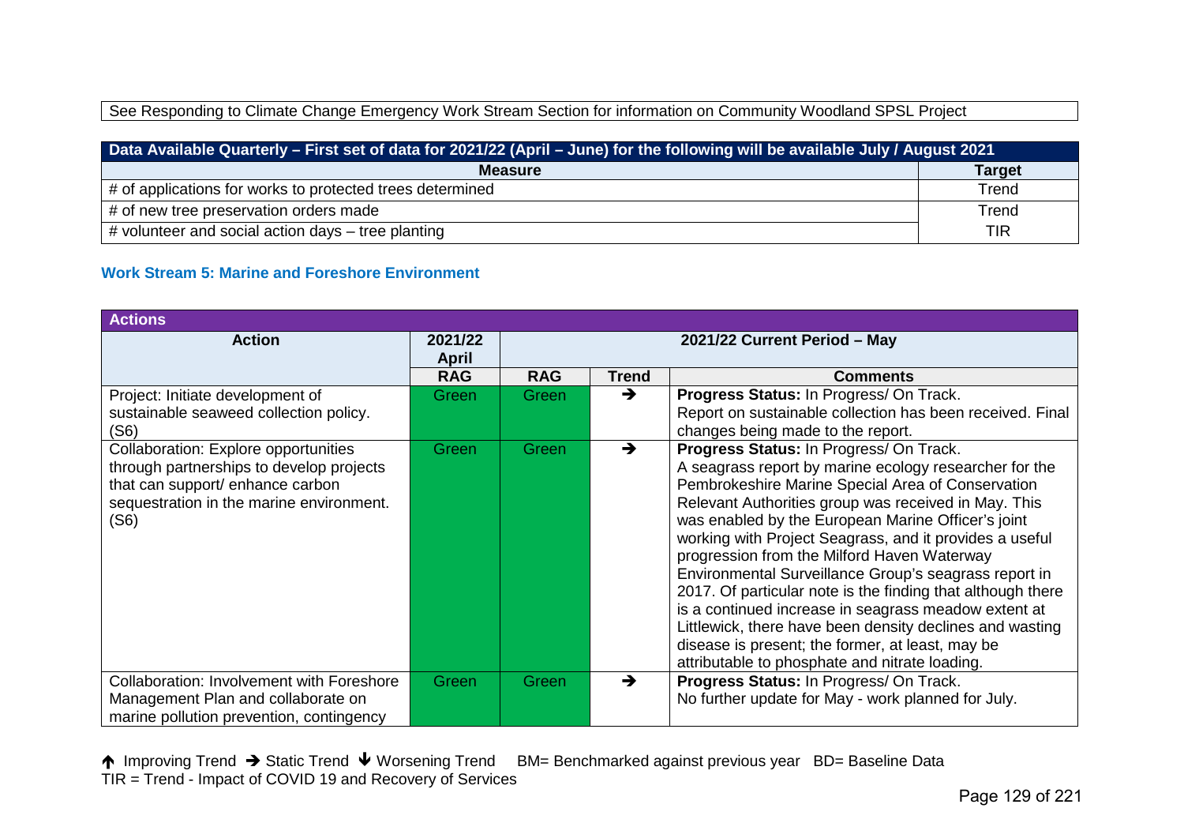| See Responding to Climate Change Emergency Work Stream Section for information on Community Woodland SPSL Project |
|---|

| Data Available Quarterly – First set of data for 2021/22 (April – June) for the following will be available July / August 2021 | |
|---|---|
| **Measure** | **Target** |
| # of applications for works to protected trees determined | Trend |
| # of new tree preservation orders made | Trend |
| # volunteer and social action days – tree planting | TIR |

### Work Stream 5: Marine and Foreshore Environment

| Actions | | | | |
|---|---|---|---|---|
| **Action** | **2021/22 April** | **2021/22 Current Period – May** | | |
| | **RAG** | **RAG** | **Trend** | **Comments** |
| Project: Initiate development of sustainable seaweed collection policy. (S6) | Green | Green | ➔ | **Progress Status:** In Progress/ On Track. Report on sustainable collection has been received. Final changes being made to the report. |
| Collaboration: Explore opportunities through partnerships to develop projects that can support/ enhance carbon sequestration in the marine environment. (S6) | Green | Green | ➔ | **Progress Status:** In Progress/ On Track. A seagrass report by marine ecology researcher for the Pembrokeshire Marine Special Area of Conservation Relevant Authorities group was received in May. This was enabled by the European Marine Officer's joint working with Project Seagrass, and it provides a useful progression from the Milford Haven Waterway Environmental Surveillance Group's seagrass report in 2017. Of particular note is the finding that although there is a continued increase in seagrass meadow extent at Littlewick, there have been density declines and wasting disease is present; the former, at least, may be attributable to phosphate and nitrate loading. |
| Collaboration: Involvement with Foreshore Management Plan and collaborate on marine pollution prevention, contingency | Green | Green | ➔ | **Progress Status:** In Progress/ On Track. No further update for May - work planned for July. |

↑ Improving Trend ➔ Static Trend ↓ Worsening Trend BM= Benchmarked against previous year BD= Baseline Data
TIR = Trend - Impact of COVID 19 and Recovery of Services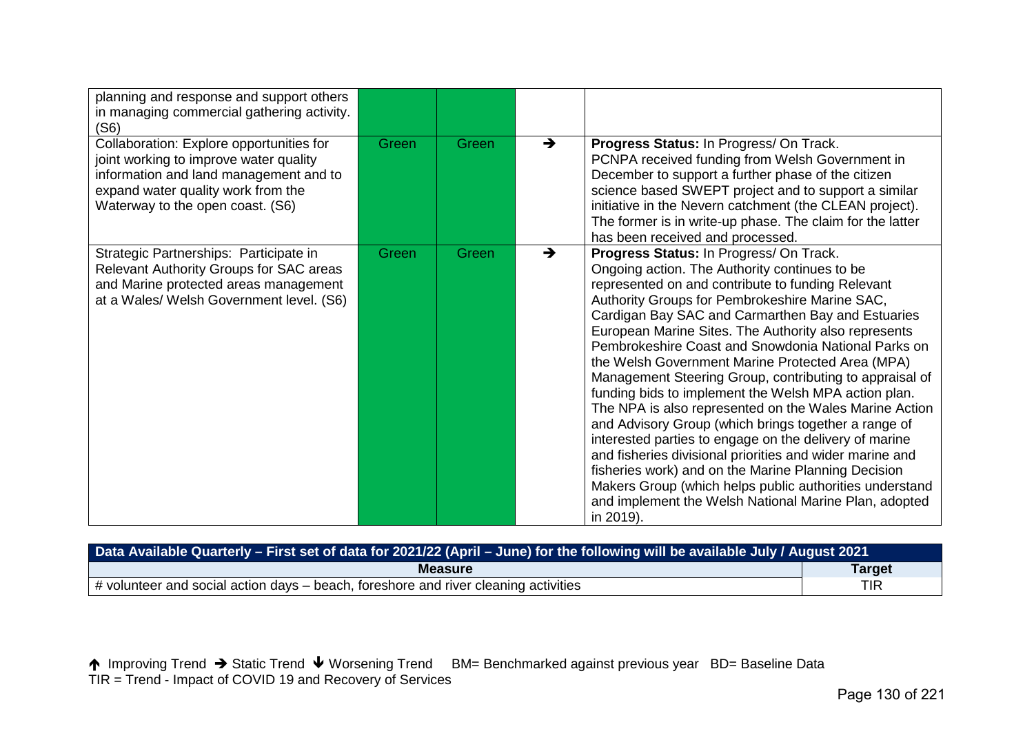| | | | | |
|---|---|---|---|---|
| planning and response and support others in managing commercial gathering activity. (S6) | | | | |
| Collaboration: Explore opportunities for joint working to improve water quality information and land management and to expand water quality work from the Waterway to the open coast. (S6) | Green | Green | ➔ | **Progress Status:** In Progress/ On Track. PCNPA received funding from Welsh Government in December to support a further phase of the citizen science based SWEPT project and to support a similar initiative in the Nevern catchment (the CLEAN project). The former is in write-up phase. The claim for the latter has been received and processed. |
| Strategic Partnerships: Participate in Relevant Authority Groups for SAC areas and Marine protected areas management at a Wales/ Welsh Government level. (S6) | Green | Green | ➔ | **Progress Status:** In Progress/ On Track. Ongoing action. The Authority continues to be represented on and contribute to funding Relevant Authority Groups for Pembrokeshire Marine SAC, Cardigan Bay SAC and Carmarthen Bay and Estuaries European Marine Sites. The Authority also represents Pembrokeshire Coast and Snowdonia National Parks on the Welsh Government Marine Protected Area (MPA) Management Steering Group, contributing to appraisal of funding bids to implement the Welsh MPA action plan. The NPA is also represented on the Wales Marine Action and Advisory Group (which brings together a range of interested parties to engage on the delivery of marine and fisheries divisional priorities and wider marine and fisheries work) and on the Marine Planning Decision Makers Group (which helps public authorities understand and implement the Welsh National Marine Plan, adopted in 2019). |

| **Data Available Quarterly – First set of data for 2021/22 (April – June) for the following will be available July / August 2021** | |
|---|---|
| **Measure** | **Target** |
| # volunteer and social action days – beach, foreshore and river cleaning activities | TIR |

↑ Improving Trend ➔ Static Trend ↓ Worsening Trend BM= Benchmarked against previous year BD= Baseline Data
TIR = Trend - Impact of COVID 19 and Recovery of Services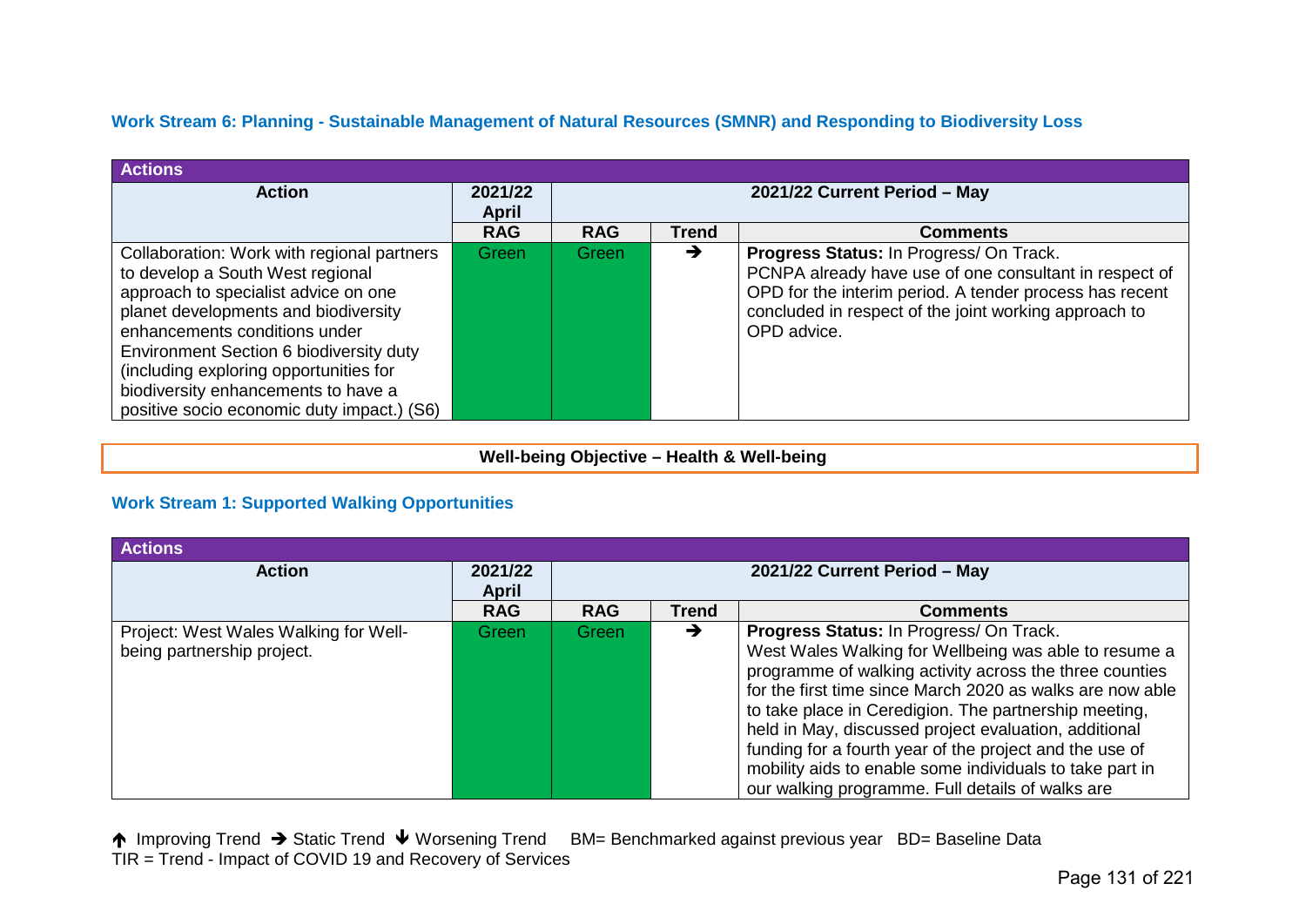### Work Stream 6: Planning - Sustainable Management of Natural Resources (SMNR) and Responding to Biodiversity Loss

| Actions | | | | |
|---|---|---|---|---|
| **Action** | **2021/22 April** | **2021/22 Current Period – May** | | |
| | **RAG** | **RAG** | **Trend** | **Comments** |
| Collaboration: Work with regional partners to develop a South West regional approach to specialist advice on one planet developments and biodiversity enhancements conditions under Environment Section 6 biodiversity duty (including exploring opportunities for biodiversity enhancements to have a positive socio economic duty impact.) (S6) | Green | Green | → | **Progress Status:** In Progress/ On Track. PCNPA already have use of one consultant in respect of OPD for the interim period. A tender process has recent concluded in respect of the joint working approach to OPD advice. |

## Well-being Objective – Health & Well-being

### Work Stream 1: Supported Walking Opportunities

| Actions | | | | |
|---|---|---|---|---|
| **Action** | **2021/22 April** | **2021/22 Current Period – May** | | |
| | **RAG** | **RAG** | **Trend** | **Comments** |
| Project: West Wales Walking for Well-being partnership project. | Green | Green | → | **Progress Status:** In Progress/ On Track. West Wales Walking for Wellbeing was able to resume a programme of walking activity across the three counties for the first time since March 2020 as walks are now able to take place in Ceredigion. The partnership meeting, held in May, discussed project evaluation, additional funding for a fourth year of the project and the use of mobility aids to enable some individuals to take part in our walking programme. Full details of walks are |

↑ Improving Trend → Static Trend ↓ Worsening Trend BM= Benchmarked against previous year BD= Baseline Data
TIR = Trend - Impact of COVID 19 and Recovery of Services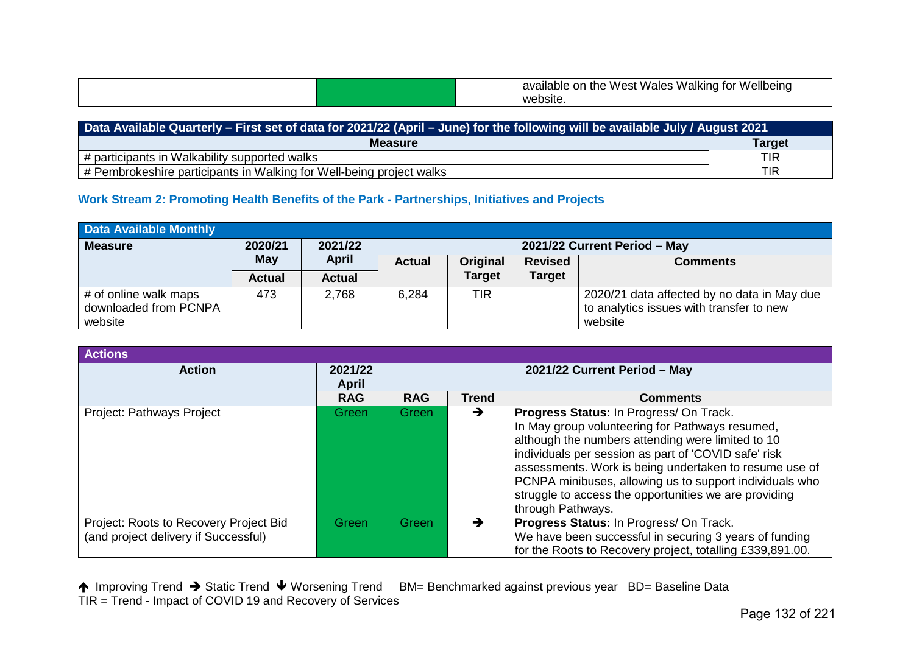| | | | | available on the West Wales Walking for Wellbeing website. |
|---|---|---|---|---|

| Data Available Quarterly – First set of data for 2021/22 (April – June) for the following will be available July / August 2021 | |
|---|---|
| **Measure** | **Target** |
| # participants in Walkability supported walks | TIR |
| # Pembrokeshire participants in Walking for Well-being project walks | TIR |

### Work Stream 2: Promoting Health Benefits of the Park - Partnerships, Initiatives and Projects

| Data Available Monthly | | | | | | |
|---|---|---|---|---|---|---|
| **Measure** | **2020/21 May** | **2021/22 April** | **2021/22 Current Period – May** | | | |
| | **Actual** | **Actual** | **Actual** | **Original Target** | **Revised Target** | **Comments** |
| # of online walk maps downloaded from PCNPA website | 473 | 2,768 | 6,284 | TIR | | 2020/21 data affected by no data in May due to analytics issues with transfer to new website |

| Actions | | | | |
|---|---|---|---|---|
| **Action** | **2021/22 April** | **2021/22 Current Period – May** | | |
| | **RAG** | **RAG** | **Trend** | **Comments** |
| Project: Pathways Project | Green | Green | ➔ | **Progress Status:** In Progress/ On Track. In May group volunteering for Pathways resumed, although the numbers attending were limited to 10 individuals per session as part of 'COVID safe' risk assessments. Work is being undertaken to resume use of PCNPA minibuses, allowing us to support individuals who struggle to access the opportunities we are providing through Pathways. |
| Project: Roots to Recovery Project Bid (and project delivery if Successful) | Green | Green | ➔ | **Progress Status:** In Progress/ On Track. We have been successful in securing 3 years of funding for the Roots to Recovery project, totalling £339,891.00. |

↑ Improving Trend ➔ Static Trend ↓ Worsening Trend BM= Benchmarked against previous year BD= Baseline Data
TIR = Trend - Impact of COVID 19 and Recovery of Services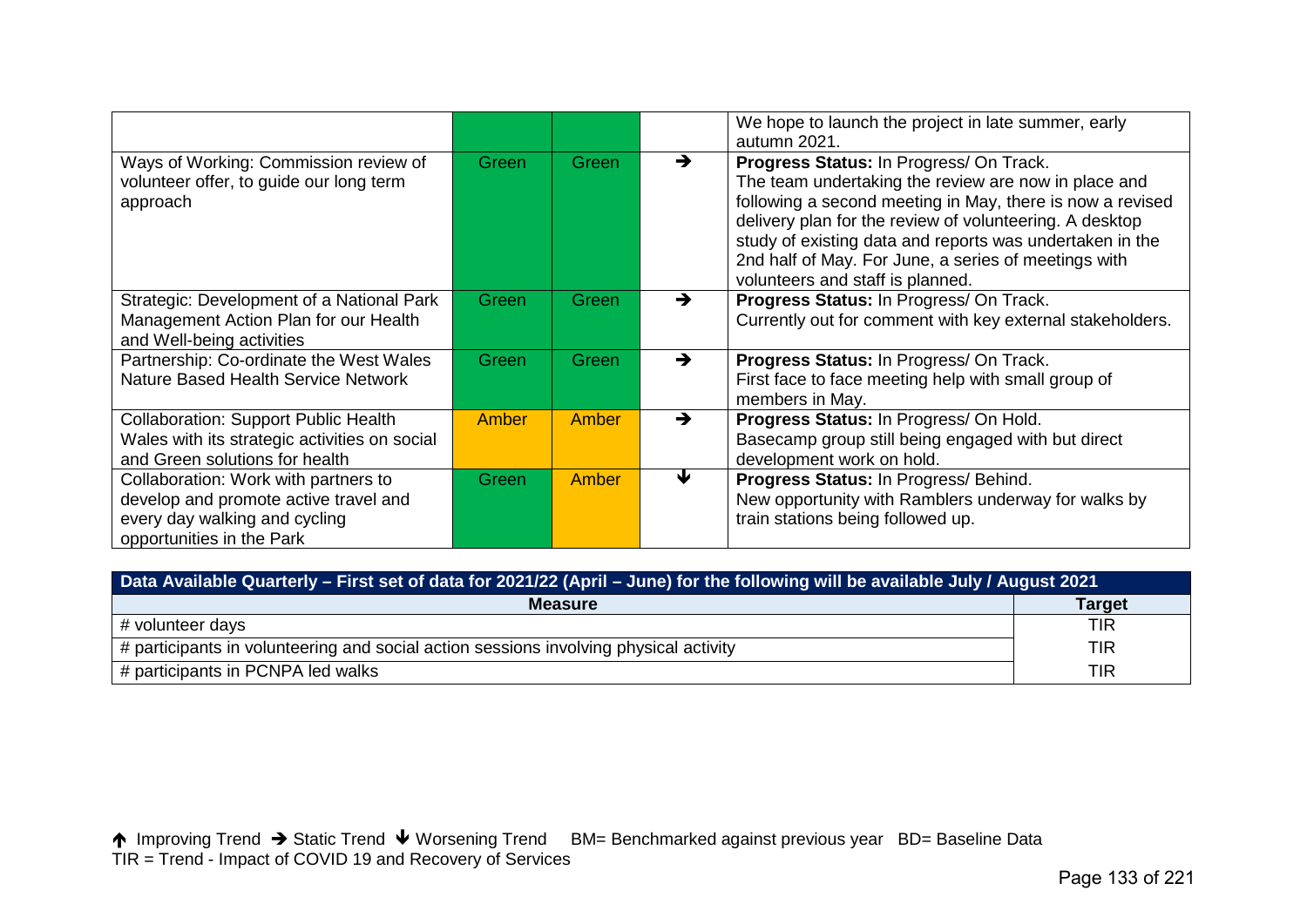| | | | | |
|---|---|---|---|---|
| | | | | We hope to launch the project in late summer, early autumn 2021. |
| Ways of Working: Commission review of volunteer offer, to guide our long term approach | Green | Green | ➔ | **Progress Status:** In Progress/ On Track. The team undertaking the review are now in place and following a second meeting in May, there is now a revised delivery plan for the review of volunteering. A desktop study of existing data and reports was undertaken in the 2nd half of May. For June, a series of meetings with volunteers and staff is planned. |
| Strategic: Development of a National Park Management Action Plan for our Health and Well-being activities | Green | Green | ➔ | **Progress Status:** In Progress/ On Track. Currently out for comment with key external stakeholders. |
| Partnership: Co-ordinate the West Wales Nature Based Health Service Network | Green | Green | ➔ | **Progress Status:** In Progress/ On Track. First face to face meeting help with small group of members in May. |
| Collaboration: Support Public Health Wales with its strategic activities on social and Green solutions for health | Amber | Amber | ➔ | **Progress Status:** In Progress/ On Hold. Basecamp group still being engaged with but direct development work on hold. |
| Collaboration: Work with partners to develop and promote active travel and every day walking and cycling opportunities in the Park | Green | Amber | 🡻 | **Progress Status:** In Progress/ Behind. New opportunity with Ramblers underway for walks by train stations being followed up. |

| Data Available Quarterly – First set of data for 2021/22 (April – June) for the following will be available July / August 2021 | |
|---|---|
| **Measure** | **Target** |
| # volunteer days | TIR |
| # participants in volunteering and social action sessions involving physical activity | TIR |
| # participants in PCNPA led walks | TIR |

🡹 Improving Trend ➔ Static Trend 🡻 Worsening Trend BM= Benchmarked against previous year BD= Baseline Data
TIR = Trend - Impact of COVID 19 and Recovery of Services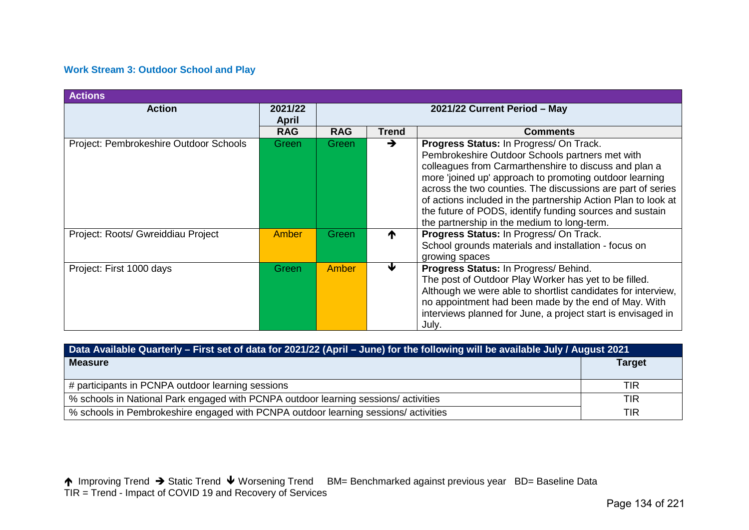### Work Stream 3: Outdoor School and Play

| Actions | | | | |
|---|---|---|---|---|
| **Action** | **2021/22 April** | **2021/22 Current Period – May** | | |
| | **RAG** | **RAG** | **Trend** | **Comments** |
| Project: Pembrokeshire Outdoor Schools | Green | Green | ➔ | **Progress Status:** In Progress/ On Track. Pembrokeshire Outdoor Schools partners met with colleagues from Carmarthenshire to discuss and plan a more 'joined up' approach to promoting outdoor learning across the two counties. The discussions are part of series of actions included in the partnership Action Plan to look at the future of PODS, identify funding sources and sustain the partnership in the medium to long-term. |
| Project: Roots/ Gwreiddiau Project | Amber | Green | 🡩 | **Progress Status:** In Progress/ On Track. School grounds materials and installation - focus on growing spaces |
| Project: First 1000 days | Green | Amber | 🡫 | **Progress Status:** In Progress/ Behind. The post of Outdoor Play Worker has yet to be filled. Although we were able to shortlist candidates for interview, no appointment had been made by the end of May. With interviews planned for June, a project start is envisaged in July. |

| Data Available Quarterly – First set of data for 2021/22 (April – June) for the following will be available July / August 2021 | |
|---|---|
| **Measure** | **Target** |
| # participants in PCNPA outdoor learning sessions | TIR |
| % schools in National Park engaged with PCNPA outdoor learning sessions/ activities | TIR |
| % schools in Pembrokeshire engaged with PCNPA outdoor learning sessions/ activities | TIR |

🡩 Improving Trend ➔ Static Trend 🡫 Worsening Trend BM= Benchmarked against previous year BD= Baseline Data
TIR = Trend - Impact of COVID 19 and Recovery of Services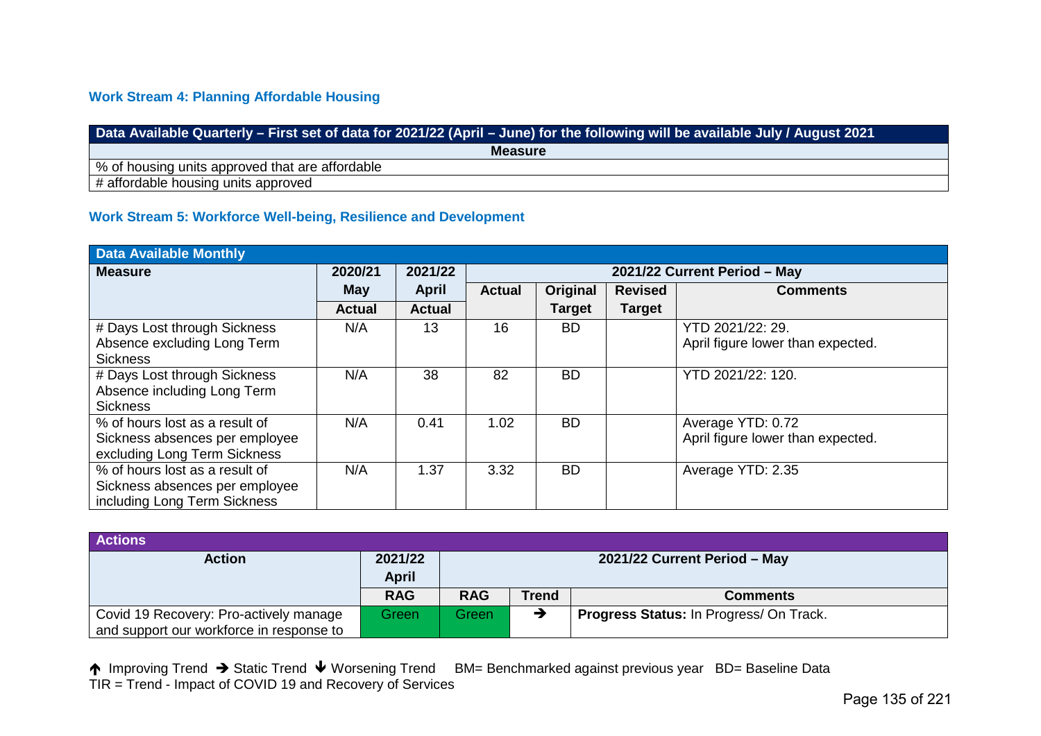### Work Stream 4: Planning Affordable Housing

| Data Available Quarterly – First set of data for 2021/22 (April – June) for the following will be available July / August 2021 |
|---|
| **Measure** |
| % of housing units approved that are affordable |
| # affordable housing units approved |

### Work Stream 5: Workforce Well-being, Resilience and Development

| Data Available Monthly | | | | | | |
|---|---|---|---|---|---|---|
| **Measure** | **2020/21 May Actual** | **2021/22 April Actual** | **2021/22 Current Period – May** | | | |
| | | | **Actual** | **Original Target** | **Revised Target** | **Comments** |
| # Days Lost through Sickness Absence excluding Long Term Sickness | N/A | 13 | 16 | BD | | YTD 2021/22: 29. April figure lower than expected. |
| # Days Lost through Sickness Absence including Long Term Sickness | N/A | 38 | 82 | BD | | YTD 2021/22: 120. |
| % of hours lost as a result of Sickness absences per employee excluding Long Term Sickness | N/A | 0.41 | 1.02 | BD | | Average YTD: 0.72 April figure lower than expected. |
| % of hours lost as a result of Sickness absences per employee including Long Term Sickness | N/A | 1.37 | 3.32 | BD | | Average YTD: 2.35 |

| Actions | | | | |
|---|---|---|---|---|
| **Action** | **2021/22 April** | **2021/22 Current Period – May** | | |
| | **RAG** | **RAG** | **Trend** | **Comments** |
| Covid 19 Recovery: Pro-actively manage and support our workforce in response to | Green | Green | ➔ | **Progress Status:** In Progress/ On Track. |

🡡 Improving Trend ➔ Static Trend 🡣 Worsening Trend BM= Benchmarked against previous year BD= Baseline Data
TIR = Trend - Impact of COVID 19 and Recovery of Services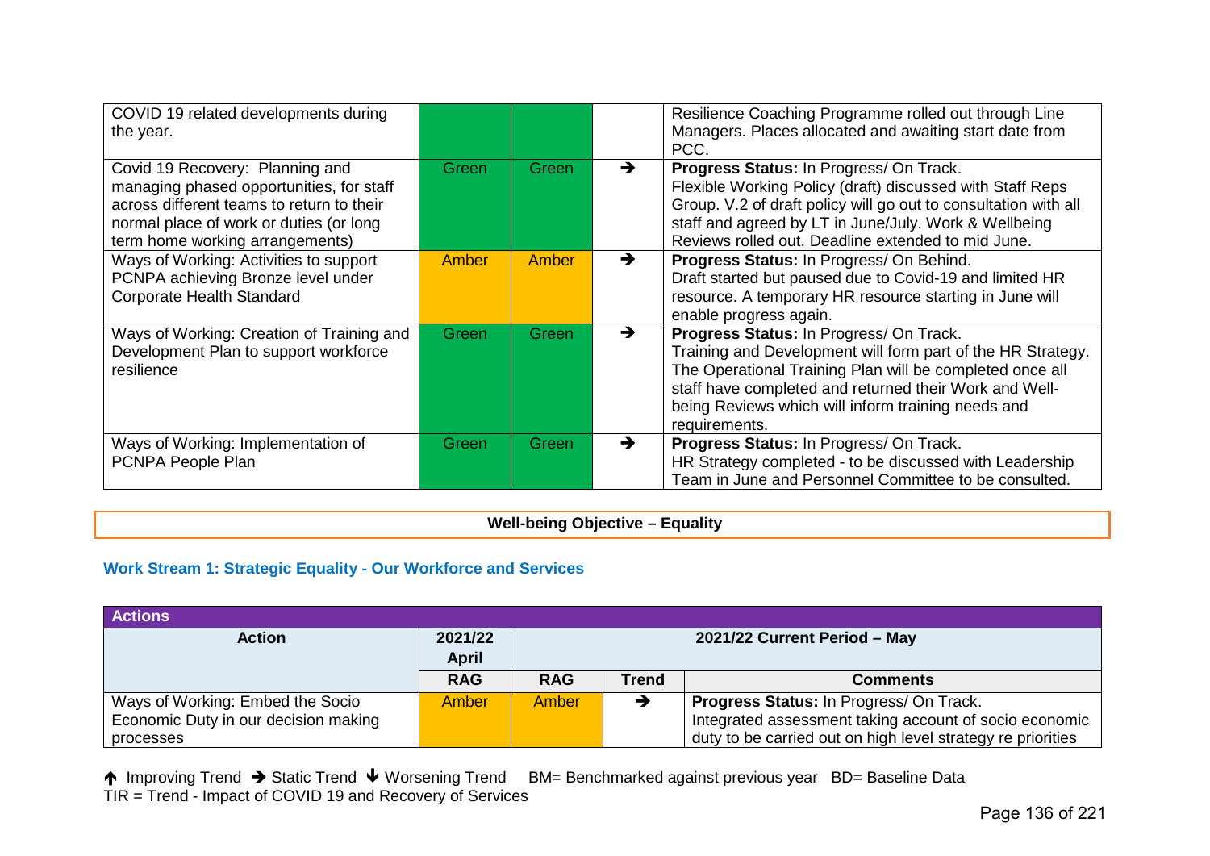| | | | | |
|---|---|---|---|---|
| COVID 19 related developments during the year. | | | | Resilience Coaching Programme rolled out through Line Managers. Places allocated and awaiting start date from PCC. |
| Covid 19 Recovery: Planning and managing phased opportunities, for staff across different teams to return to their normal place of work or duties (or long term home working arrangements) | Green | Green | ➔ | **Progress Status:** In Progress/ On Track. Flexible Working Policy (draft) discussed with Staff Reps Group. V.2 of draft policy will go out to consultation with all staff and agreed by LT in June/July. Work & Wellbeing Reviews rolled out. Deadline extended to mid June. |
| Ways of Working: Activities to support PCNPA achieving Bronze level under Corporate Health Standard | Amber | Amber | ➔ | **Progress Status:** In Progress/ On Behind. Draft started but paused due to Covid-19 and limited HR resource. A temporary HR resource starting in June will enable progress again. |
| Ways of Working: Creation of Training and Development Plan to support workforce resilience | Green | Green | ➔ | **Progress Status:** In Progress/ On Track. Training and Development will form part of the HR Strategy. The Operational Training Plan will be completed once all staff have completed and returned their Work and Well-being Reviews which will inform training needs and requirements. |
| Ways of Working: Implementation of PCNPA People Plan | Green | Green | ➔ | **Progress Status:** In Progress/ On Track. HR Strategy completed - to be discussed with Leadership Team in June and Personnel Committee to be consulted. |

## Well-being Objective – Equality

### Work Stream 1: Strategic Equality - Our Workforce and Services

**Actions**

| Action | 2021/22 April | 2021/22 Current Period – May | | |
|---|---|---|---|---|
| | RAG | RAG | Trend | Comments |
| Ways of Working: Embed the Socio Economic Duty in our decision making processes | Amber | Amber | ➔ | **Progress Status:** In Progress/ On Track. Integrated assessment taking account of socio economic duty to be carried out on high level strategy re priorities |

🡅 Improving Trend ➔ Static Trend 🡇 Worsening Trend BM= Benchmarked against previous year BD= Baseline Data
TIR = Trend - Impact of COVID 19 and Recovery of Services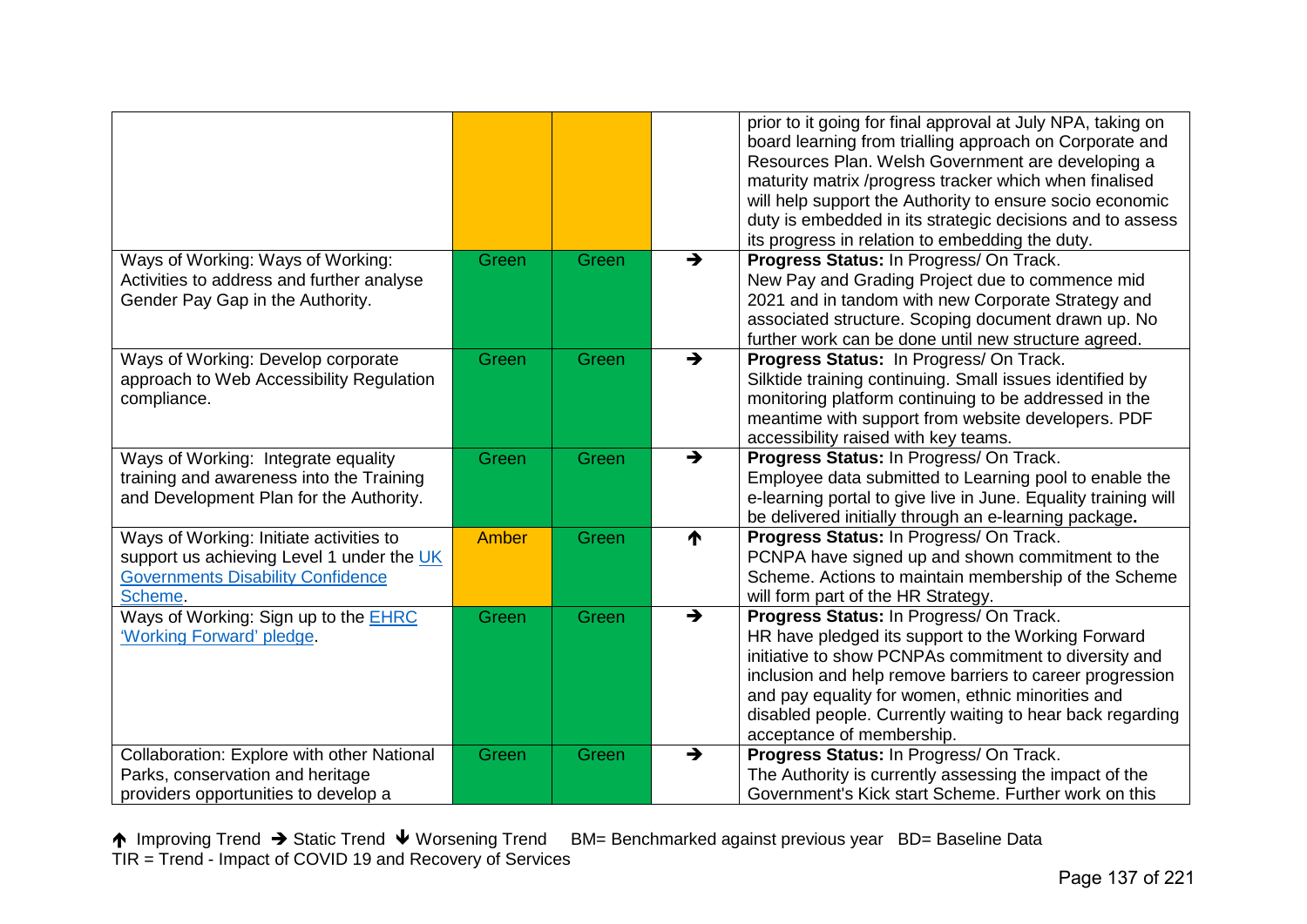| | | | | |
|---|---|---|---|---|
| | | | | prior to it going for final approval at July NPA, taking on board learning from trialling approach on Corporate and Resources Plan. Welsh Government are developing a maturity matrix /progress tracker which when finalised will help support the Authority to ensure socio economic duty is embedded in its strategic decisions and to assess its progress in relation to embedding the duty. |
| Ways of Working: Ways of Working: Activities to address and further analyse Gender Pay Gap in the Authority. | Green | Green | → | **Progress Status:** In Progress/ On Track. New Pay and Grading Project due to commence mid 2021 and in tandom with new Corporate Strategy and associated structure. Scoping document drawn up. No further work can be done until new structure agreed. |
| Ways of Working: Develop corporate approach to Web Accessibility Regulation compliance. | Green | Green | → | **Progress Status:** In Progress/ On Track. Silktide training continuing. Small issues identified by monitoring platform continuing to be addressed in the meantime with support from website developers. PDF accessibility raised with key teams. |
| Ways of Working: Integrate equality training and awareness into the Training and Development Plan for the Authority. | Green | Green | → | **Progress Status:** In Progress/ On Track. Employee data submitted to Learning pool to enable the e-learning portal to give live in June. Equality training will be delivered initially through an e-learning package**.** |
| Ways of Working: Initiate activities to support us achieving Level 1 under the UK Governments Disability Confidence Scheme. | Amber | Green | ↑ | **Progress Status:** In Progress/ On Track. PCNPA have signed up and shown commitment to the Scheme. Actions to maintain membership of the Scheme will form part of the HR Strategy. |
| Ways of Working: Sign up to the EHRC 'Working Forward' pledge. | Green | Green | → | **Progress Status:** In Progress/ On Track. HR have pledged its support to the Working Forward initiative to show PCNPAs commitment to diversity and inclusion and help remove barriers to career progression and pay equality for women, ethnic minorities and disabled people. Currently waiting to hear back regarding acceptance of membership. |
| Collaboration: Explore with other National Parks, conservation and heritage providers opportunities to develop a | Green | Green | → | **Progress Status:** In Progress/ On Track. The Authority is currently assessing the impact of the Government's Kick start Scheme. Further work on this |

↑ Improving Trend → Static Trend ↓ Worsening Trend BM= Benchmarked against previous year BD= Baseline Data
TIR = Trend - Impact of COVID 19 and Recovery of Services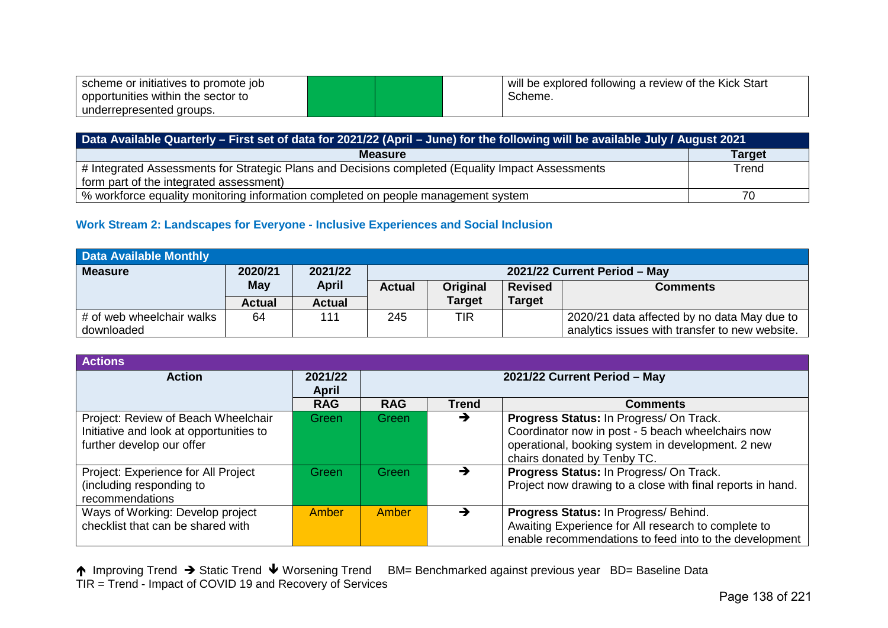| scheme or initiatives to promote job opportunities within the sector to underrepresented groups. | | | | will be explored following a review of the Kick Start Scheme. |
|---|---|---|---|---|

| Data Available Quarterly – First set of data for 2021/22 (April – June) for the following will be available July / August 2021 | |
|---|---|
| **Measure** | **Target** |
| # Integrated Assessments for Strategic Plans and Decisions completed (Equality Impact Assessments form part of the integrated assessment) | Trend |
| % workforce equality monitoring information completed on people management system | 70 |

### Work Stream 2: Landscapes for Everyone - Inclusive Experiences and Social Inclusion

| Data Available Monthly | | | | | | |
|---|---|---|---|---|---|---|
| **Measure** | **2020/21 May Actual** | **2021/22 April Actual** | **2021/22 Current Period – May** | | | |
| | | | **Actual** | **Original Target** | **Revised Target** | **Comments** |
| # of web wheelchair walks downloaded | 64 | 111 | 245 | TIR | | 2020/21 data affected by no data May due to analytics issues with transfer to new website. |

| Actions | | | | |
|---|---|---|---|---|
| **Action** | **2021/22 April** | **2021/22 Current Period – May** | | |
| | **RAG** | **RAG** | **Trend** | **Comments** |
| Project: Review of Beach Wheelchair Initiative and look at opportunities to further develop our offer | Green | Green | → | **Progress Status:** In Progress/ On Track. Coordinator now in post - 5 beach wheelchairs now operational, booking system in development. 2 new chairs donated by Tenby TC. |
| Project: Experience for All Project (including responding to recommendations | Green | Green | → | **Progress Status:** In Progress/ On Track. Project now drawing to a close with final reports in hand. |
| Ways of Working: Develop project checklist that can be shared with | Amber | Amber | → | **Progress Status:** In Progress/ Behind. Awaiting Experience for All research to complete to enable recommendations to feed into to the development |

↑ Improving Trend → Static Trend ↓ Worsening Trend BM= Benchmarked against previous year BD= Baseline Data
TIR = Trend - Impact of COVID 19 and Recovery of Services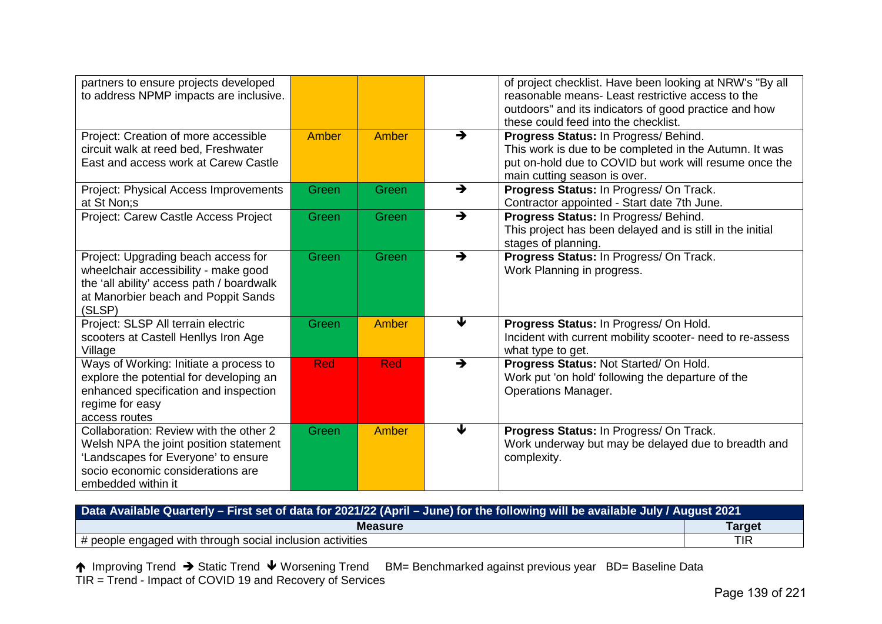| | | | | |
|---|---|---|---|---|
| partners to ensure projects developed to address NPMP impacts are inclusive. | | | | of project checklist. Have been looking at NRW's "By all reasonable means- Least restrictive access to the outdoors" and its indicators of good practice and how these could feed into the checklist. |
| Project: Creation of more accessible circuit walk at reed bed, Freshwater East and access work at Carew Castle | Amber | Amber | → | **Progress Status:** In Progress/ Behind. This work is due to be completed in the Autumn. It was put on-hold due to COVID but work will resume once the main cutting season is over. |
| Project: Physical Access Improvements at St Non;s | Green | Green | → | **Progress Status:** In Progress/ On Track. Contractor appointed - Start date 7th June. |
| Project: Carew Castle Access Project | Green | Green | → | **Progress Status:** In Progress/ Behind. This project has been delayed and is still in the initial stages of planning. |
| Project: Upgrading beach access for wheelchair accessibility - make good the 'all ability' access path / boardwalk at Manorbier beach and Poppit Sands (SLSP) | Green | Green | → | **Progress Status:** In Progress/ On Track. Work Planning in progress. |
| Project: SLSP All terrain electric scooters at Castell Henllys Iron Age Village | Green | Amber | ↓ | **Progress Status:** In Progress/ On Hold. Incident with current mobility scooter- need to re-assess what type to get. |
| Ways of Working: Initiate a process to explore the potential for developing an enhanced specification and inspection regime for easy access routes | Red | Red | → | **Progress Status:** Not Started/ On Hold. Work put 'on hold' following the departure of the Operations Manager. |
| Collaboration: Review with the other 2 Welsh NPA the joint position statement 'Landscapes for Everyone' to ensure socio economic considerations are embedded within it | Green | Amber | ↓ | **Progress Status:** In Progress/ On Track. Work underway but may be delayed due to breadth and complexity. |

| **Data Available Quarterly – First set of data for 2021/22 (April – June) for the following will be available July / August 2021** | |
|---|---|
| **Measure** | **Target** |
| # people engaged with through social inclusion activities | TIR |

↑ Improving Trend → Static Trend ↓ Worsening Trend BM= Benchmarked against previous year BD= Baseline Data
TIR = Trend - Impact of COVID 19 and Recovery of Services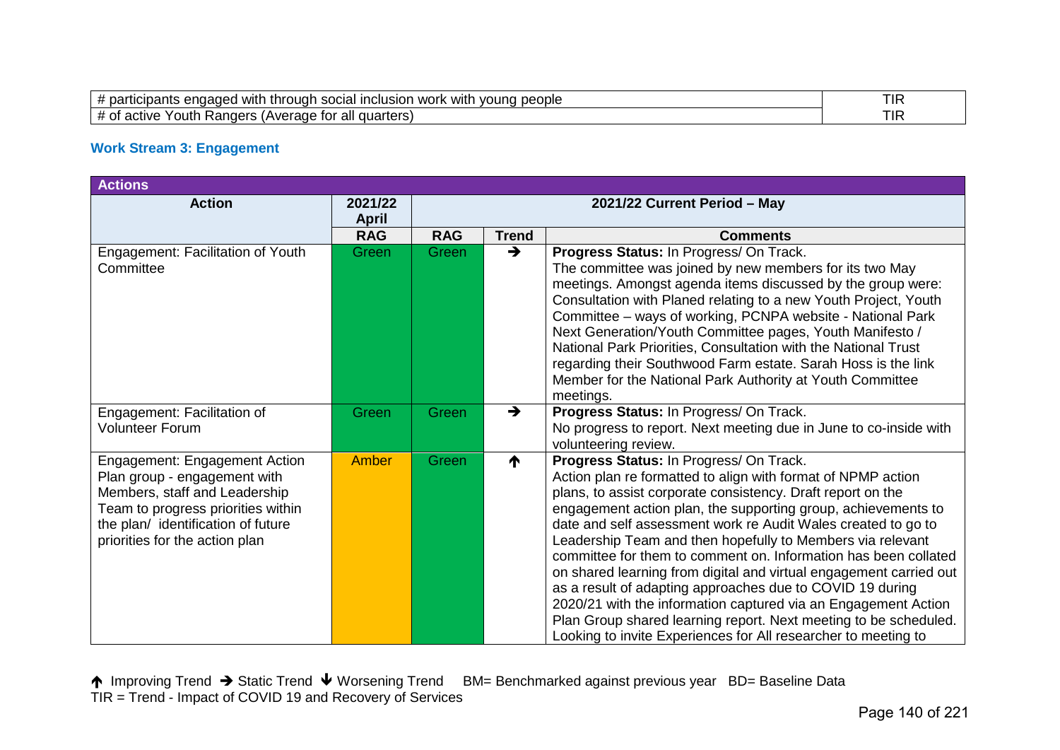| | |
|---|---|
| # participants engaged with through social inclusion work with young people | TIR |
| # of active Youth Rangers (Average for all quarters) | TIR |

### Work Stream 3: Engagement

| Actions | | | | |
|---|---|---|---|---|
| **Action** | **2021/22 April** | **2021/22 Current Period – May** | | |
| | **RAG** | **RAG** | **Trend** | **Comments** |
| Engagement: Facilitation of Youth Committee | Green | Green | ➔ | **Progress Status:** In Progress/ On Track. The committee was joined by new members for its two May meetings. Amongst agenda items discussed by the group were: Consultation with Planed relating to a new Youth Project, Youth Committee – ways of working, PCNPA website - National Park Next Generation/Youth Committee pages, Youth Manifesto / National Park Priorities, Consultation with the National Trust regarding their Southwood Farm estate. Sarah Hoss is the link Member for the National Park Authority at Youth Committee meetings. |
| Engagement: Facilitation of Volunteer Forum | Green | Green | ➔ | **Progress Status:** In Progress/ On Track. No progress to report. Next meeting due in June to co-inside with volunteering review. |
| Engagement: Engagement Action Plan group - engagement with Members, staff and Leadership Team to progress priorities within the plan/ identification of future priorities for the action plan | Amber | Green | 🡅 | **Progress Status:** In Progress/ On Track. Action plan re formatted to align with format of NPMP action plans, to assist corporate consistency. Draft report on the engagement action plan, the supporting group, achievements to date and self assessment work re Audit Wales created to go to Leadership Team and then hopefully to Members via relevant committee for them to comment on. Information has been collated on shared learning from digital and virtual engagement carried out as a result of adapting approaches due to COVID 19 during 2020/21 with the information captured via an Engagement Action Plan Group shared learning report. Next meeting to be scheduled. Looking to invite Experiences for All researcher to meeting to |

🡅 Improving Trend ➔ Static Trend 🡇 Worsening Trend BM= Benchmarked against previous year BD= Baseline Data
TIR = Trend - Impact of COVID 19 and Recovery of Services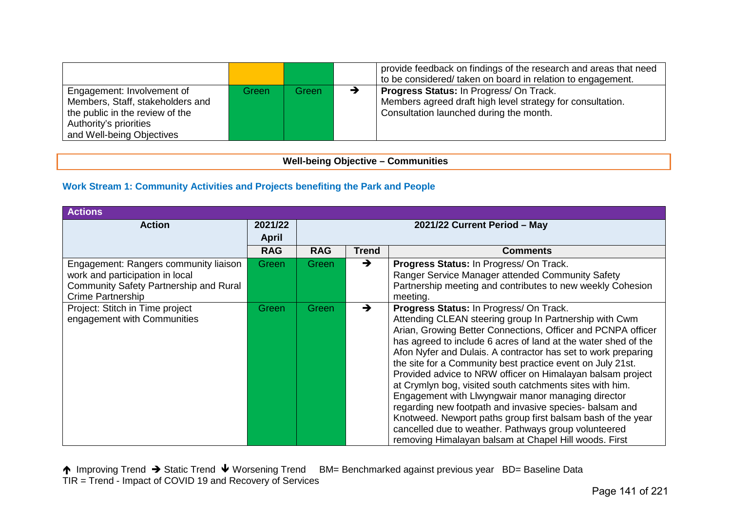|  |  |  |  | provide feedback on findings of the research and areas that need to be considered/ taken on board in relation to engagement. |
|---|---|---|---|---|
| Engagement: Involvement of Members, Staff, stakeholders and the public in the review of the Authority's priorities and Well-being Objectives | Green | Green | ➔ | **Progress Status:** In Progress/ On Track. Members agreed draft high level strategy for consultation. Consultation launched during the month. |

**Well-being Objective – Communities**

### Work Stream 1: Community Activities and Projects benefiting the Park and People

| Actions | | | | |
|---|---|---|---|---|
| **Action** | **2021/22 April** | **2021/22 Current Period – May** | | |
| | **RAG** | **RAG** | **Trend** | **Comments** |
| Engagement: Rangers community liaison work and participation in local Community Safety Partnership and Rural Crime Partnership | Green | Green | ➔ | **Progress Status:** In Progress/ On Track. Ranger Service Manager attended Community Safety Partnership meeting and contributes to new weekly Cohesion meeting. |
| Project: Stitch in Time project engagement with Communities | Green | Green | ➔ | **Progress Status:** In Progress/ On Track. Attending CLEAN steering group In Partnership with Cwm Arian, Growing Better Connections, Officer and PCNPA officer has agreed to include 6 acres of land at the water shed of the Afon Nyfer and Dulais. A contractor has set to work preparing the site for a Community best practice event on July 21st. Provided advice to NRW officer on Himalayan balsam project at Crymlyn bog, visited south catchments sites with him. Engagement with Llwyngwair manor managing director regarding new footpath and invasive species- balsam and Knotweed. Newport paths group first balsam bash of the year cancelled due to weather. Pathways group volunteered removing Himalayan balsam at Chapel Hill woods. First |

↑ Improving Trend ➔ Static Trend ↓ Worsening Trend BM= Benchmarked against previous year BD= Baseline Data
TIR = Trend - Impact of COVID 19 and Recovery of Services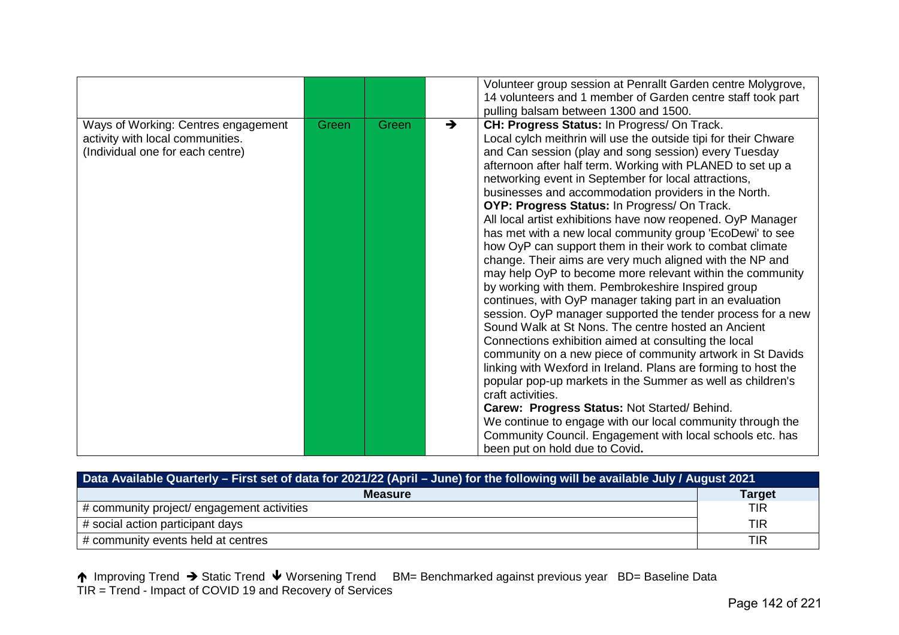| | | | | |
|---|---|---|---|---|
| | | | | Volunteer group session at Penrallt Garden centre Molygrove, 14 volunteers and 1 member of Garden centre staff took part pulling balsam between 1300 and 1500. |
| Ways of Working: Centres engagement activity with local communities. (Individual one for each centre) | Green | Green | → | **CH: Progress Status:** In Progress/ On Track.<br>Local cylch meithrin will use the outside tipi for their Chware and Can session (play and song session) every Tuesday afternoon after half term. Working with PLANED to set up a networking event in September for local attractions, businesses and accommodation providers in the North.<br>**OYP: Progress Status:** In Progress/ On Track.<br>All local artist exhibitions have now reopened. OyP Manager has met with a new local community group 'EcoDewi' to see how OyP can support them in their work to combat climate change. Their aims are very much aligned with the NP and may help OyP to become more relevant within the community by working with them. Pembrokeshire Inspired group continues, with OyP manager taking part in an evaluation session. OyP manager supported the tender process for a new Sound Walk at St Nons. The centre hosted an Ancient Connections exhibition aimed at consulting the local community on a new piece of community artwork in St Davids linking with Wexford in Ireland. Plans are forming to host the popular pop-up markets in the Summer as well as children's craft activities.<br>**Carew: Progress Status:** Not Started/ Behind.<br>We continue to engage with our local community through the Community Council. Engagement with local schools etc. has been put on hold due to Covid. |

| Data Available Quarterly – First set of data for 2021/22 (April – June) for the following will be available July / August 2021 | |
|---|---|
| **Measure** | **Target** |
| # community project/ engagement activities | TIR |
| # social action participant days | TIR |
| # community events held at centres | TIR |

↑ Improving Trend → Static Trend ↓ Worsening Trend  BM= Benchmarked against previous year  BD= Baseline Data
TIR = Trend - Impact of COVID 19 and Recovery of Services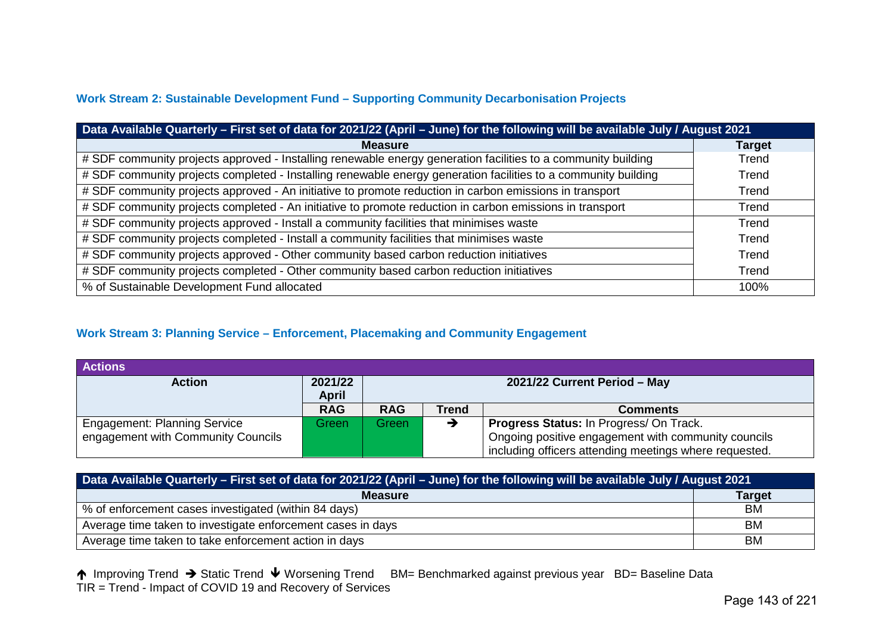### Work Stream 2: Sustainable Development Fund – Supporting Community Decarbonisation Projects

| Data Available Quarterly – First set of data for 2021/22 (April – June) for the following will be available July / August 2021 | |
|---|---|
| **Measure** | **Target** |
| # SDF community projects approved - Installing renewable energy generation facilities to a community building | Trend |
| # SDF community projects completed - Installing renewable energy generation facilities to a community building | Trend |
| # SDF community projects approved - An initiative to promote reduction in carbon emissions in transport | Trend |
| # SDF community projects completed - An initiative to promote reduction in carbon emissions in transport | Trend |
| # SDF community projects approved - Install a community facilities that minimises waste | Trend |
| # SDF community projects completed - Install a community facilities that minimises waste | Trend |
| # SDF community projects approved - Other community based carbon reduction initiatives | Trend |
| # SDF community projects completed - Other community based carbon reduction initiatives | Trend |
| % of Sustainable Development Fund allocated | 100% |

### Work Stream 3: Planning Service – Enforcement, Placemaking and Community Engagement

| Actions | | | | |
|---|---|---|---|---|
| **Action** | **2021/22 April** | **2021/22 Current Period – May** | | |
| | **RAG** | **RAG** | **Trend** | **Comments** |
| Engagement: Planning Service engagement with Community Councils | Green | Green | ➔ | **Progress Status:** In Progress/ On Track. Ongoing positive engagement with community councils including officers attending meetings where requested. |

| Data Available Quarterly – First set of data for 2021/22 (April – June) for the following will be available July / August 2021 | |
|---|---|
| **Measure** | **Target** |
| % of enforcement cases investigated (within 84 days) | BM |
| Average time taken to investigate enforcement cases in days | BM |
| Average time taken to take enforcement action in days | BM |

↑ Improving Trend ➔ Static Trend ↓ Worsening Trend BM= Benchmarked against previous year BD= Baseline Data
TIR = Trend - Impact of COVID 19 and Recovery of Services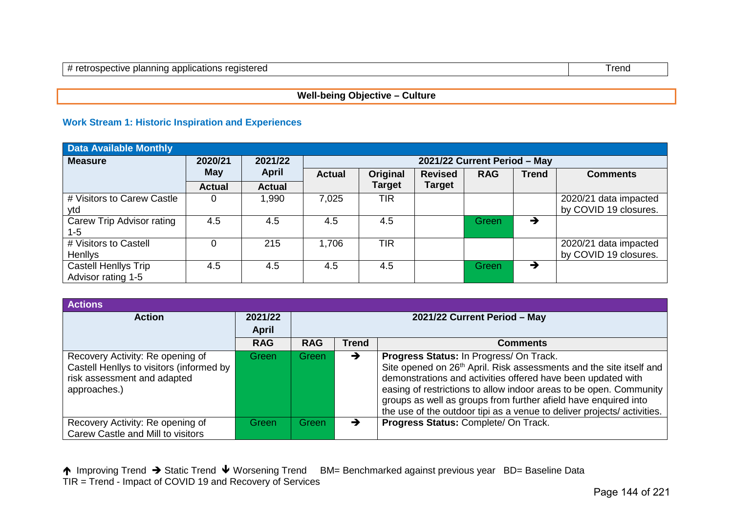| # retrospective planning applications registered | Trend |
|---|---|

## Well-being Objective – Culture

### Work Stream 1: Historic Inspiration and Experiences

**Data Available Monthly**

| Measure | 2020/21 May | 2021/22 April | 2021/22 Current Period – May | | | | | |
|---|---|---|---|---|---|---|---|---|
| | Actual | Actual | Actual | Original Target | Revised Target | RAG | Trend | Comments |
| # Visitors to Carew Castle ytd | 0 | 1,990 | 7,025 | TIR | | | | 2020/21 data impacted by COVID 19 closures. |
| Carew Trip Advisor rating 1-5 | 4.5 | 4.5 | 4.5 | 4.5 | | Green | → | |
| # Visitors to Castell Henllys | 0 | 215 | 1,706 | TIR | | | | 2020/21 data impacted by COVID 19 closures. |
| Castell Henllys Trip Advisor rating 1-5 | 4.5 | 4.5 | 4.5 | 4.5 | | Green | → | |

**Actions**

| Action | 2021/22 April | 2021/22 Current Period – May | | |
|---|---|---|---|---|
| | RAG | RAG | Trend | Comments |
| Recovery Activity: Re opening of Castell Henllys to visitors (informed by risk assessment and adapted approaches.) | Green | Green | → | **Progress Status:** In Progress/ On Track. Site opened on 26th April. Risk assessments and the site itself and demonstrations and activities offered have been updated with easing of restrictions to allow indoor areas to be open. Community groups as well as groups from further afield have enquired into the use of the outdoor tipi as a venue to deliver projects/ activities. |
| Recovery Activity: Re opening of Carew Castle and Mill to visitors | Green | Green | → | **Progress Status:** Complete/ On Track. |

↑ Improving Trend → Static Trend ↓ Worsening Trend BM= Benchmarked against previous year BD= Baseline Data
TIR = Trend - Impact of COVID 19 and Recovery of Services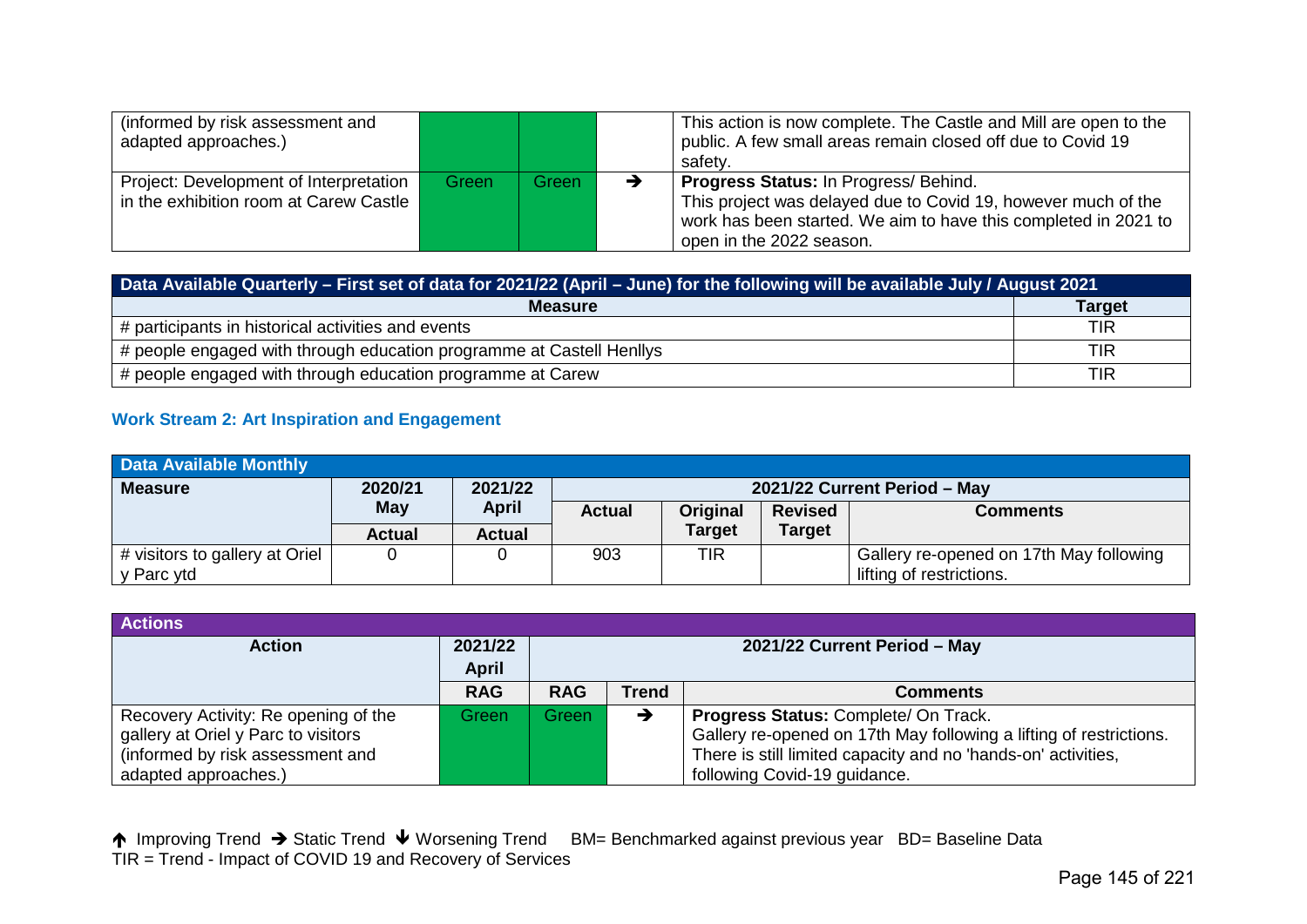| | | | | |
|---|---|---|---|---|
| (informed by risk assessment and adapted approaches.) | | | | This action is now complete. The Castle and Mill are open to the public. A few small areas remain closed off due to Covid 19 safety. |
| Project: Development of Interpretation in the exhibition room at Carew Castle | Green | Green | → | **Progress Status:** In Progress/ Behind. This project was delayed due to Covid 19, however much of the work has been started. We aim to have this completed in 2021 to open in the 2022 season. |

| Data Available Quarterly – First set of data for 2021/22 (April – June) for the following will be available July / August 2021 | |
|---|---|
| **Measure** | **Target** |
| # participants in historical activities and events | TIR |
| # people engaged with through education programme at Castell Henllys | TIR |
| # people engaged with through education programme at Carew | TIR |

### Work Stream 2: Art Inspiration and Engagement

| Data Available Monthly | | | | | | |
|---|---|---|---|---|---|---|
| **Measure** | **2020/21 May** | **2021/22 April** | **2021/22 Current Period – May** | | | |
| | **Actual** | **Actual** | **Actual** | **Original Target** | **Revised Target** | **Comments** |
| # visitors to gallery at Oriel y Parc ytd | 0 | 0 | 903 | TIR | | Gallery re-opened on 17th May following lifting of restrictions. |

| Actions | | | | |
|---|---|---|---|---|
| **Action** | **2021/22 April** | **2021/22 Current Period – May** | | |
| | **RAG** | **RAG** | **Trend** | **Comments** |
| Recovery Activity: Re opening of the gallery at Oriel y Parc to visitors (informed by risk assessment and adapted approaches.) | Green | Green | → | **Progress Status:** Complete/ On Track. Gallery re-opened on 17th May following a lifting of restrictions. There is still limited capacity and no 'hands-on' activities, following Covid-19 guidance. |

↑ Improving Trend → Static Trend ↓ Worsening Trend BM= Benchmarked against previous year BD= Baseline Data
TIR = Trend - Impact of COVID 19 and Recovery of Services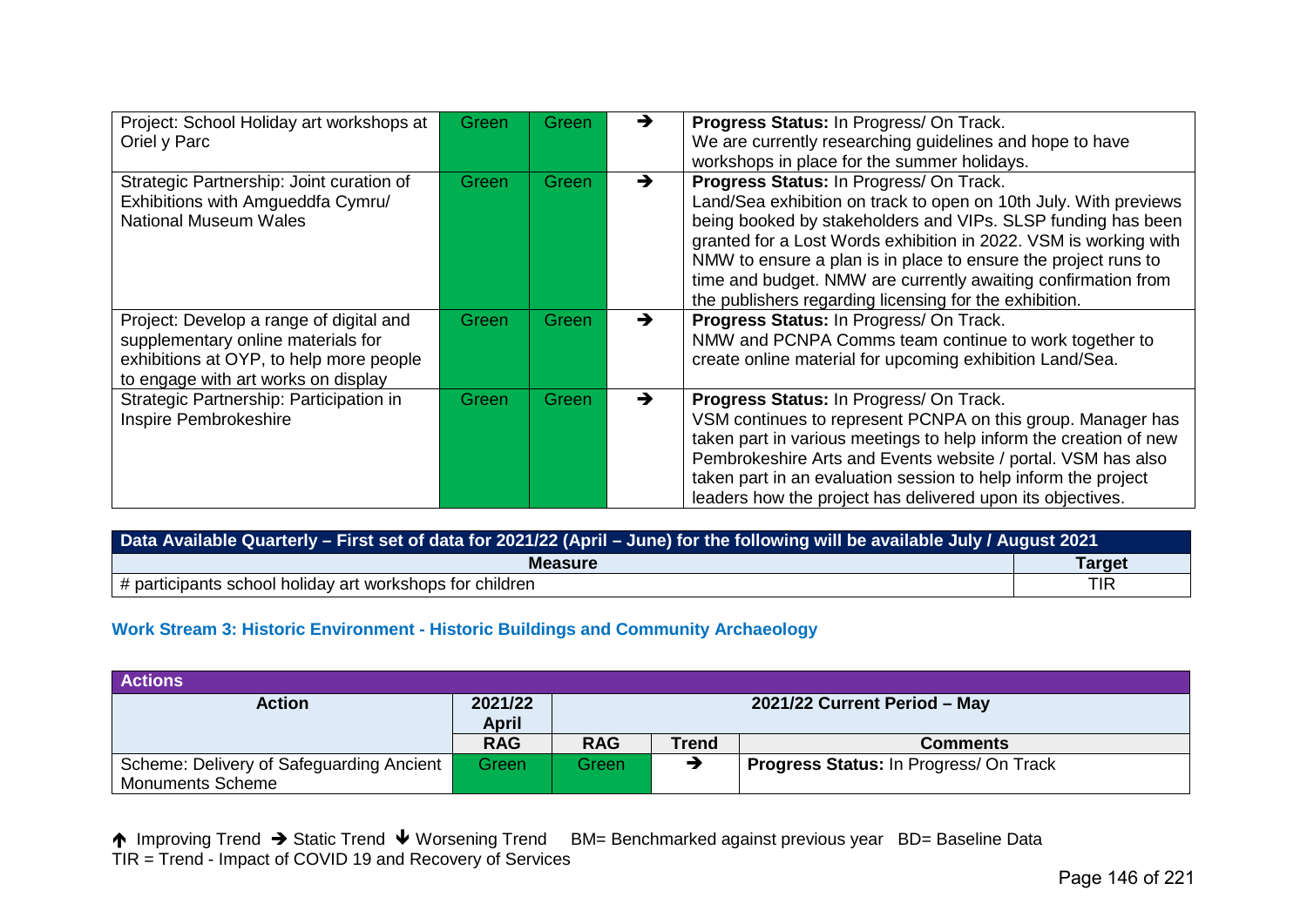| Project: School Holiday art workshops at Oriel y Parc | Green | Green | → | **Progress Status:** In Progress/ On Track. We are currently researching guidelines and hope to have workshops in place for the summer holidays. |
|---|---|---|---|---|
| Strategic Partnership: Joint curation of Exhibitions with Amgueddfa Cymru/ National Museum Wales | Green | Green | → | **Progress Status:** In Progress/ On Track. Land/Sea exhibition on track to open on 10th July. With previews being booked by stakeholders and VIPs. SLSP funding has been granted for a Lost Words exhibition in 2022. VSM is working with NMW to ensure a plan is in place to ensure the project runs to time and budget. NMW are currently awaiting confirmation from the publishers regarding licensing for the exhibition. |
| Project: Develop a range of digital and supplementary online materials for exhibitions at OYP, to help more people to engage with art works on display | Green | Green | → | **Progress Status:** In Progress/ On Track. NMW and PCNPA Comms team continue to work together to create online material for upcoming exhibition Land/Sea. |
| Strategic Partnership: Participation in Inspire Pembrokeshire | Green | Green | → | **Progress Status:** In Progress/ On Track. VSM continues to represent PCNPA on this group. Manager has taken part in various meetings to help inform the creation of new Pembrokeshire Arts and Events website / portal. VSM has also taken part in an evaluation session to help inform the project leaders how the project has delivered upon its objectives. |

| Data Available Quarterly – First set of data for 2021/22 (April – June) for the following will be available July / August 2021 | |
|---|---|
| **Measure** | **Target** |
| # participants school holiday art workshops for children | TIR |

### Work Stream 3: Historic Environment - Historic Buildings and Community Archaeology

| Actions | | | | |
|---|---|---|---|---|
| **Action** | **2021/22 April** | **2021/22 Current Period – May** | | |
| | **RAG** | **RAG** | **Trend** | **Comments** |
| Scheme: Delivery of Safeguarding Ancient Monuments Scheme | Green | Green | → | **Progress Status:** In Progress/ On Track |

↑ Improving Trend → Static Trend ↓ Worsening Trend BM= Benchmarked against previous year BD= Baseline Data
TIR = Trend - Impact of COVID 19 and Recovery of Services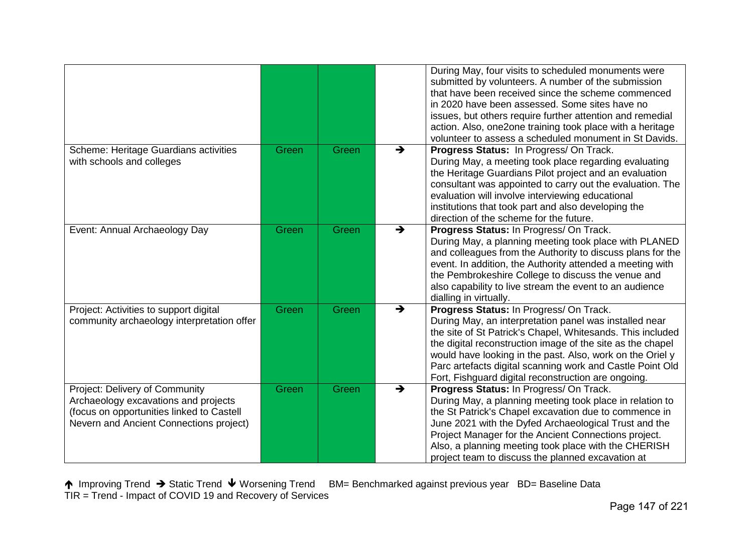| | | | | |
|---|---|---|---|---|
| | | | | During May, four visits to scheduled monuments were submitted by volunteers. A number of the submission that have been received since the scheme commenced in 2020 have been assessed. Some sites have no issues, but others require further attention and remedial action. Also, one2one training took place with a heritage volunteer to assess a scheduled monument in St Davids. |
| Scheme: Heritage Guardians activities with schools and colleges | Green | Green | ➔ | **Progress Status:** In Progress/ On Track. During May, a meeting took place regarding evaluating the Heritage Guardians Pilot project and an evaluation consultant was appointed to carry out the evaluation. The evaluation will involve interviewing educational institutions that took part and also developing the direction of the scheme for the future. |
| Event: Annual Archaeology Day | Green | Green | ➔ | **Progress Status:** In Progress/ On Track. During May, a planning meeting took place with PLANED and colleagues from the Authority to discuss plans for the event. In addition, the Authority attended a meeting with the Pembrokeshire College to discuss the venue and also capability to live stream the event to an audience dialling in virtually. |
| Project: Activities to support digital community archaeology interpretation offer | Green | Green | ➔ | **Progress Status:** In Progress/ On Track. During May, an interpretation panel was installed near the site of St Patrick's Chapel, Whitesands. This included the digital reconstruction image of the site as the chapel would have looking in the past. Also, work on the Oriel y Parc artefacts digital scanning work and Castle Point Old Fort, Fishguard digital reconstruction are ongoing. |
| Project: Delivery of Community Archaeology excavations and projects (focus on opportunities linked to Castell Nevern and Ancient Connections project) | Green | Green | ➔ | **Progress Status:** In Progress/ On Track. During May, a planning meeting took place in relation to the St Patrick's Chapel excavation due to commence in June 2021 with the Dyfed Archaeological Trust and the Project Manager for the Ancient Connections project. Also, a planning meeting took place with the CHERISH project team to discuss the planned excavation at |

🡡 Improving Trend ➔ Static Trend 🡣 Worsening Trend BM= Benchmarked against previous year BD= Baseline Data
TIR = Trend - Impact of COVID 19 and Recovery of Services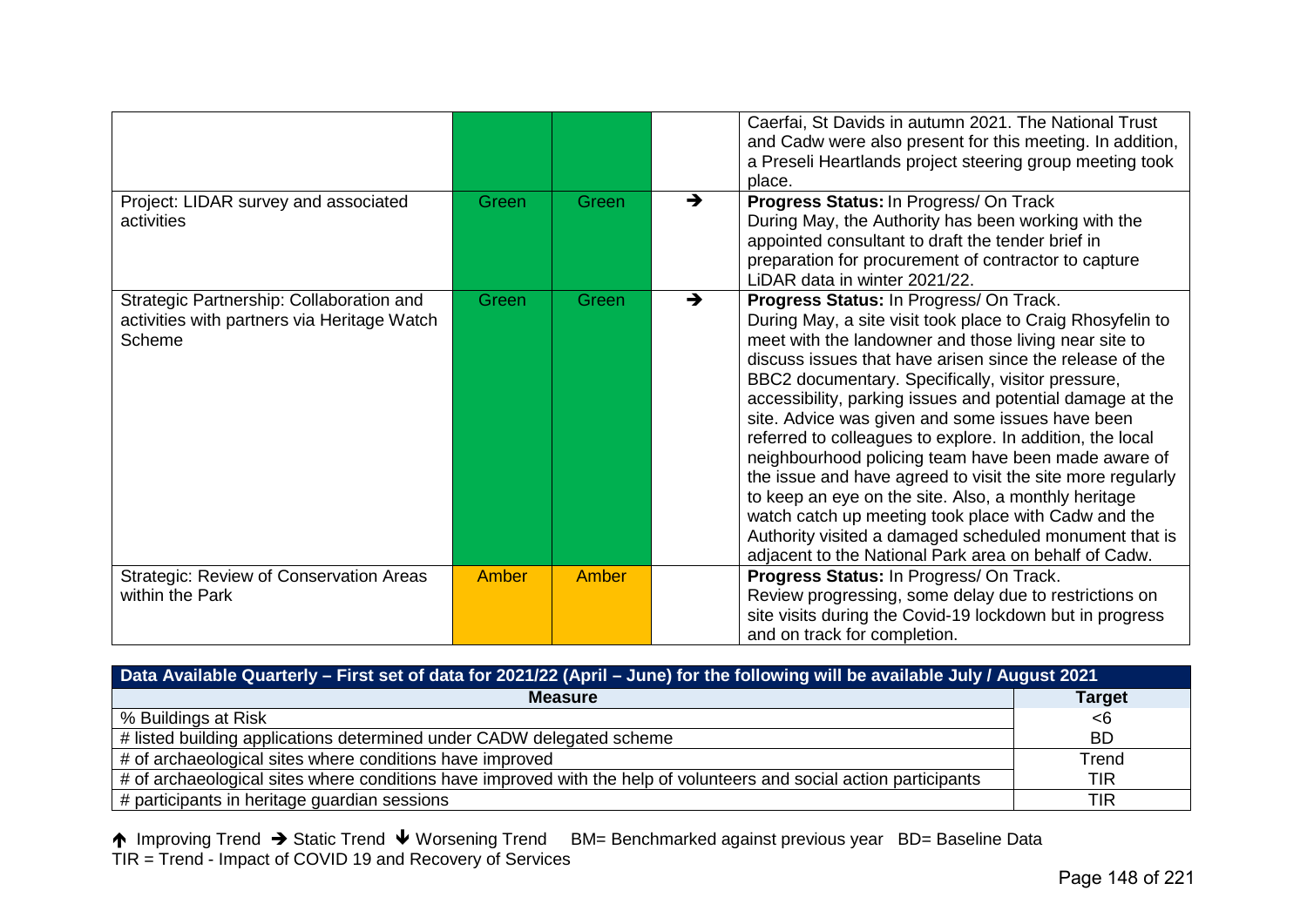| | | | | |
|---|---|---|---|---|
| | | | | Caerfai, St Davids in autumn 2021. The National Trust and Cadw were also present for this meeting. In addition, a Preseli Heartlands project steering group meeting took place. |
| Project: LIDAR survey and associated activities | Green | Green | → | **Progress Status:** In Progress/ On Track During May, the Authority has been working with the appointed consultant to draft the tender brief in preparation for procurement of contractor to capture LiDAR data in winter 2021/22. |
| Strategic Partnership: Collaboration and activities with partners via Heritage Watch Scheme | Green | Green | → | **Progress Status:** In Progress/ On Track. During May, a site visit took place to Craig Rhosyfelin to meet with the landowner and those living near site to discuss issues that have arisen since the release of the BBC2 documentary. Specifically, visitor pressure, accessibility, parking issues and potential damage at the site. Advice was given and some issues have been referred to colleagues to explore. In addition, the local neighbourhood policing team have been made aware of the issue and have agreed to visit the site more regularly to keep an eye on the site. Also, a monthly heritage watch catch up meeting took place with Cadw and the Authority visited a damaged scheduled monument that is adjacent to the National Park area on behalf of Cadw. |
| Strategic: Review of Conservation Areas within the Park | Amber | Amber | | **Progress Status:** In Progress/ On Track. Review progressing, some delay due to restrictions on site visits during the Covid-19 lockdown but in progress and on track for completion. |

| Data Available Quarterly – First set of data for 2021/22 (April – June) for the following will be available July / August 2021 | |
|---|---|
| **Measure** | **Target** |
| % Buildings at Risk | <6 |
| # listed building applications determined under CADW delegated scheme | BD |
| # of archaeological sites where conditions have improved | Trend |
| # of archaeological sites where conditions have improved with the help of volunteers and social action participants | TIR |
| # participants in heritage guardian sessions | TIR |

↑ Improving Trend → Static Trend ↓ Worsening Trend BM= Benchmarked against previous year BD= Baseline Data
TIR = Trend - Impact of COVID 19 and Recovery of Services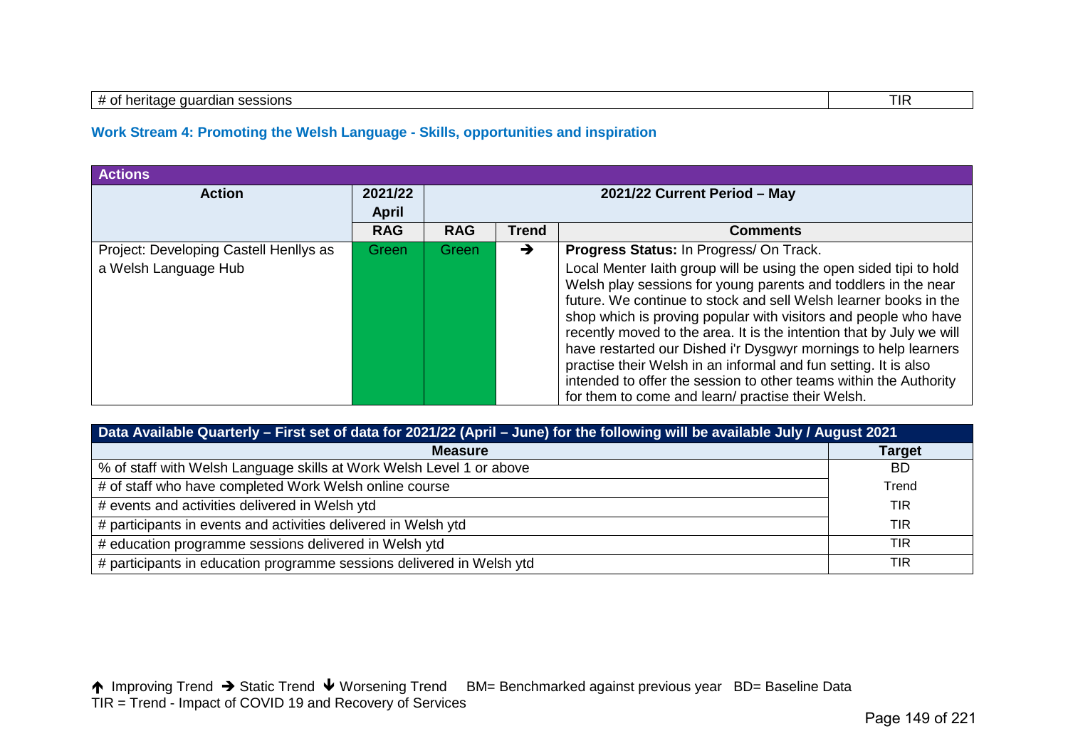| # of heritage guardian sessions | TIR |
|---|---|

### Work Stream 4: Promoting the Welsh Language - Skills, opportunities and inspiration

| **Actions** | | | | |
|---|---|---|---|---|
| **Action** | **2021/22 April** | **2021/22 Current Period – May** | | |
| | **RAG** | **RAG** | **Trend** | **Comments** |
| Project: Developing Castell Henllys as a Welsh Language Hub | Green | Green | ➔ | **Progress Status:** In Progress/ On Track. Local Menter Iaith group will be using the open sided tipi to hold Welsh play sessions for young parents and toddlers in the near future. We continue to stock and sell Welsh learner books in the shop which is proving popular with visitors and people who have recently moved to the area. It is the intention that by July we will have restarted our Dished i'r Dysgwyr mornings to help learners practise their Welsh in an informal and fun setting. It is also intended to offer the session to other teams within the Authority for them to come and learn/ practise their Welsh. |

| **Data Available Quarterly – First set of data for 2021/22 (April – June) for the following will be available July / August 2021** | |
|---|---|
| **Measure** | **Target** |
| % of staff with Welsh Language skills at Work Welsh Level 1 or above | BD |
| # of staff who have completed Work Welsh online course | Trend |
| # events and activities delivered in Welsh ytd | TIR |
| # participants in events and activities delivered in Welsh ytd | TIR |
| # education programme sessions delivered in Welsh ytd | TIR |
| # participants in education programme sessions delivered in Welsh ytd | TIR |

↑ Improving Trend ➔ Static Trend ↓ Worsening Trend BM= Benchmarked against previous year BD= Baseline Data
TIR = Trend - Impact of COVID 19 and Recovery of Services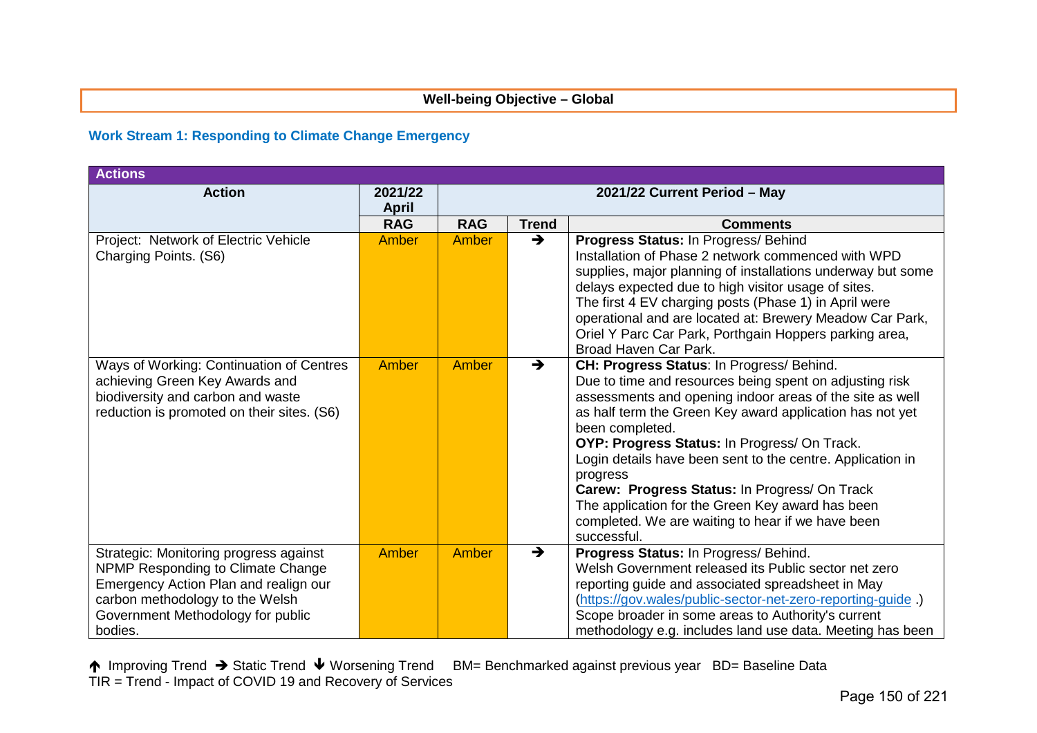**Well-being Objective – Global**

### Work Stream 1: Responding to Climate Change Emergency

| Actions | | | | |
|---|---|---|---|---|
| **Action** | **2021/22 April** | **2021/22 Current Period – May** | | |
| | **RAG** | **RAG** | **Trend** | **Comments** |
| Project: Network of Electric Vehicle Charging Points. (S6) | Amber | Amber | → | **Progress Status:** In Progress/ Behind<br>Installation of Phase 2 network commenced with WPD supplies, major planning of installations underway but some delays expected due to high visitor usage of sites.<br>The first 4 EV charging posts (Phase 1) in April were operational and are located at: Brewery Meadow Car Park, Oriel Y Parc Car Park, Porthgain Hoppers parking area, Broad Haven Car Park. |
| Ways of Working: Continuation of Centres achieving Green Key Awards and biodiversity and carbon and waste reduction is promoted on their sites. (S6) | Amber | Amber | → | **CH: Progress Status**: In Progress/ Behind.<br>Due to time and resources being spent on adjusting risk assessments and opening indoor areas of the site as well as half term the Green Key award application has not yet been completed.<br>**OYP: Progress Status:** In Progress/ On Track.<br>Login details have been sent to the centre. Application in progress<br>**Carew: Progress Status:** In Progress/ On Track<br>The application for the Green Key award has been completed. We are waiting to hear if we have been successful. |
| Strategic: Monitoring progress against NPMP Responding to Climate Change Emergency Action Plan and realign our carbon methodology to the Welsh Government Methodology for public bodies. | Amber | Amber | → | **Progress Status:** In Progress/ Behind.<br>Welsh Government released its Public sector net zero reporting guide and associated spreadsheet in May (https://gov.wales/public-sector-net-zero-reporting-guide .)<br>Scope broader in some areas to Authority's current methodology e.g. includes land use data. Meeting has been |

↑ Improving Trend → Static Trend ↓ Worsening Trend BM= Benchmarked against previous year BD= Baseline Data
TIR = Trend - Impact of COVID 19 and Recovery of Services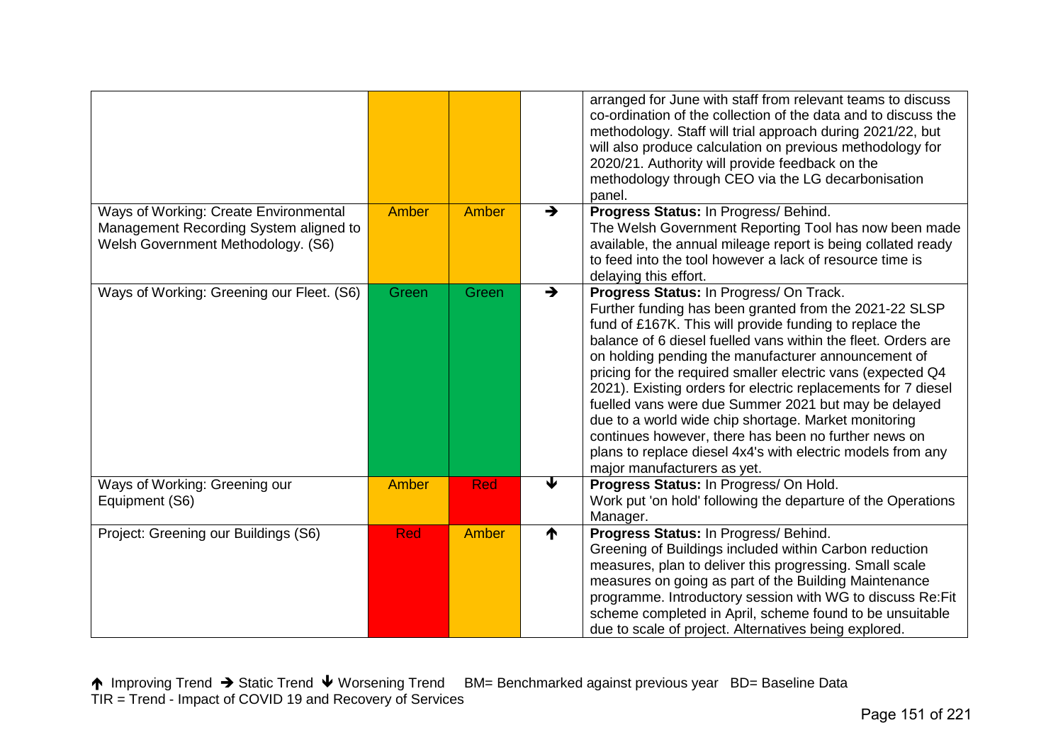| | | | | |
|---|---|---|---|---|
| | | | | arranged for June with staff from relevant teams to discuss co-ordination of the collection of the data and to discuss the methodology. Staff will trial approach during 2021/22, but will also produce calculation on previous methodology for 2020/21. Authority will provide feedback on the methodology through CEO via the LG decarbonisation panel. |
| Ways of Working: Create Environmental Management Recording System aligned to Welsh Government Methodology. (S6) | Amber | Amber | ➔ | **Progress Status:** In Progress/ Behind. The Welsh Government Reporting Tool has now been made available, the annual mileage report is being collated ready to feed into the tool however a lack of resource time is delaying this effort. |
| Ways of Working: Greening our Fleet. (S6) | Green | Green | ➔ | **Progress Status:** In Progress/ On Track. Further funding has been granted from the 2021-22 SLSP fund of £167K. This will provide funding to replace the balance of 6 diesel fuelled vans within the fleet. Orders are on holding pending the manufacturer announcement of pricing for the required smaller electric vans (expected Q4 2021). Existing orders for electric replacements for 7 diesel fuelled vans were due Summer 2021 but may be delayed due to a world wide chip shortage. Market monitoring continues however, there has been no further news on plans to replace diesel 4x4's with electric models from any major manufacturers as yet. |
| Ways of Working: Greening our Equipment (S6) | Amber | Red | 🡓 | **Progress Status:** In Progress/ On Hold. Work put 'on hold' following the departure of the Operations Manager. |
| Project: Greening our Buildings (S6) | Red | Amber | 🡑 | **Progress Status:** In Progress/ Behind. Greening of Buildings included within Carbon reduction measures, plan to deliver this progressing. Small scale measures on going as part of the Building Maintenance programme. Introductory session with WG to discuss Re:Fit scheme completed in April, scheme found to be unsuitable due to scale of project. Alternatives being explored. |

🡑 Improving Trend ➔ Static Trend 🡓 Worsening Trend BM= Benchmarked against previous year BD= Baseline Data
TIR = Trend - Impact of COVID 19 and Recovery of Services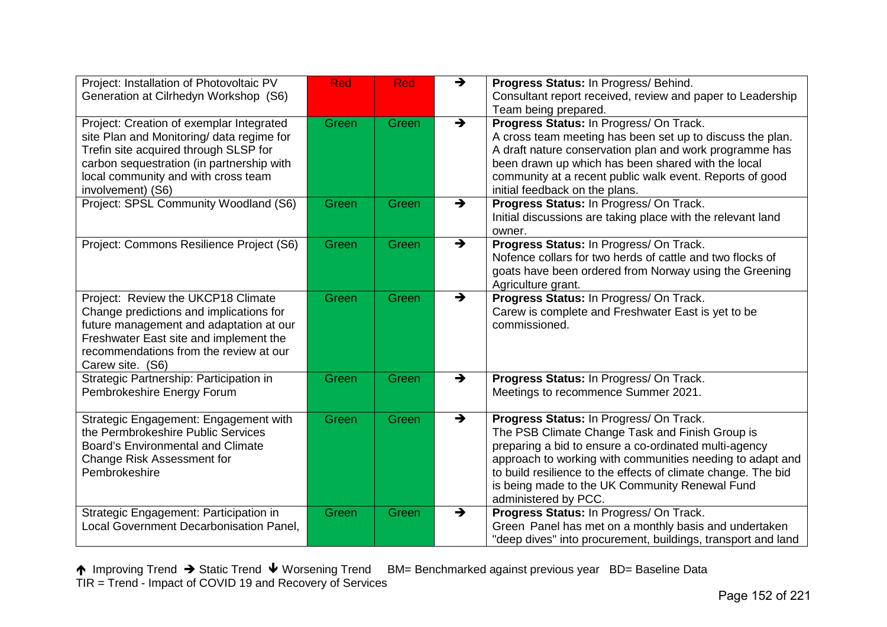| | | | | |
|---|---|---|---|---|
| Project: Installation of Photovoltaic PV Generation at Cilrhedyn Workshop (S6) | Red | Red | ➔ | **Progress Status:** In Progress/ Behind. Consultant report received, review and paper to Leadership Team being prepared. |
| Project: Creation of exemplar Integrated site Plan and Monitoring/ data regime for Trefin site acquired through SLSP for carbon sequestration (in partnership with local community and with cross team involvement) (S6) | Green | Green | ➔ | **Progress Status:** In Progress/ On Track. A cross team meeting has been set up to discuss the plan. A draft nature conservation plan and work programme has been drawn up which has been shared with the local community at a recent public walk event. Reports of good initial feedback on the plans. |
| Project: SPSL Community Woodland (S6) | Green | Green | ➔ | **Progress Status:** In Progress/ On Track. Initial discussions are taking place with the relevant land owner. |
| Project: Commons Resilience Project (S6) | Green | Green | ➔ | **Progress Status:** In Progress/ On Track. Nofence collars for two herds of cattle and two flocks of goats have been ordered from Norway using the Greening Agriculture grant. |
| Project: Review the UKCP18 Climate Change predictions and implications for future management and adaptation at our Freshwater East site and implement the recommendations from the review at our Carew site. (S6) | Green | Green | ➔ | **Progress Status:** In Progress/ On Track. Carew is complete and Freshwater East is yet to be commissioned. |
| Strategic Partnership: Participation in Pembrokeshire Energy Forum | Green | Green | ➔ | **Progress Status:** In Progress/ On Track. Meetings to recommence Summer 2021. |
| Strategic Engagement: Engagement with the Permbrokeshire Public Services Board's Environmental and Climate Change Risk Assessment for Pembrokeshire | Green | Green | ➔ | **Progress Status:** In Progress/ On Track. The PSB Climate Change Task and Finish Group is preparing a bid to ensure a co-ordinated multi-agency approach to working with communities needing to adapt and to build resilience to the effects of climate change. The bid is being made to the UK Community Renewal Fund administered by PCC. |
| Strategic Engagement: Participation in Local Government Decarbonisation Panel, | Green | Green | ➔ | **Progress Status:** In Progress/ On Track. Green Panel has met on a monthly basis and undertaken "deep dives" into procurement, buildings, transport and land |

↑ Improving Trend ➔ Static Trend ↓ Worsening Trend BM= Benchmarked against previous year BD= Baseline Data
TIR = Trend - Impact of COVID 19 and Recovery of Services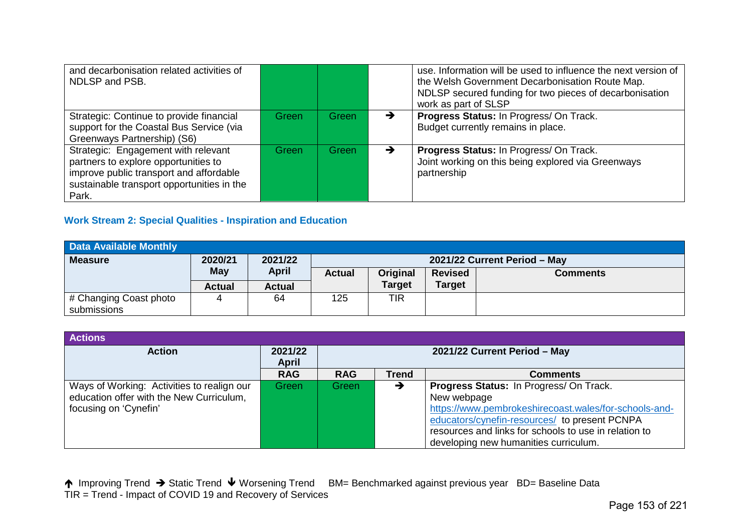| | | | | |
|---|---|---|---|---|
| and decarbonisation related activities of NDLSP and PSB. | | | | use. Information will be used to influence the next version of the Welsh Government Decarbonisation Route Map. NDLSP secured funding for two pieces of decarbonisation work as part of SLSP |
| Strategic: Continue to provide financial support for the Coastal Bus Service (via Greenways Partnership) (S6) | Green | Green | ➔ | **Progress Status:** In Progress/ On Track. Budget currently remains in place. |
| Strategic: Engagement with relevant partners to explore opportunities to improve public transport and affordable sustainable transport opportunities in the Park. | Green | Green | ➔ | **Progress Status:** In Progress/ On Track. Joint working on this being explored via Greenways partnership |

### Work Stream 2: Special Qualities - Inspiration and Education

| Data Available Monthly | | | | | | |
|---|---|---|---|---|---|---|
| **Measure** | **2020/21 May** | **2021/22 April** | **2021/22 Current Period – May** | | | |
| | **Actual** | **Actual** | **Actual** | **Original Target** | **Revised Target** | **Comments** |
| # Changing Coast photo submissions | 4 | 64 | 125 | TIR | | |

| Actions | | | | |
|---|---|---|---|---|
| **Action** | **2021/22 April** | **2021/22 Current Period – May** | | |
| | **RAG** | **RAG** | **Trend** | **Comments** |
| Ways of Working: Activities to realign our education offer with the New Curriculum, focusing on 'Cynefin' | Green | Green | ➔ | **Progress Status:** In Progress/ On Track. New webpage https://www.pembrokeshirecoast.wales/for-schools-and-educators/cynefin-resources/ to present PCNPA resources and links for schools to use in relation to developing new humanities curriculum. |

🡅 Improving Trend ➔ Static Trend 🡇 Worsening Trend BM= Benchmarked against previous year BD= Baseline Data
TIR = Trend - Impact of COVID 19 and Recovery of Services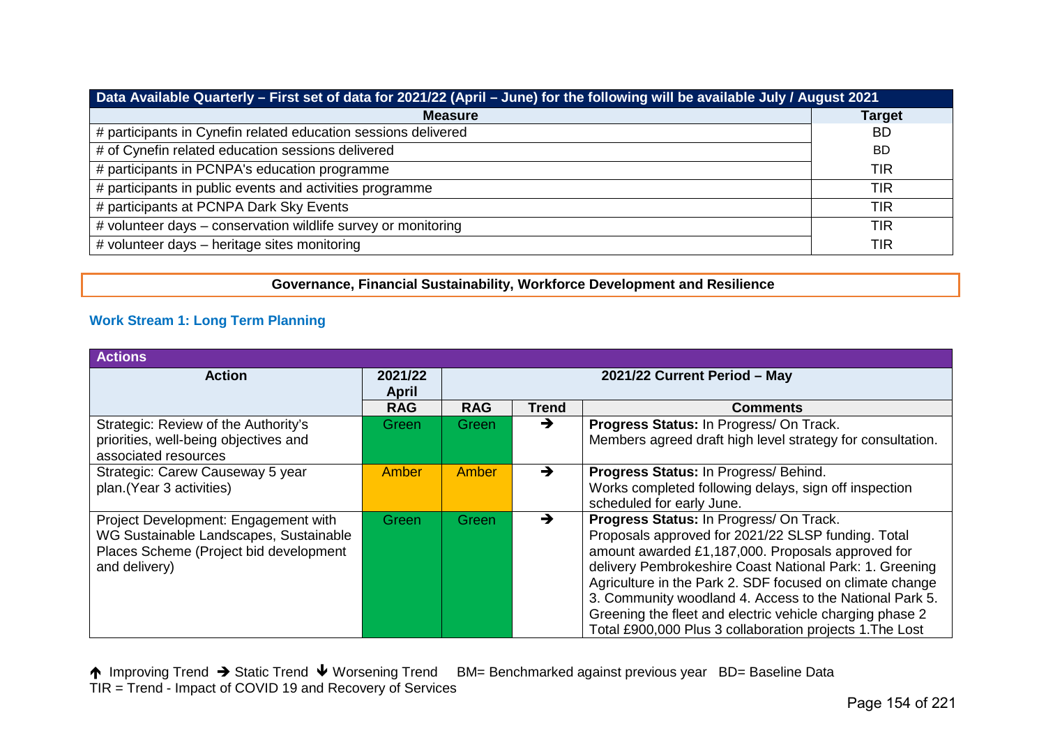| Data Available Quarterly – First set of data for 2021/22 (April – June) for the following will be available July / August 2021 | |
|---|---|
| **Measure** | **Target** |
| # participants in Cynefin related education sessions delivered | BD |
| # of Cynefin related education sessions delivered | BD |
| # participants in PCNPA's education programme | TIR |
| # participants in public events and activities programme | TIR |
| # participants at PCNPA Dark Sky Events | TIR |
| # volunteer days – conservation wildlife survey or monitoring | TIR |
| # volunteer days – heritage sites monitoring | TIR |

**Governance, Financial Sustainability, Workforce Development and Resilience**

### Work Stream 1: Long Term Planning

| Actions | | | | |
|---|---|---|---|---|
| **Action** | **2021/22 April** | **2021/22 Current Period – May** | | |
| | **RAG** | **RAG** | **Trend** | **Comments** |
| Strategic: Review of the Authority's priorities, well-being objectives and associated resources | Green | Green | → | **Progress Status:** In Progress/ On Track. Members agreed draft high level strategy for consultation. |
| Strategic: Carew Causeway 5 year plan.(Year 3 activities) | Amber | Amber | → | **Progress Status:** In Progress/ Behind. Works completed following delays, sign off inspection scheduled for early June. |
| Project Development: Engagement with WG Sustainable Landscapes, Sustainable Places Scheme (Project bid development and delivery) | Green | Green | → | **Progress Status:** In Progress/ On Track. Proposals approved for 2021/22 SLSP funding. Total amount awarded £1,187,000. Proposals approved for delivery Pembrokeshire Coast National Park: 1. Greening Agriculture in the Park 2. SDF focused on climate change 3. Community woodland 4. Access to the National Park 5. Greening the fleet and electric vehicle charging phase 2 Total £900,000 Plus 3 collaboration projects 1.The Lost |

↑ Improving Trend → Static Trend ↓ Worsening Trend BM= Benchmarked against previous year BD= Baseline Data
TIR = Trend - Impact of COVID 19 and Recovery of Services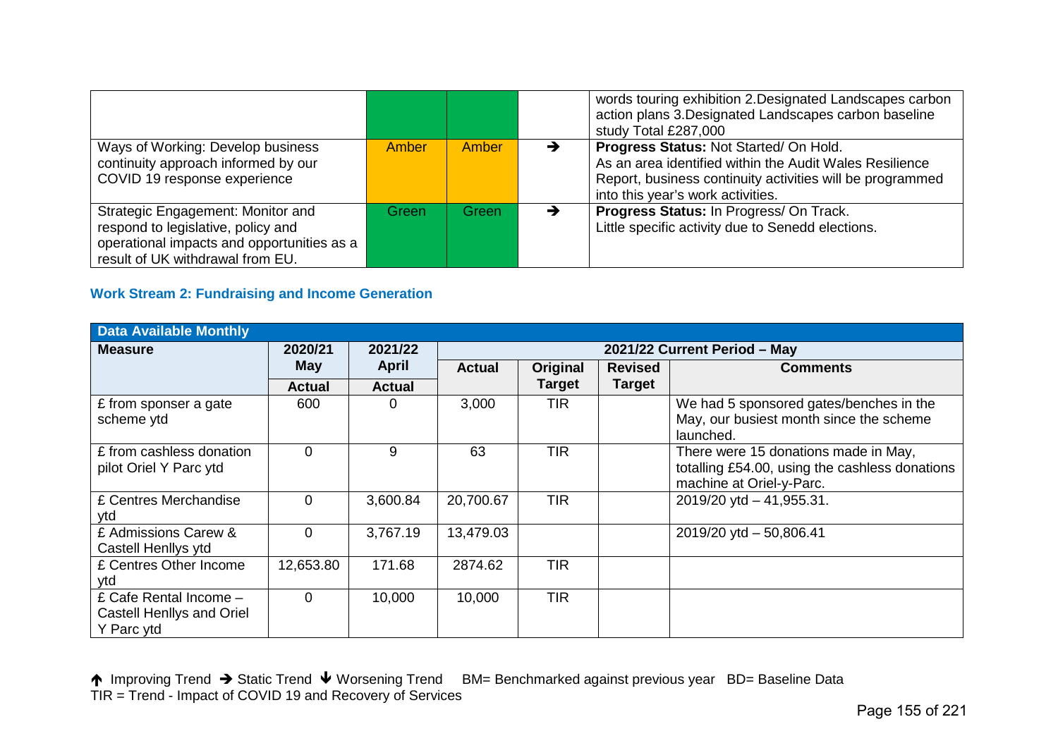| | | | | |
|---|---|---|---|---|
| | | | | words touring exhibition 2.Designated Landscapes carbon action plans 3.Designated Landscapes carbon baseline study Total £287,000 |
| Ways of Working: Develop business continuity approach informed by our COVID 19 response experience | Amber | Amber | → | **Progress Status:** Not Started/ On Hold. As an area identified within the Audit Wales Resilience Report, business continuity activities will be programmed into this year's work activities. |
| Strategic Engagement: Monitor and respond to legislative, policy and operational impacts and opportunities as a result of UK withdrawal from EU. | Green | Green | → | **Progress Status:** In Progress/ On Track. Little specific activity due to Senedd elections. |

### Work Stream 2: Fundraising and Income Generation

| **Data Available Monthly** | | | | | | |
|---|---|---|---|---|---|---|
| **Measure** | **2020/21 May** | **2021/22 April** | **2021/22 Current Period – May** | | | |
| | **Actual** | **Actual** | **Actual** | **Original Target** | **Revised Target** | **Comments** |
| £ from sponser a gate scheme ytd | 600 | 0 | 3,000 | TIR | | We had 5 sponsored gates/benches in the May, our busiest month since the scheme launched. |
| £ from cashless donation pilot Oriel Y Parc ytd | 0 | 9 | 63 | TIR | | There were 15 donations made in May, totalling £54.00, using the cashless donations machine at Oriel-y-Parc. |
| £ Centres Merchandise ytd | 0 | 3,600.84 | 20,700.67 | TIR | | 2019/20 ytd – 41,955.31. |
| £ Admissions Carew & Castell Henllys ytd | 0 | 3,767.19 | 13,479.03 | | | 2019/20 ytd – 50,806.41 |
| £ Centres Other Income ytd | 12,653.80 | 171.68 | 2874.62 | TIR | | |
| £ Cafe Rental Income – Castell Henllys and Oriel Y Parc ytd | 0 | 10,000 | 10,000 | TIR | | |

↑ Improving Trend → Static Trend ↓ Worsening Trend BM= Benchmarked against previous year BD= Baseline Data
TIR = Trend - Impact of COVID 19 and Recovery of Services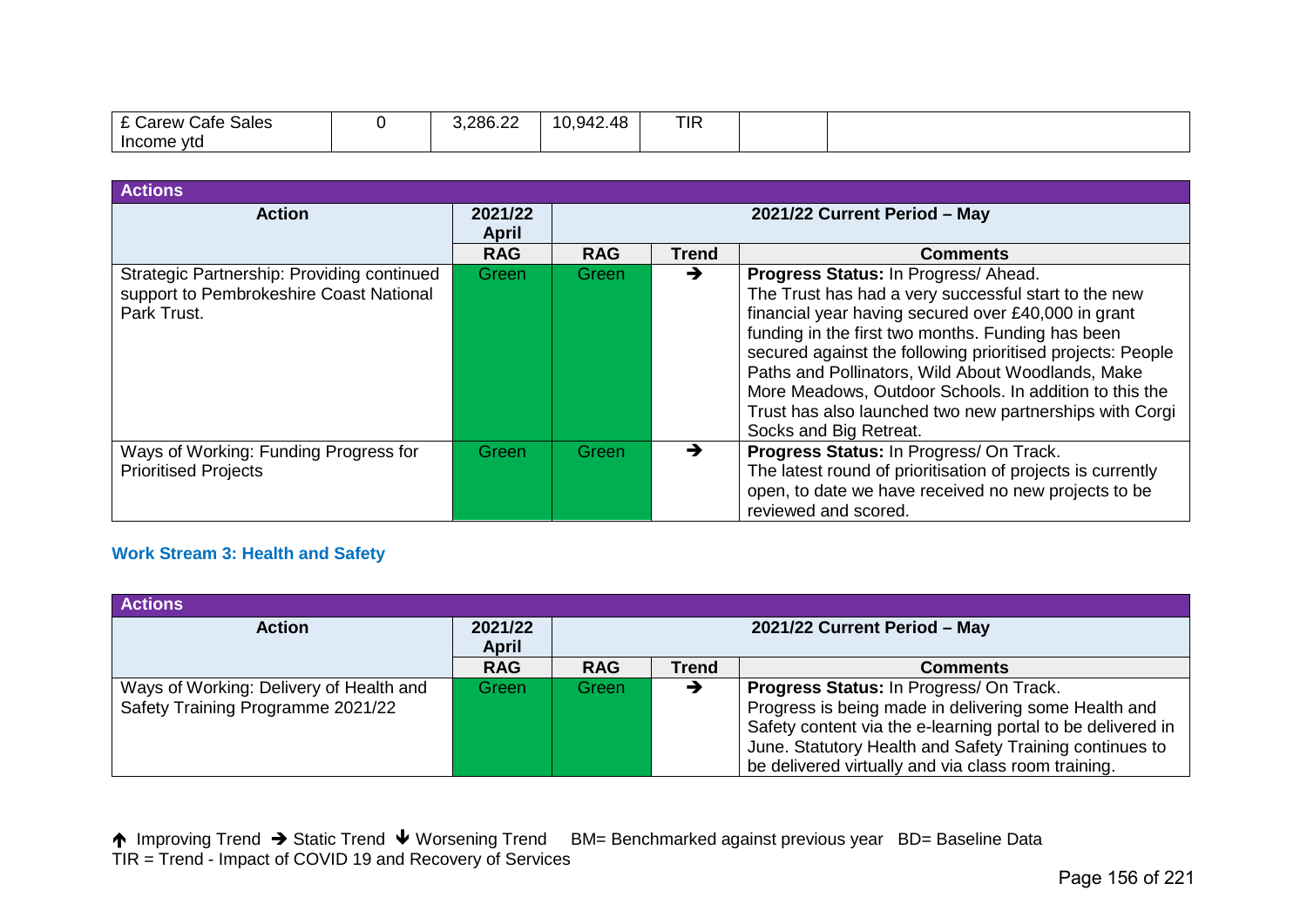| £ Carew Cafe Sales Income ytd | 0 | 3,286.22 | 10,942.48 | TIR | | |
|---|---|---|---|---|---|---|

| Actions | | | | |
|---|---|---|---|---|
| **Action** | **2021/22 April** | **2021/22 Current Period – May** | | |
| | **RAG** | **RAG** | **Trend** | **Comments** |
| Strategic Partnership: Providing continued support to Pembrokeshire Coast National Park Trust. | Green | Green | ➔ | **Progress Status:** In Progress/ Ahead. The Trust has had a very successful start to the new financial year having secured over £40,000 in grant funding in the first two months. Funding has been secured against the following prioritised projects: People Paths and Pollinators, Wild About Woodlands, Make More Meadows, Outdoor Schools. In addition to this the Trust has also launched two new partnerships with Corgi Socks and Big Retreat. |
| Ways of Working: Funding Progress for Prioritised Projects | Green | Green | ➔ | **Progress Status:** In Progress/ On Track. The latest round of prioritisation of projects is currently open, to date we have received no new projects to be reviewed and scored. |

### Work Stream 3: Health and Safety

| Actions | | | | |
|---|---|---|---|---|
| **Action** | **2021/22 April** | **2021/22 Current Period – May** | | |
| | **RAG** | **RAG** | **Trend** | **Comments** |
| Ways of Working: Delivery of Health and Safety Training Programme 2021/22 | Green | Green | ➔ | **Progress Status:** In Progress/ On Track. Progress is being made in delivering some Health and Safety content via the e-learning portal to be delivered in June. Statutory Health and Safety Training continues to be delivered virtually and via class room training. |

🡑 Improving Trend ➔ Static Trend 🡓 Worsening Trend BM= Benchmarked against previous year BD= Baseline Data
TIR = Trend - Impact of COVID 19 and Recovery of Services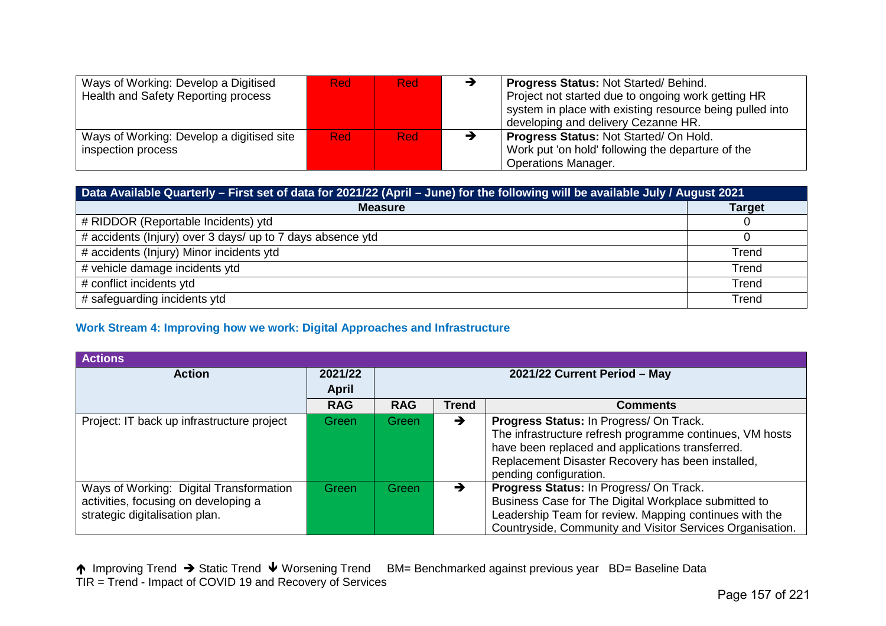| Ways of Working: Develop a Digitised Health and Safety Reporting process | Red | Red | → | **Progress Status:** Not Started/ Behind. Project not started due to ongoing work getting HR system in place with existing resource being pulled into developing and delivery Cezanne HR. |
|---|---|---|---|---|
| Ways of Working: Develop a digitised site inspection process | Red | Red | → | **Progress Status:** Not Started/ On Hold. Work put 'on hold' following the departure of the Operations Manager. |

| Data Available Quarterly – First set of data for 2021/22 (April – June) for the following will be available July / August 2021 | |
|---|---|
| **Measure** | **Target** |
| # RIDDOR (Reportable Incidents) ytd | 0 |
| # accidents (Injury) over 3 days/ up to 7 days absence ytd | 0 |
| # accidents (Injury) Minor incidents ytd | Trend |
| # vehicle damage incidents ytd | Trend |
| # conflict incidents ytd | Trend |
| # safeguarding incidents ytd | Trend |

### Work Stream 4: Improving how we work: Digital Approaches and Infrastructure

| Actions | | | | |
|---|---|---|---|---|
| **Action** | **2021/22 April** | **2021/22 Current Period – May** | | |
| | **RAG** | **RAG** | **Trend** | **Comments** |
| Project: IT back up infrastructure project | Green | Green | → | **Progress Status:** In Progress/ On Track. The infrastructure refresh programme continues, VM hosts have been replaced and applications transferred. Replacement Disaster Recovery has been installed, pending configuration. |
| Ways of Working: Digital Transformation activities, focusing on developing a strategic digitalisation plan. | Green | Green | → | **Progress Status:** In Progress/ On Track. Business Case for The Digital Workplace submitted to Leadership Team for review. Mapping continues with the Countryside, Community and Visitor Services Organisation. |

↑ Improving Trend → Static Trend ↓ Worsening Trend BM= Benchmarked against previous year BD= Baseline Data
TIR = Trend - Impact of COVID 19 and Recovery of Services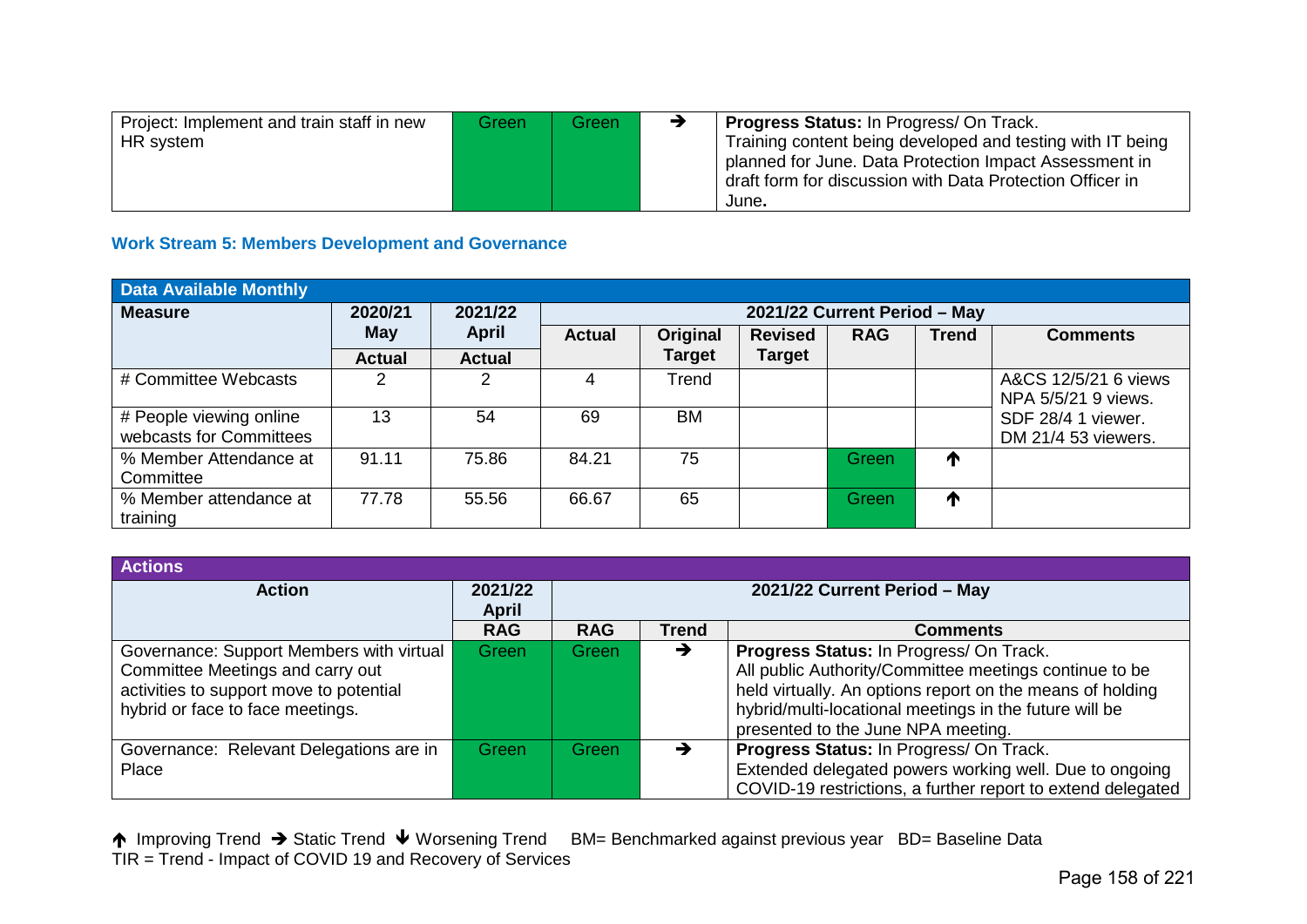| Project: Implement and train staff in new HR system | Green | Green | → | **Progress Status:** In Progress/ On Track. Training content being developed and testing with IT being planned for June. Data Protection Impact Assessment in draft form for discussion with Data Protection Officer in June**.** |
|---|---|---|---|---|

### Work Stream 5: Members Development and Governance

| Data Available Monthly | | | | | | | | |
|---|---|---|---|---|---|---|---|---|
| **Measure** | **2020/21 May** | **2021/22 April** | **2021/22 Current Period – May** | | | | | |
| | **Actual** | **Actual** | **Actual** | **Original Target** | **Revised Target** | **RAG** | **Trend** | **Comments** |
| # Committee Webcasts | 2 | 2 | 4 | Trend | | | | A&CS 12/5/21 6 views NPA 5/5/21 9 views. SDF 28/4 1 viewer. DM 21/4 53 viewers. |
| # People viewing online webcasts for Committees | 13 | 54 | 69 | BM | | | | |
| % Member Attendance at Committee | 91.11 | 75.86 | 84.21 | 75 | | Green | ↑ | |
| % Member attendance at training | 77.78 | 55.56 | 66.67 | 65 | | Green | ↑ | |

| Actions | | | | |
|---|---|---|---|---|
| **Action** | **2021/22 April** | **2021/22 Current Period – May** | | |
| | **RAG** | **RAG** | **Trend** | **Comments** |
| Governance: Support Members with virtual Committee Meetings and carry out activities to support move to potential hybrid or face to face meetings. | Green | Green | → | **Progress Status:** In Progress/ On Track. All public Authority/Committee meetings continue to be held virtually. An options report on the means of holding hybrid/multi-locational meetings in the future will be presented to the June NPA meeting. |
| Governance: Relevant Delegations are in Place | Green | Green | → | **Progress Status:** In Progress/ On Track. Extended delegated powers working well. Due to ongoing COVID-19 restrictions, a further report to extend delegated |

↑ Improving Trend → Static Trend ↓ Worsening Trend BM= Benchmarked against previous year BD= Baseline Data
TIR = Trend - Impact of COVID 19 and Recovery of Services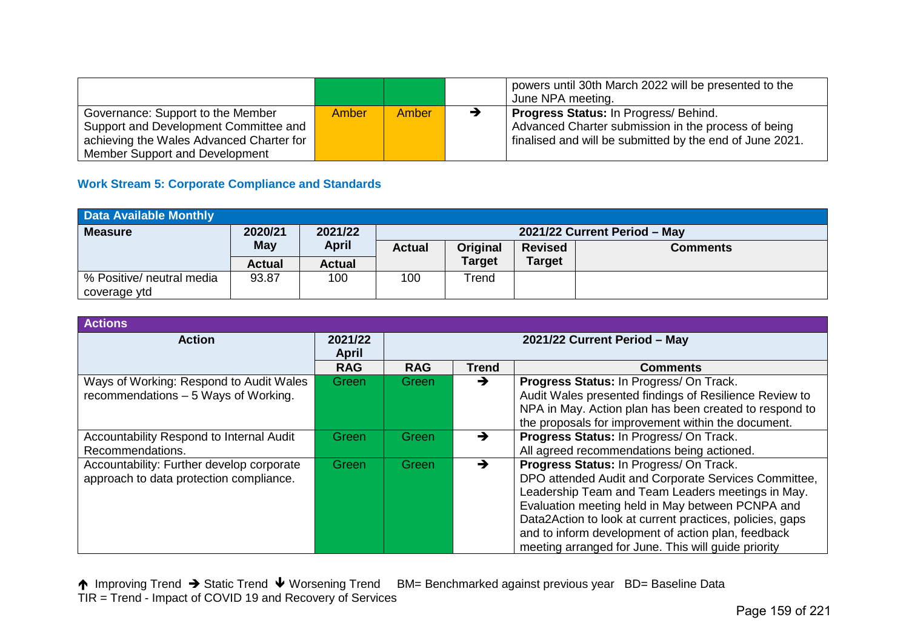| | | | | |
|---|---|---|---|---|
| | | | | powers until 30th March 2022 will be presented to the June NPA meeting. |
| Governance: Support to the Member Support and Development Committee and achieving the Wales Advanced Charter for Member Support and Development | Amber | Amber | ➔ | **Progress Status:** In Progress/ Behind. Advanced Charter submission in the process of being finalised and will be submitted by the end of June 2021. |

### Work Stream 5: Corporate Compliance and Standards

| Data Available Monthly | | | | | | |
|---|---|---|---|---|---|---|
| **Measure** | **2020/21 May** | **2021/22 April** | **2021/22 Current Period – May** | | | |
| | **Actual** | **Actual** | **Actual** | **Original Target** | **Revised Target** | **Comments** |
| % Positive/ neutral media coverage ytd | 93.87 | 100 | 100 | Trend | | |

| Actions | | | | |
|---|---|---|---|---|
| **Action** | **2021/22 April** | **2021/22 Current Period – May** | | |
| | **RAG** | **RAG** | **Trend** | **Comments** |
| Ways of Working: Respond to Audit Wales recommendations – 5 Ways of Working. | Green | Green | ➔ | **Progress Status:** In Progress/ On Track. Audit Wales presented findings of Resilience Review to NPA in May. Action plan has been created to respond to the proposals for improvement within the document. |
| Accountability Respond to Internal Audit Recommendations. | Green | Green | ➔ | **Progress Status:** In Progress/ On Track. All agreed recommendations being actioned. |
| Accountability: Further develop corporate approach to data protection compliance. | Green | Green | ➔ | **Progress Status:** In Progress/ On Track. DPO attended Audit and Corporate Services Committee, Leadership Team and Team Leaders meetings in May. Evaluation meeting held in May between PCNPA and Data2Action to look at current practices, policies, gaps and to inform development of action plan, feedback meeting arranged for June. This will guide priority |

🡩 Improving Trend ➔ Static Trend 🡫 Worsening Trend BM= Benchmarked against previous year BD= Baseline Data
TIR = Trend - Impact of COVID 19 and Recovery of Services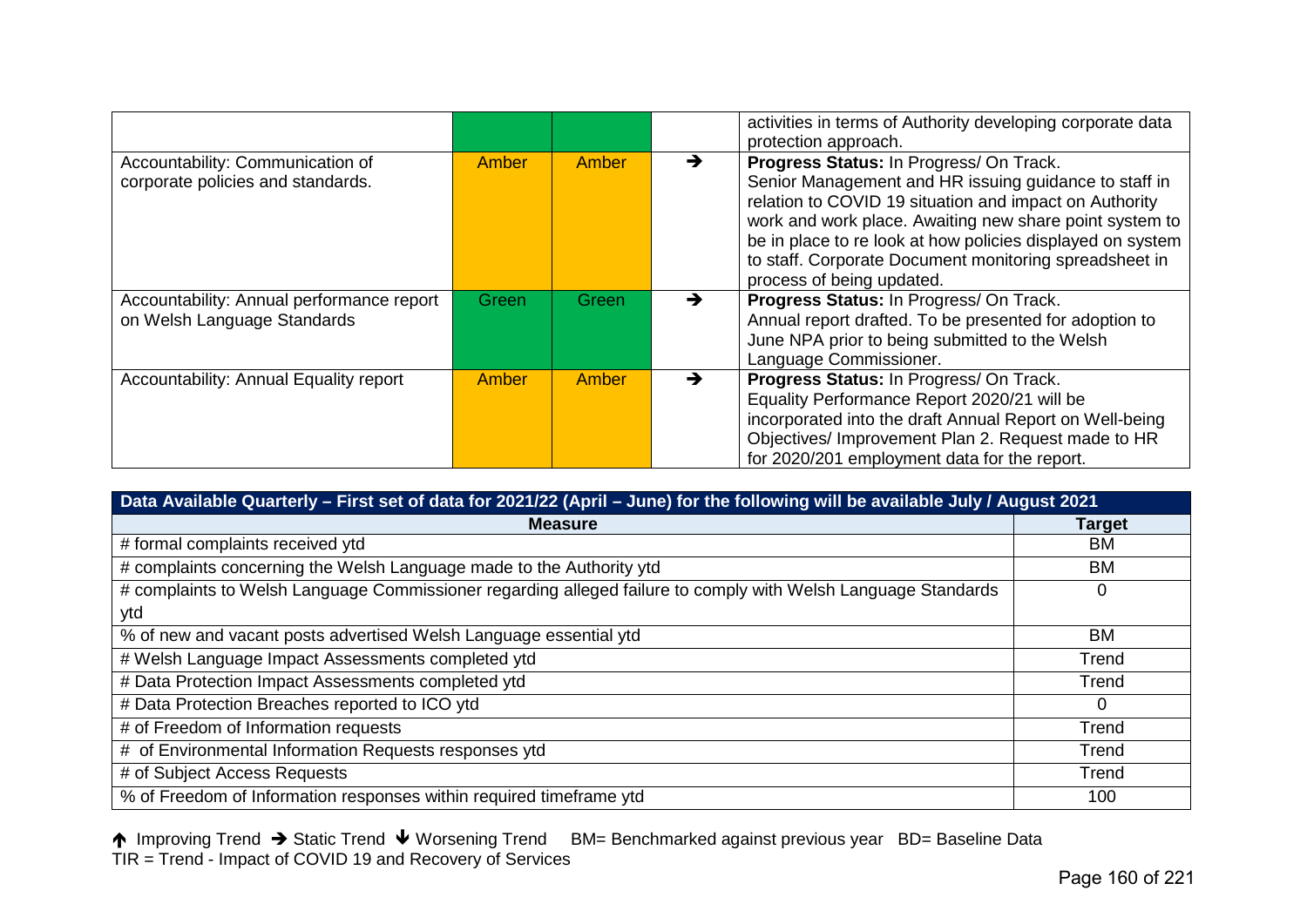| | | | | |
|---|---|---|---|---|
| | | | | activities in terms of Authority developing corporate data protection approach. |
| Accountability: Communication of corporate policies and standards. | Amber | Amber | → | **Progress Status:** In Progress/ On Track. Senior Management and HR issuing guidance to staff in relation to COVID 19 situation and impact on Authority work and work place. Awaiting new share point system to be in place to re look at how policies displayed on system to staff. Corporate Document monitoring spreadsheet in process of being updated. |
| Accountability: Annual performance report on Welsh Language Standards | Green | Green | → | **Progress Status:** In Progress/ On Track. Annual report drafted. To be presented for adoption to June NPA prior to being submitted to the Welsh Language Commissioner. |
| Accountability: Annual Equality report | Amber | Amber | → | **Progress Status:** In Progress/ On Track. Equality Performance Report 2020/21 will be incorporated into the draft Annual Report on Well-being Objectives/ Improvement Plan 2. Request made to HR for 2020/201 employment data for the report. |

| Data Available Quarterly – First set of data for 2021/22 (April – June) for the following will be available July / August 2021 | |
|---|---|
| **Measure** | **Target** |
| # formal complaints received ytd | BM |
| # complaints concerning the Welsh Language made to the Authority ytd | BM |
| # complaints to Welsh Language Commissioner regarding alleged failure to comply with Welsh Language Standards ytd | 0 |
| % of new and vacant posts advertised Welsh Language essential ytd | BM |
| # Welsh Language Impact Assessments completed ytd | Trend |
| # Data Protection Impact Assessments completed ytd | Trend |
| # Data Protection Breaches reported to ICO ytd | 0 |
| # of Freedom of Information requests | Trend |
| # of Environmental Information Requests responses ytd | Trend |
| # of Subject Access Requests | Trend |
| % of Freedom of Information responses within required timeframe ytd | 100 |

↑ Improving Trend → Static Trend ↓ Worsening Trend BM= Benchmarked against previous year BD= Baseline Data
TIR = Trend - Impact of COVID 19 and Recovery of Services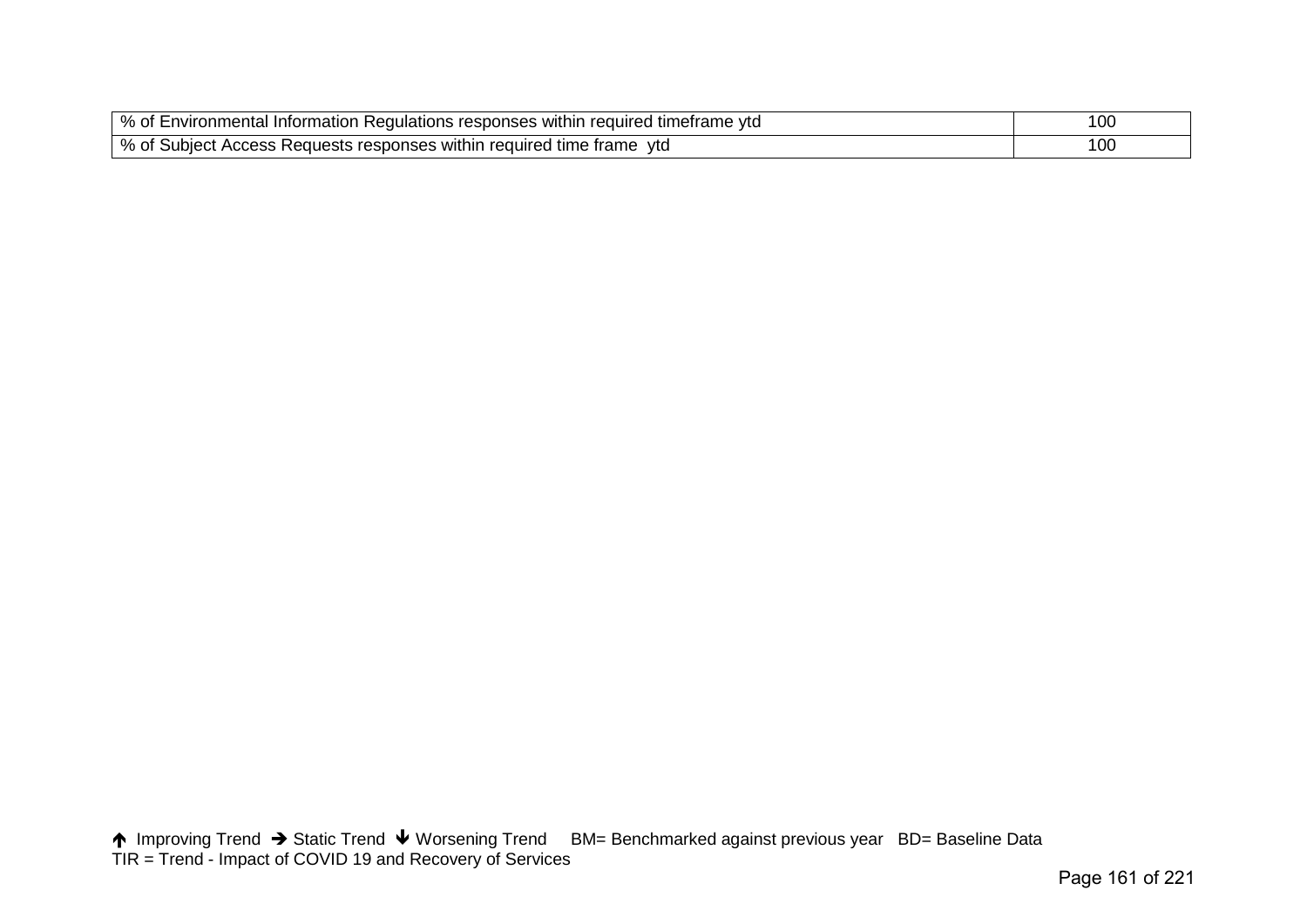| | |
|---|---|
| % of Environmental Information Regulations responses within required timeframe ytd | 100 |
| % of Subject Access Requests responses within required time frame  ytd | 100 |

↑ Improving Trend → Static Trend ↓ Worsening Trend     BM= Benchmarked against previous year   BD= Baseline Data
TIR = Trend - Impact of COVID 19 and Recovery of Services